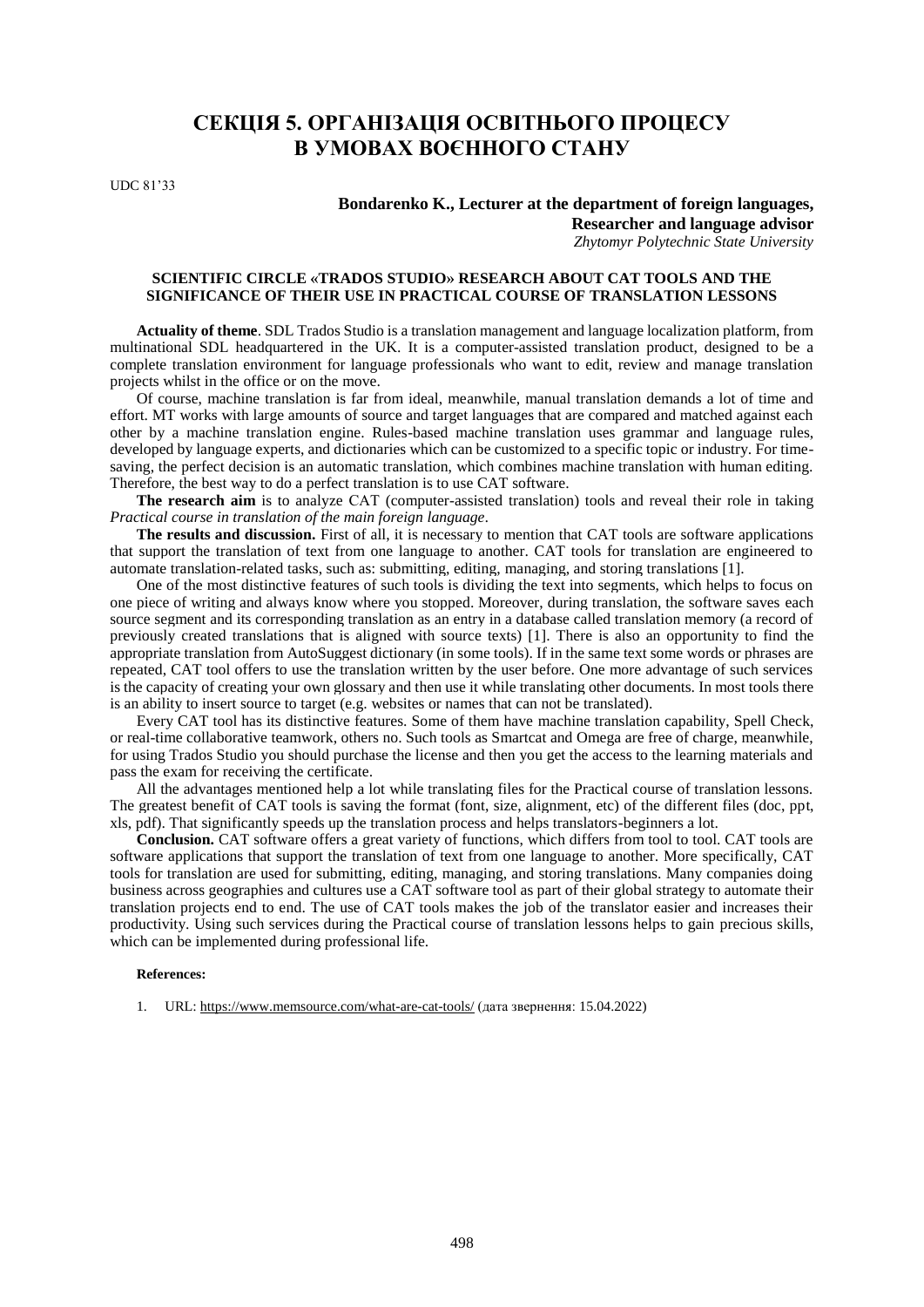# СЕКЦІЯ 5. ОРГАНІЗАЦІЯ ОСВІТНЬОГО ПРОЦЕСУ В УМОВАХ ВОЄННОГО СТАНУ

UDC 81'33

**Bondarenko K., Lecturer at the department of foreign languages,**
**Researcher and language advisor**
*Zhytomyr Polytechnic State University*

## SCIENTIFIC CIRCLE «TRADOS STUDIO» RESEARCH ABOUT CAT TOOLS AND THE SIGNIFICANCE OF THEIR USE IN PRACTICAL COURSE OF TRANSLATION LESSONS

**Actuality of theme**. SDL Trados Studio is a translation management and language localization platform, from multinational SDL headquartered in the UK. It is a computer-assisted translation product, designed to be a complete translation environment for language professionals who want to edit, review and manage translation projects whilst in the office or on the move.

Of course, machine translation is far from ideal, meanwhile, manual translation demands a lot of time and effort. MT works with large amounts of source and target languages that are compared and matched against each other by a machine translation engine. Rules-based machine translation uses grammar and language rules, developed by language experts, and dictionaries which can be customized to a specific topic or industry. For time-saving, the perfect decision is an automatic translation, which combines machine translation with human editing. Therefore, the best way to do a perfect translation is to use CAT software.

**The research aim** is to analyze CAT (computer-assisted translation) tools and reveal their role in taking *Practical course in translation of the main foreign language*.

**The results and discussion.** First of all, it is necessary to mention that CAT tools are software applications that support the translation of text from one language to another. CAT tools for translation are engineered to automate translation-related tasks, such as: submitting, editing, managing, and storing translations [1].

One of the most distinctive features of such tools is dividing the text into segments, which helps to focus on one piece of writing and always know where you stopped. Moreover, during translation, the software saves each source segment and its corresponding translation as an entry in a database called translation memory (a record of previously created translations that is aligned with source texts) [1]. There is also an opportunity to find the appropriate translation from AutoSuggest dictionary (in some tools). If in the same text some words or phrases are repeated, CAT tool offers to use the translation written by the user before. One more advantage of such services is the capacity of creating your own glossary and then use it while translating other documents. In most tools there is an ability to insert source to target (e.g. websites or names that can not be translated).

Every CAT tool has its distinctive features. Some of them have machine translation capability, Spell Check, or real-time collaborative teamwork, others no. Such tools as Smartcat and Omega are free of charge, meanwhile, for using Trados Studio you should purchase the license and then you get the access to the learning materials and pass the exam for receiving the certificate.

All the advantages mentioned help a lot while translating files for the Practical course of translation lessons. The greatest benefit of CAT tools is saving the format (font, size, alignment, etc) of the different files (doc, ppt, xls, pdf). That significantly speeds up the translation process and helps translators-beginners a lot.

**Conclusion.** CAT software offers a great variety of functions, which differs from tool to tool. CAT tools are software applications that support the translation of text from one language to another. More specifically, CAT tools for translation are used for submitting, editing, managing, and storing translations. Many companies doing business across geographies and cultures use a CAT software tool as part of their global strategy to automate their translation projects end to end. The use of CAT tools makes the job of the translator easier and increases their productivity. Using such services during the Practical course of translation lessons helps to gain precious skills, which can be implemented during professional life.

**References:**

1. URL: https://www.memsource.com/what-are-cat-tools/ (дата звернення: 15.04.2022)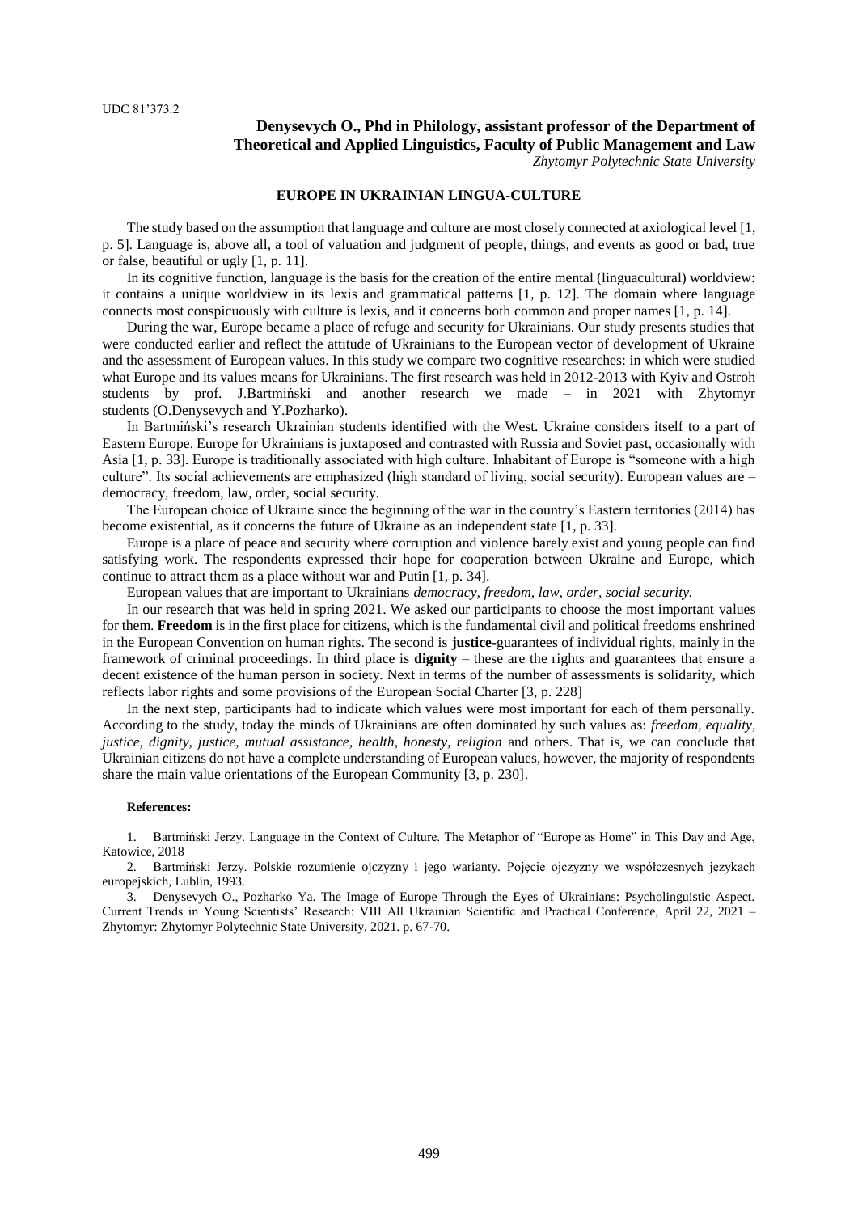UDC 81'373.2

**Denysevych O., Phd in Philology, assistant professor of the Department of Theoretical and Applied Linguistics, Faculty of Public Management and Law**
*Zhytomyr Polytechnic State University*

# EUROPE IN UKRAINIAN LINGUA-CULTURE

The study based on the assumption that language and culture are most closely connected at axiological level [1, p. 5]. Language is, above all, a tool of valuation and judgment of people, things, and events as good or bad, true or false, beautiful or ugly [1, p. 11].

In its cognitive function, language is the basis for the creation of the entire mental (linguacultural) worldview: it contains a unique worldview in its lexis and grammatical patterns [1, p. 12]. The domain where language connects most conspicuously with culture is lexis, and it concerns both common and proper names [1, p. 14].

During the war, Europe became a place of refuge and security for Ukrainians. Our study presents studies that were conducted earlier and reflect the attitude of Ukrainians to the European vector of development of Ukraine and the assessment of European values. In this study we compare two cognitive researches: in which were studied what Europe and its values means for Ukrainians. The first research was held in 2012-2013 with Kyiv and Ostroh students by prof. J.Bartmiński and another research we made – in 2021 with Zhytomyr students (O.Denysevych and Y.Pozharko).

In Bartmiński's research Ukrainian students identified with the West. Ukraine considers itself to a part of Eastern Europe. Europe for Ukrainians is juxtaposed and contrasted with Russia and Soviet past, occasionally with Asia [1, p. 33]. Europe is traditionally associated with high culture. Inhabitant of Europe is "someone with a high culture". Its social achievements are emphasized (high standard of living, social security). European values are – democracy, freedom, law, order, social security.

The European choice of Ukraine since the beginning of the war in the country's Eastern territories (2014) has become existential, as it concerns the future of Ukraine as an independent state [1, p. 33].

Europe is a place of peace and security where corruption and violence barely exist and young people can find satisfying work. The respondents expressed their hope for cooperation between Ukraine and Europe, which continue to attract them as a place without war and Putin [1, p. 34].

European values that are important to Ukrainians *democracy, freedom, law, order, social security.*

In our research that was held in spring 2021. We asked our participants to choose the most important values for them. **Freedom** is in the first place for citizens, which is the fundamental civil and political freedoms enshrined in the European Convention on human rights. The second is **justice**-guarantees of individual rights, mainly in the framework of criminal proceedings. In third place is **dignity** – these are the rights and guarantees that ensure a decent existence of the human person in society. Next in terms of the number of assessments is solidarity, which reflects labor rights and some provisions of the European Social Charter [3, p. 228]

In the next step, participants had to indicate which values were most important for each of them personally. According to the study, today the minds of Ukrainians are often dominated by such values as: *freedom, equality, justice, dignity, justice, mutual assistance, health, honesty, religion* and others. That is, we can conclude that Ukrainian citizens do not have a complete understanding of European values, however, the majority of respondents share the main value orientations of the European Community [3, p. 230].

**References:**

1. Bartmiński Jerzy. Language in the Context of Culture. The Metaphor of "Europe as Home" in This Day and Age, Katowice, 2018
2. Bartmiński Jerzy. Polskie rozumienie ojczyzny i jego warianty. Pojęcie ojczyzny we współczesnych językach europejskich, Lublin, 1993.
3. Denysevych O., Pozharko Ya. The Image of Europe Through the Eyes of Ukrainians: Psycholinguistic Aspect. Current Trends in Young Scientists' Research: VIII All Ukrainian Scientific and Practical Conference, April 22, 2021 – Zhytomyr: Zhytomyr Polytechnic State University, 2021. p. 67-70.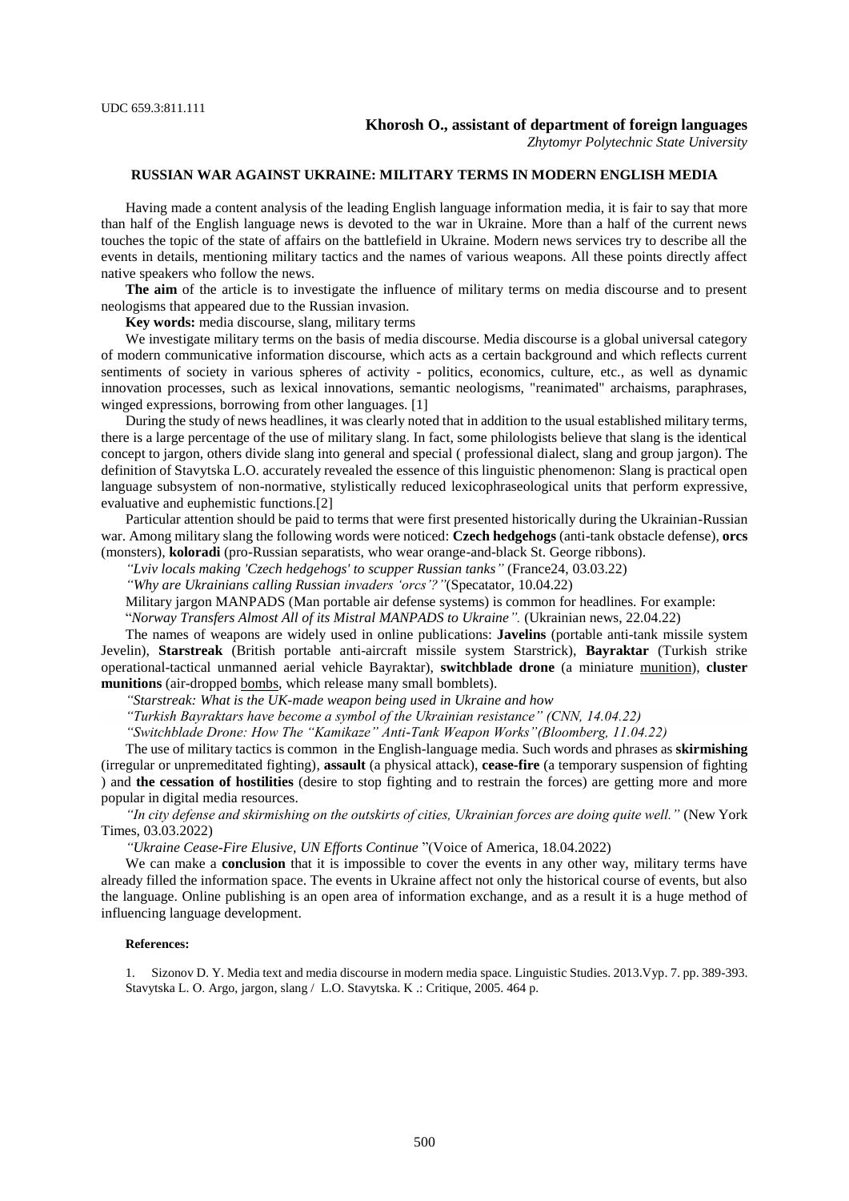UDC 659.3:811.111

**Khorosh O., assistant of department of foreign languages**
*Zhytomyr Polytechnic State University*

## RUSSIAN WAR AGAINST UKRAINE: MILITARY TERMS IN MODERN ENGLISH MEDIA

Having made a content analysis of the leading English language information media, it is fair to say that more than half of the English language news is devoted to the war in Ukraine. More than a half of the current news touches the topic of the state of affairs on the battlefield in Ukraine. Modern news services try to describe all the events in details, mentioning military tactics and the names of various weapons. All these points directly affect native speakers who follow the news.

**The aim** of the article is to investigate the influence of military terms on media discourse and to present neologisms that appeared due to the Russian invasion.

**Key words:** media discourse, slang, military terms

We investigate military terms on the basis of media discourse. Media discourse is a global universal category of modern communicative information discourse, which acts as a certain background and which reflects current sentiments of society in various spheres of activity - politics, economics, culture, etc., as well as dynamic innovation processes, such as lexical innovations, semantic neologisms, "reanimated" archaisms, paraphrases, winged expressions, borrowing from other languages. [1]

During the study of news headlines, it was clearly noted that in addition to the usual established military terms, there is a large percentage of the use of military slang. In fact, some philologists believe that slang is the identical concept to jargon, others divide slang into general and special ( professional dialect, slang and group jargon). The definition of Stavytska L.O. accurately revealed the essence of this linguistic phenomenon: Slang is practical open language subsystem of non-normative, stylistically reduced lexicophraseological units that perform expressive, evaluative and euphemistic functions.[2]

Particular attention should be paid to terms that were first presented historically during the Ukrainian-Russian war. Among military slang the following words were noticed: **Czech hedgehogs** (anti-tank obstacle defense), **orcs** (monsters), **koloradi** (pro-Russian separatists, who wear orange-and-black St. George ribbons).

*"Lviv locals making 'Czech hedgehogs' to scupper Russian tanks"* (France24, 03.03.22)

*"Why are Ukrainians calling Russian invaders 'orcs'?"*(Specatator, 10.04.22)

Military jargon MANPADS (Man portable air defense systems) is common for headlines. For example:

"*Norway Transfers Almost All of its Mistral MANPADS to Ukraine".* (Ukrainian news, 22.04.22)

The names of weapons are widely used in online publications: **Javelins** (portable anti-tank missile system Jevelin), **Starstreak** (British portable anti-aircraft missile system Starstrick), **Bayraktar** (Turkish strike operational-tactical unmanned aerial vehicle Bayraktar), **switchblade drone** (a miniature munition), **cluster munitions** (air-dropped bombs, which release many small bomblets).

*"Starstreak: What is the UK-made weapon being used in Ukraine and how*

*"Turkish Bayraktars have become a symbol of the Ukrainian resistance" (CNN, 14.04.22)*

*"Switchblade Drone: How The "Kamikaze" Anti-Tank Weapon Works"(Bloomberg, 11.04.22)*

The use of military tactics is common in the English-language media. Such words and phrases as **skirmishing** (irregular or unpremeditated fighting), **assault** (a physical attack), **cease-fire** (a temporary suspension of fighting ) and **the cessation of hostilities** (desire to stop fighting and to restrain the forces) are getting more and more popular in digital media resources.

*"In city defense and skirmishing on the outskirts of cities, Ukrainian forces are doing quite well."* (New York Times, 03.03.2022)

*"Ukraine Cease-Fire Elusive, UN Efforts Continue* "(Voice of America, 18.04.2022)

We can make a **conclusion** that it is impossible to cover the events in any other way, military terms have already filled the information space. The events in Ukraine affect not only the historical course of events, but also the language. Online publishing is an open area of information exchange, and as a result it is a huge method of influencing language development.

**References:**

1. Sizonov D. Y. Media text and media discourse in modern media space. Linguistic Studies. 2013.Vyp. 7. pp. 389-393. Stavytska L. O. Argo, jargon, slang / L.O. Stavytska. K .: Critique, 2005. 464 p.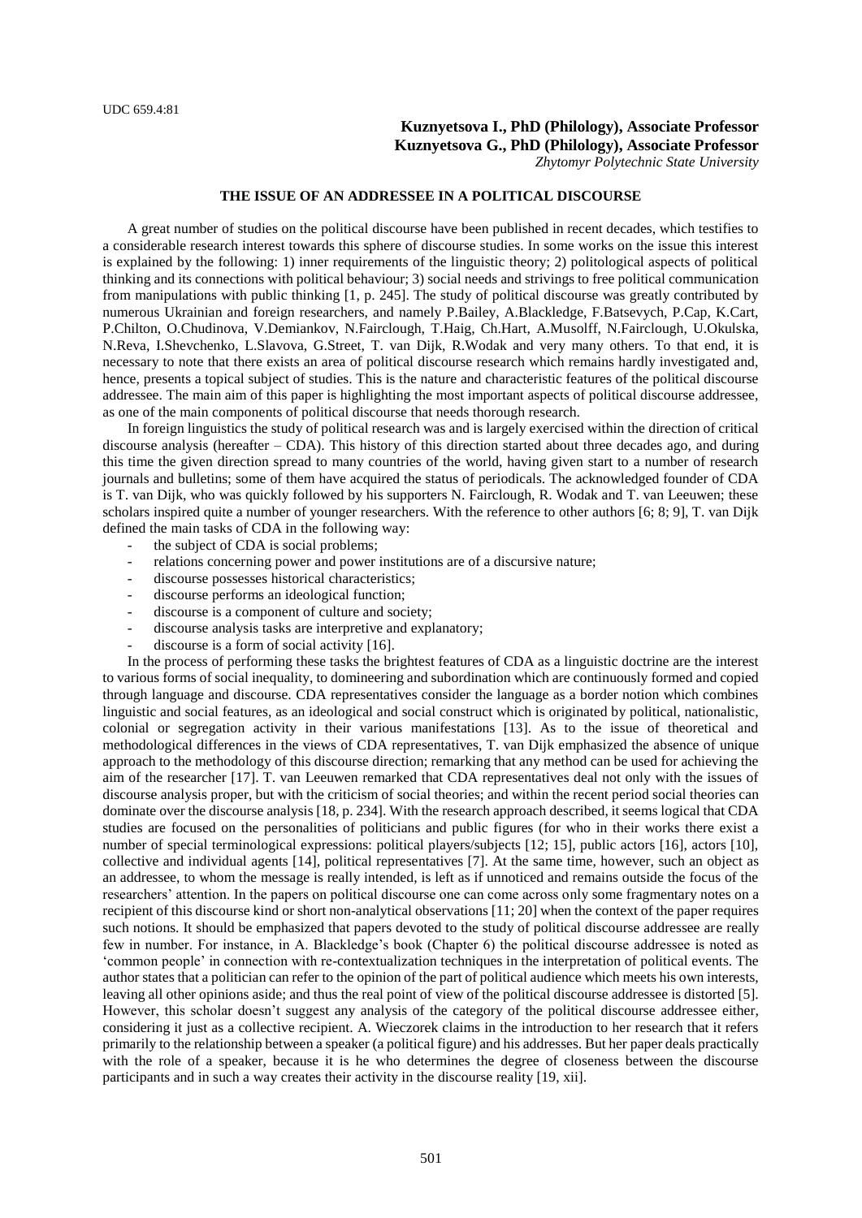UDC 659.4:81

**Kuznyetsova I., PhD (Philology), Associate Professor**
**Kuznyetsova G., PhD (Philology), Associate Professor**
*Zhytomyr Polytechnic State University*

## THE ISSUE OF AN ADDRESSEE IN A POLITICAL DISCOURSE

A great number of studies on the political discourse have been published in recent decades, which testifies to a considerable research interest towards this sphere of discourse studies. In some works on the issue this interest is explained by the following: 1) inner requirements of the linguistic theory; 2) politological aspects of political thinking and its connections with political behaviour; 3) social needs and strivings to free political communication from manipulations with public thinking [1, p. 245]. The study of political discourse was greatly contributed by numerous Ukrainian and foreign researchers, and namely P.Bailey, A.Blackledge, F.Batsevych, P.Cap, K.Cart, P.Chilton, O.Chudinova, V.Demiankov, N.Fairclough, T.Haig, Ch.Hart, A.Musolff, N.Fairclough, U.Okulska, N.Reva, I.Shevchenko, L.Slavova, G.Street, T. van Dijk, R.Wodak and very many others. To that end, it is necessary to note that there exists an area of political discourse research which remains hardly investigated and, hence, presents a topical subject of studies. This is the nature and characteristic features of the political discourse addressee. The main aim of this paper is highlighting the most important aspects of political discourse addressee, as one of the main components of political discourse that needs thorough research.

In foreign linguistics the study of political research was and is largely exercised within the direction of critical discourse analysis (hereafter – CDA). This history of this direction started about three decades ago, and during this time the given direction spread to many countries of the world, having given start to a number of research journals and bulletins; some of them have acquired the status of periodicals. The acknowledged founder of CDA is T. van Dijk, who was quickly followed by his supporters N. Fairclough, R. Wodak and T. van Leeuwen; these scholars inspired quite a number of younger researchers. With the reference to other authors [6; 8; 9], T. van Dijk defined the main tasks of CDA in the following way:

- the subject of CDA is social problems;
- relations concerning power and power institutions are of a discursive nature;
- discourse possesses historical characteristics;
- discourse performs an ideological function;
- discourse is a component of culture and society;
- discourse analysis tasks are interpretive and explanatory;
- discourse is a form of social activity [16].

In the process of performing these tasks the brightest features of CDA as a linguistic doctrine are the interest to various forms of social inequality, to domineering and subordination which are continuously formed and copied through language and discourse. CDA representatives consider the language as a border notion which combines linguistic and social features, as an ideological and social construct which is originated by political, nationalistic, colonial or segregation activity in their various manifestations [13]. As to the issue of theoretical and methodological differences in the views of CDA representatives, T. van Dijk emphasized the absence of unique approach to the methodology of this discourse direction; remarking that any method can be used for achieving the aim of the researcher [17]. T. van Leeuwen remarked that CDA representatives deal not only with the issues of discourse analysis proper, but with the criticism of social theories; and within the recent period social theories can dominate over the discourse analysis [18, p. 234]. With the research approach described, it seems logical that CDA studies are focused on the personalities of politicians and public figures (for who in their works there exist a number of special terminological expressions: political players/subjects [12; 15], public actors [16], actors [10], collective and individual agents [14], political representatives [7]. At the same time, however, such an object as an addressee, to whom the message is really intended, is left as if unnoticed and remains outside the focus of the researchers' attention. In the papers on political discourse one can come across only some fragmentary notes on a recipient of this discourse kind or short non-analytical observations [11; 20] when the context of the paper requires such notions. It should be emphasized that papers devoted to the study of political discourse addressee are really few in number. For instance, in A. Blackledge's book (Chapter 6) the political discourse addressee is noted as 'common people' in connection with re-contextualization techniques in the interpretation of political events. The author states that a politician can refer to the opinion of the part of political audience which meets his own interests, leaving all other opinions aside; and thus the real point of view of the political discourse addressee is distorted [5]. However, this scholar doesn't suggest any analysis of the category of the political discourse addressee either, considering it just as a collective recipient. A. Wieczorek claims in the introduction to her research that it refers primarily to the relationship between a speaker (a political figure) and his addresses. But her paper deals practically with the role of a speaker, because it is he who determines the degree of closeness between the discourse participants and in such a way creates their activity in the discourse reality [19, xii].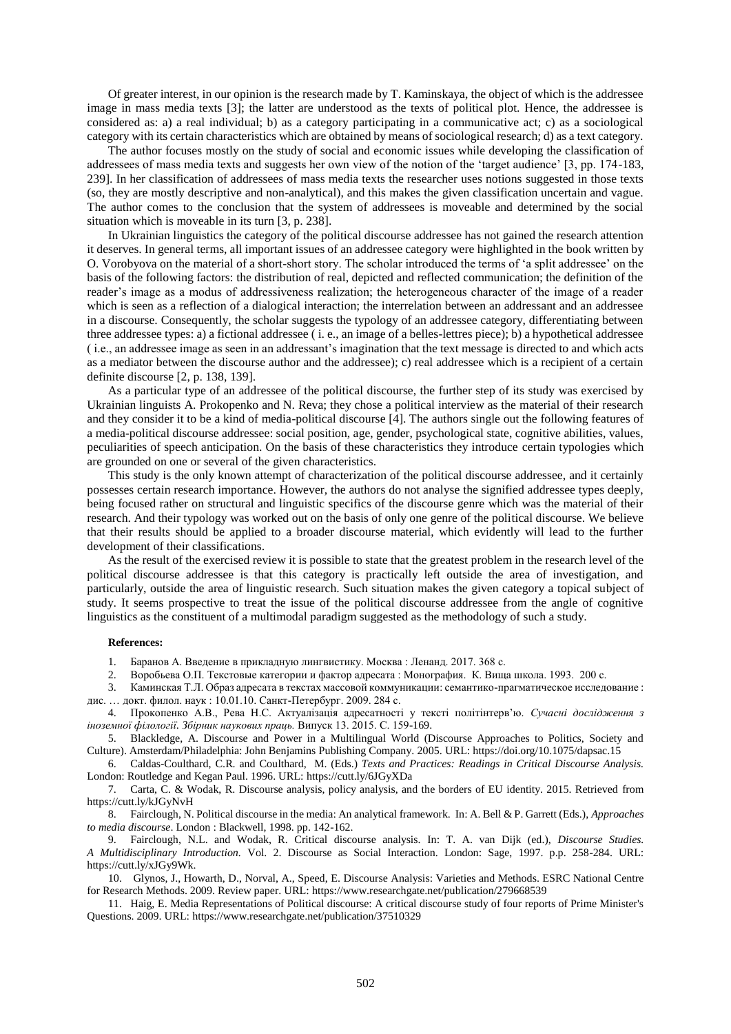Of greater interest, in our opinion is the research made by T. Kaminskaya, the object of which is the addressee image in mass media texts [3]; the latter are understood as the texts of political plot. Hence, the addressee is considered as: a) a real individual; b) as a category participating in a communicative act; c) as a sociological category with its certain characteristics which are obtained by means of sociological research; d) as a text category.

The author focuses mostly on the study of social and economic issues while developing the classification of addressees of mass media texts and suggests her own view of the notion of the 'target audience' [3, pp. 174-183, 239]. In her classification of addressees of mass media texts the researcher uses notions suggested in those texts (so, they are mostly descriptive and non-analytical), and this makes the given classification uncertain and vague. The author comes to the conclusion that the system of addressees is moveable and determined by the social situation which is moveable in its turn [3, p. 238].

In Ukrainian linguistics the category of the political discourse addressee has not gained the research attention it deserves. In general terms, all important issues of an addressee category were highlighted in the book written by O. Vorobyova on the material of a short-short story. The scholar introduced the terms of 'a split addressee' on the basis of the following factors: the distribution of real, depicted and reflected communication; the definition of the reader's image as a modus of addressiveness realization; the heterogeneous character of the image of a reader which is seen as a reflection of a dialogical interaction; the interrelation between an addressant and an addressee in a discourse. Consequently, the scholar suggests the typology of an addressee category, differentiating between three addressee types: a) a fictional addressee ( i. e., an image of a belles-lettres piece); b) a hypothetical addressee ( i.e., an addressee image as seen in an addressant's imagination that the text message is directed to and which acts as a mediator between the discourse author and the addressee); c) real addressee which is a recipient of a certain definite discourse [2, p. 138, 139].

As a particular type of an addressee of the political discourse, the further step of its study was exercised by Ukrainian linguists A. Prokopenko and N. Reva; they chose a political interview as the material of their research and they consider it to be a kind of media-political discourse [4]. The authors single out the following features of a media-political discourse addressee: social position, age, gender, psychological state, cognitive abilities, values, peculiarities of speech anticipation. On the basis of these characteristics they introduce certain typologies which are grounded on one or several of the given characteristics.

This study is the only known attempt of characterization of the political discourse addressee, and it certainly possesses certain research importance. However, the authors do not analyse the signified addressee types deeply, being focused rather on structural and linguistic specifics of the discourse genre which was the material of their research. And their typology was worked out on the basis of only one genre of the political discourse. We believe that their results should be applied to a broader discourse material, which evidently will lead to the further development of their classifications.

As the result of the exercised review it is possible to state that the greatest problem in the research level of the political discourse addressee is that this category is practically left outside the area of investigation, and particularly, outside the area of linguistic research. Such situation makes the given category a topical subject of study. It seems prospective to treat the issue of the political discourse addressee from the angle of cognitive linguistics as the constituent of a multimodal paradigm suggested as the methodology of such a study.

**References:**

1. Баранов А. Введение в прикладную лингвистику. Москва : Ленанд. 2017. 368 с.
2. Воробьева О.П. Текстовые категории и фактор адресата : Монография. К. Вища школа. 1993. 200 с.
3. Каминская Т.Л. Образ адресата в текстах массовой коммуникации: семантико-прагматическое исследование : дис. … докт. филол. наук : 10.01.10. Санкт-Петербург. 2009. 284 с.
4. Прокопенко А.В., Рева Н.С. Актуалізація адресатності у тексті політінтерв'ю. *Сучасні дослідження з іноземної філології. Збірник наукових праць.* Випуск 13. 2015. С. 159-169.
5. Blackledge, A. Discourse and Power in a Multilingual World (Discourse Approaches to Politics, Society and Culture). Amsterdam/Philadelphia: John Benjamins Publishing Company. 2005. URL: https://doi.org/10.1075/dapsac.15
6. Caldas-Coulthard, C.R. and Coulthard, M. (Eds.) *Texts and Practices: Readings in Critical Discourse Analysis.* London: Routledge and Kegan Paul. 1996. URL: https://cutt.ly/6JGyXDa
7. Carta, C. & Wodak, R. Discourse analysis, policy analysis, and the borders of EU identity. 2015. Retrieved from https://cutt.ly/kJGyNvH
8. Fairclough, N. Political discourse in the media: An analytical framework. In: A. Bell & P. Garrett (Eds.), *Approaches to media discourse*. London : Blackwell, 1998. pp. 142-162.
9. Fairclough, N.L. and Wodak, R. Critical discourse analysis. In: T. A. van Dijk (ed.), *Discourse Studies. A Multidisciplinary Introduction.* Vol. 2. Discourse as Social Interaction. London: Sage, 1997. p.p. 258-284. URL: https://cutt.ly/xJGy9Wk.
10. Glynos, J., Howarth, D., Norval, A., Speed, E. Discourse Analysis: Varieties and Methods. ESRC National Centre for Research Methods. 2009. Review paper. URL: https://www.researchgate.net/publication/279668539
11. Haig, E. Media Representations of Political discourse: A critical discourse study of four reports of Prime Minister's Questions. 2009. URL: https://www.researchgate.net/publication/37510329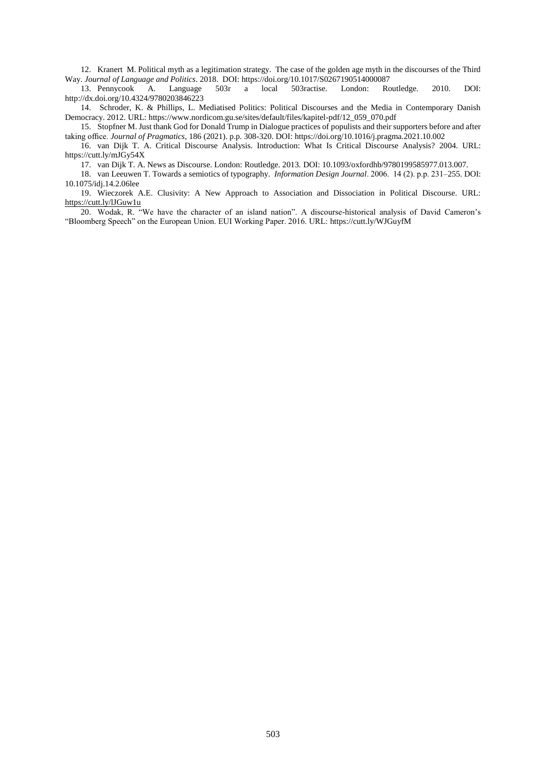12. Kranert M. Political myth as a legitimation strategy. The case of the golden age myth in the discourses of the Third Way. *Journal of Language and Politics*. 2018. DOI: https://doi.org/10.1017/S0267190514000087

13. Pennycook A. Language 503r a local 503ractise. London: Routledge. 2010. DOI: http://dx.doi.org/10.4324/9780203846223

14. Schroder, K. & Phillips, L. Mediatised Politics: Political Discourses and the Media in Contemporary Danish Democracy. 2012. URL: https://www.nordicom.gu.se/sites/default/files/kapitel-pdf/12_059_070.pdf

15. Stopfner M. Just thank God for Donald Trump in Dialogue practices of populists and their supporters before and after taking office. *Journal of Pragmatics*, 186 (2021). p.p. 308-320. DOI: https://doi.org/10.1016/j.pragma.2021.10.002

16. van Dijk T. A. Critical Discourse Analysis. Introduction: What Is Critical Discourse Analysis? 2004. URL: https://cutt.ly/mJGy54X

17. van Dijk T. A. News as Discourse. London: Routledge. 2013. DOI: 10.1093/oxfordhb/9780199585977.013.007.

18. van Leeuwen T. Towards a semiotics of typography. *Information Design Journal*. 2006. 14 (2). p.p. 231–255. DOI: 10.1075/idj.14.2.06lee

19. Wieczorek A.E. Clusivity: A New Approach to Association and Dissociation in Political Discourse. URL: https://cutt.ly/lJGuw1u

20. Wodak, R. "We have the character of an island nation". A discourse-historical analysis of David Cameron's "Bloomberg Speech" on the European Union. EUI Working Paper. 2016. URL: https://cutt.ly/WJGuyfM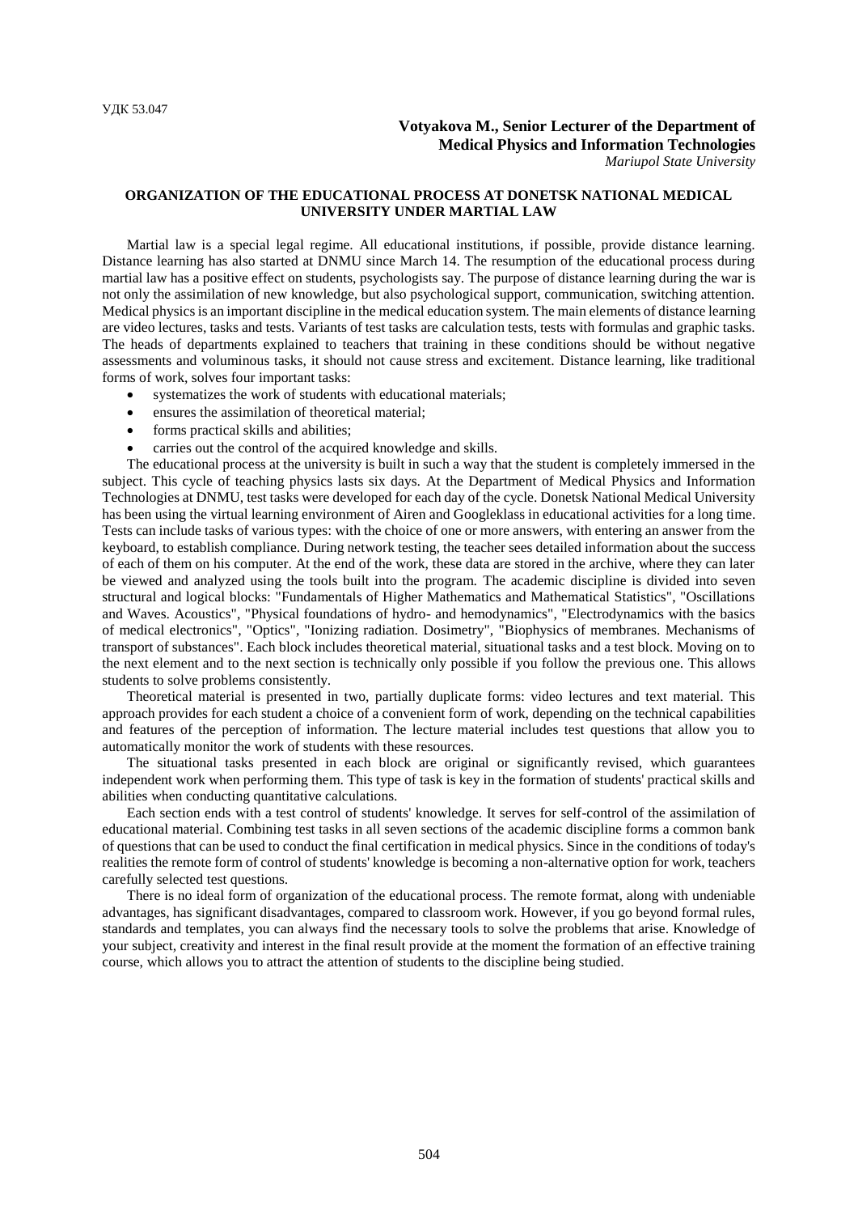УДК 53.047

**Votyakova M., Senior Lecturer of the Department of Medical Physics and Information Technologies**
*Mariupol State University*

## ORGANIZATION OF THE EDUCATIONAL PROCESS AT DONETSK NATIONAL MEDICAL UNIVERSITY UNDER MARTIAL LAW

Martial law is a special legal regime. All educational institutions, if possible, provide distance learning. Distance learning has also started at DNMU since March 14. The resumption of the educational process during martial law has a positive effect on students, psychologists say. The purpose of distance learning during the war is not only the assimilation of new knowledge, but also psychological support, communication, switching attention. Medical physics is an important discipline in the medical education system. The main elements of distance learning are video lectures, tasks and tests. Variants of test tasks are calculation tests, tests with formulas and graphic tasks. The heads of departments explained to teachers that training in these conditions should be without negative assessments and voluminous tasks, it should not cause stress and excitement. Distance learning, like traditional forms of work, solves four important tasks:

- systematizes the work of students with educational materials;
- ensures the assimilation of theoretical material;
- forms practical skills and abilities;
- carries out the control of the acquired knowledge and skills.

The educational process at the university is built in such a way that the student is completely immersed in the subject. This cycle of teaching physics lasts six days. At the Department of Medical Physics and Information Technologies at DNMU, test tasks were developed for each day of the cycle. Donetsk National Medical University has been using the virtual learning environment of Airen and Googleklass in educational activities for a long time. Tests can include tasks of various types: with the choice of one or more answers, with entering an answer from the keyboard, to establish compliance. During network testing, the teacher sees detailed information about the success of each of them on his computer. At the end of the work, these data are stored in the archive, where they can later be viewed and analyzed using the tools built into the program. The academic discipline is divided into seven structural and logical blocks: "Fundamentals of Higher Mathematics and Mathematical Statistics", "Oscillations and Waves. Acoustics", "Physical foundations of hydro- and hemodynamics", "Electrodynamics with the basics of medical electronics", "Optics", "Ionizing radiation. Dosimetry", "Biophysics of membranes. Mechanisms of transport of substances". Each block includes theoretical material, situational tasks and a test block. Moving on to the next element and to the next section is technically only possible if you follow the previous one. This allows students to solve problems consistently.

Theoretical material is presented in two, partially duplicate forms: video lectures and text material. This approach provides for each student a choice of a convenient form of work, depending on the technical capabilities and features of the perception of information. The lecture material includes test questions that allow you to automatically monitor the work of students with these resources.

The situational tasks presented in each block are original or significantly revised, which guarantees independent work when performing them. This type of task is key in the formation of students' practical skills and abilities when conducting quantitative calculations.

Each section ends with a test control of students' knowledge. It serves for self-control of the assimilation of educational material. Combining test tasks in all seven sections of the academic discipline forms a common bank of questions that can be used to conduct the final certification in medical physics. Since in the conditions of today's realities the remote form of control of students' knowledge is becoming a non-alternative option for work, teachers carefully selected test questions.

There is no ideal form of organization of the educational process. The remote format, along with undeniable advantages, has significant disadvantages, compared to classroom work. However, if you go beyond formal rules, standards and templates, you can always find the necessary tools to solve the problems that arise. Knowledge of your subject, creativity and interest in the final result provide at the moment the formation of an effective training course, which allows you to attract the attention of students to the discipline being studied.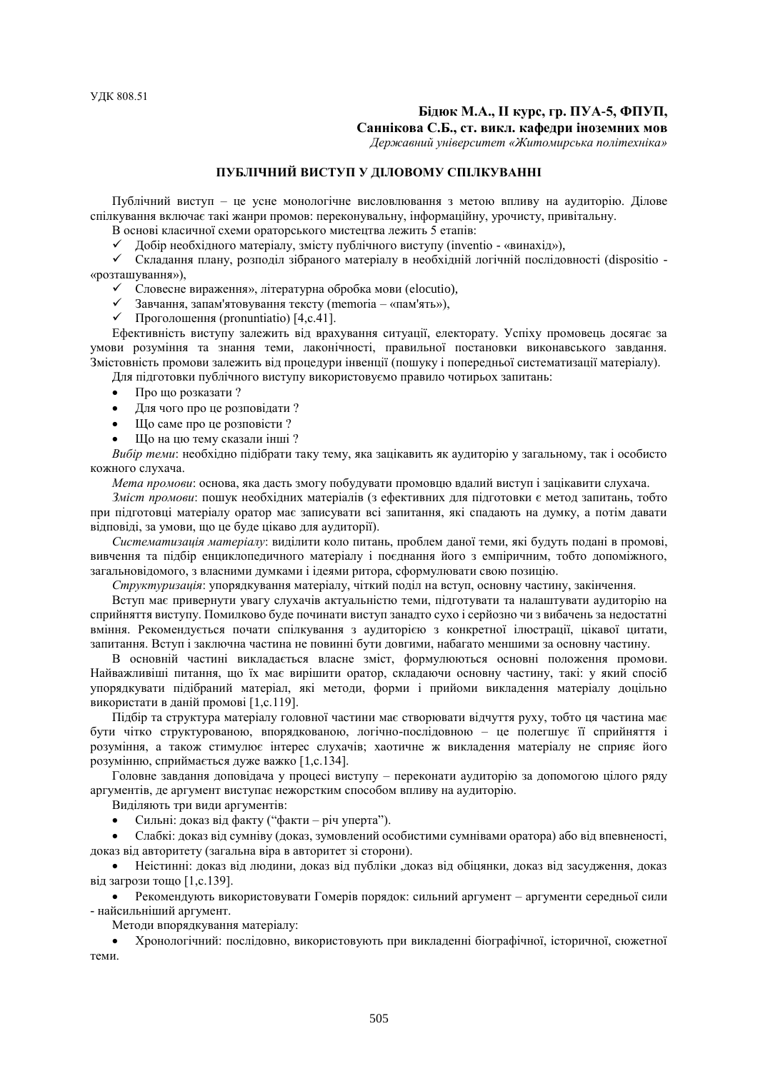УДК 808.51

**Бідюк М.А., ІІ курс, гр. ПУА-5, ФПУП,**
**Саннікова С.Б., ст. викл. кафедри іноземних мов**
*Державний університет «Житомирська політехніка»*

## ПУБЛІЧНИЙ ВИСТУП У ДІЛОВОМУ СПІЛКУВАННІ

Публічний виступ – це усне монологічне висловлювання з метою впливу на аудиторію. Ділове спілкування включає такі жанри промов: переконувальну, інформаційну, урочисту, привітальну.

В основі класичної схеми ораторського мистецтва лежить 5 етапів:

- ✓ Добір необхідного матеріалу, змісту публічного виступу (inventio - «винахід»),
- ✓ Складання плану, розподіл зібраного матеріалу в необхідній логічній послідовності (dispositio - «розташування»),
- ✓ Словесне вираження», літературна обробка мови (elocutio),
- ✓ Завчання, запам'ятовування тексту (memoria – «пам'ять»),
- ✓ Проголошення (pronuntiatio) [4,с.41].

Ефективність виступу залежить від врахування ситуації, електорату. Успіху промовець досягає за умови розуміння та знання теми, лаконічності, правильної постановки виконавського завдання. Змістовність промови залежить від процедури інвенції (пошуку і попередньої систематизації матеріалу).

Для підготовки публічного виступу використовуємо правило чотирьох запитань:

- Про що розказати ?
- Для чого про це розповідати ?
- Що саме про це розповісти ?
- Що на цю тему сказали інші ?

*Вибір теми*: необхідно підібрати таку тему, яка зацікавить як аудиторію у загальному, так і особисто кожного слухача.

*Мета промови*: основа, яка дасть змогу побудувати промовцю вдалий виступ і зацікавити слухача.

*Зміст промови*: пошук необхідних матеріалів (з ефективних для підготовки є метод запитань, тобто при підготовці матеріалу оратор має записувати всі запитання, які спадають на думку, а потім давати відповіді, за умови, що це буде цікаво для аудиторії).

*Систематизація матеріалу*: виділити коло питань, проблем даної теми, які будуть подані в промові, вивчення та підбір енциклопедичного матеріалу і поєднання його з емпіричним, тобто допоміжного, загальновідомого, з власними думками і ідеями ритора, сформулювати свою позицію.

*Структуризація*: упорядкування матеріалу, чіткий поділ на вступ, основну частину, закінчення.

Вступ має привернути увагу слухачів актуальністю теми, підготувати та налаштувати аудиторію на сприйняття виступу. Помилково буде починати виступ занадто сухо і серйозно чи з вибачень за недостатні вміння. Рекомендується почати спілкування з аудиторією з конкретної ілюстрації, цікавої цитати, запитання. Вступ і заключна частина не повинні бути довгими, набагато меншими за основну частину.

В основній частині викладається власне зміст, формулюються основні положення промови. Найважливіші питання, що їх має вирішити оратор, складаючи основну частину, такі: у який спосіб упорядкувати підібраний матеріал, які методи, форми і прийоми викладення матеріалу доцільно використати в даній промові [1,с.119].

Підбір та структура матеріалу головної частини має створювати відчуття руху, тобто ця частина має бути чітко структурованою, впорядкованою, логічно-послідовною – це полегшує її сприйняття і розуміння, а також стимулює інтерес слухачів; хаотичне ж викладення матеріалу не сприяє його розумінню, сприймається дуже важко [1,с.134].

Головне завдання доповідача у процесі виступу – переконати аудиторію за допомогою цілого ряду аргументів, де аргумент виступає нежорстким способом впливу на аудиторію.

Виділяють три види аргументів:

- Сильні: доказ від факту (“факти – річ уперта”).
- Слабкі: доказ від сумніву (доказ, зумовлений особистими сумнівами оратора) або від впевненості, доказ від авторитету (загальна віра в авторитет зі сторони).
- Неістинні: доказ від людини, доказ від публіки ,доказ від обіцянки, доказ від засудження, доказ від загрози тощо [1,с.139].
- Рекомендують використовувати Гомерів порядок: сильний аргумент – аргументи середньої сили - найсильніший аргумент.

Методи впорядкування матеріалу:

- Хронологічний: послідовно, використовують при викладенні біографічної, історичної, сюжетної теми.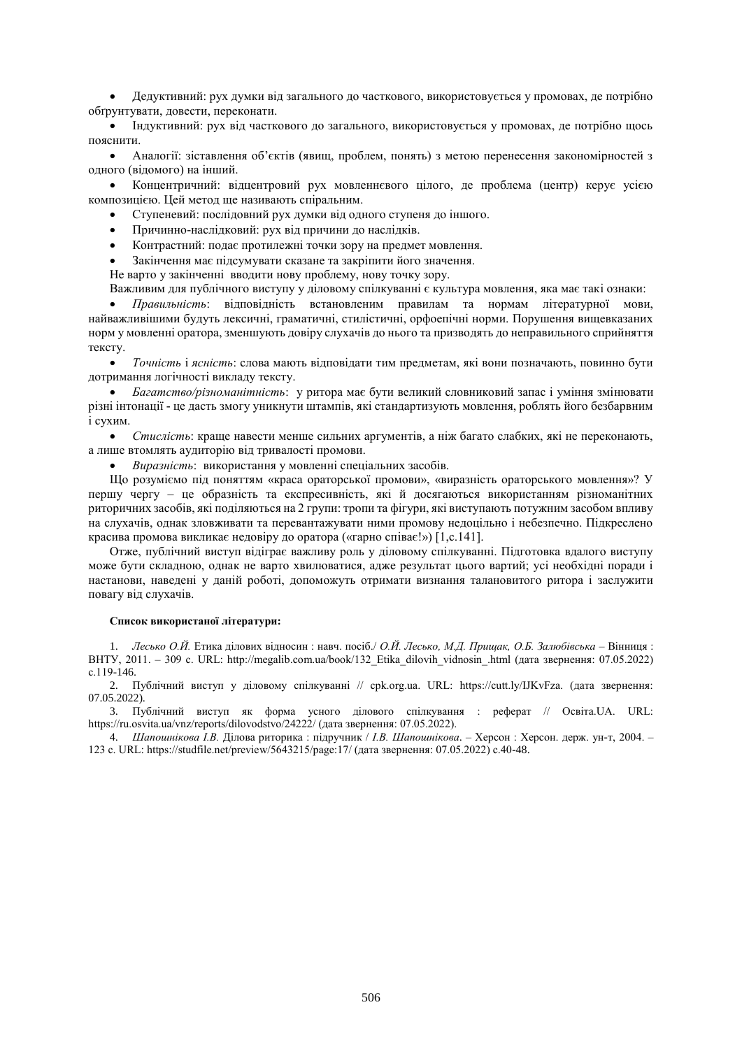- Дедуктивний: рух думки від загального до часткового, використовується у промовах, де потрібно обгрунтувати, довести, переконати.
- Індуктивний: рух від часткового до загального, використовується у промовах, де потрібно щось пояснити.
- Аналогії: зіставлення об'єктів (явищ, проблем, понять) з метою перенесення закономірностей з одного (відомого) на інший.
- Концентричний: відцентровий рух мовленнєвого цілого, де проблема (центр) керує усією композицією. Цей метод ще називають спіральним.
- Ступеневий: послідовний рух думки від одного ступеня до іншого.
- Причинно-наслідковий: рух від причини до наслідків.
- Контрастний: подає протилежні точки зору на предмет мовлення.
- Закінчення має підсумувати сказане та закріпити його значення.

Не варто у закінченні вводити нову проблему, нову точку зору.

Важливим для публічного виступу у діловому спілкуванні є культура мовлення, яка має такі ознаки:

- *Правильність*: відповідність встановленим правилам та нормам літературної мови, найважливішими будуть лексичні, граматичні, стилістичні, орфоепічні норми. Порушення вищевказаних норм у мовленні оратора, зменшують довіру слухачів до нього та призводять до неправильного сприйняття тексту.
- *Точність* і *ясність*: слова мають відповідати тим предметам, які вони позначають, повинно бути дотримання логічності викладу тексту.
- *Багатство/різноманітність*: у ритора має бути великий словниковий запас і уміння змінювати різні інтонації - це дасть змогу уникнути штампів, які стандартизують мовлення, роблять його безбарвним і сухим.
- *Стислість*: краще навести менше сильних аргументів, а ніж багато слабких, які не переконають, а лише втомлять аудиторію від тривалості промови.
- *Виразність*: використання у мовленні спеціальних засобів.

Що розуміємо під поняттям «краса ораторської промови», «виразність ораторського мовлення»? У першу чергу – це образність та експресивність, які й досягаються використанням різноманітних риторичних засобів, які поділяються на 2 групи: тропи та фігури, які виступають потужним засобом впливу на слухачів, однак зловживати та перевантажувати ними промову недоцільно і небезпечно. Підкреслено красива промова викликає недовіру до оратора («гарно співає!») [1,с.141].

Отже, публічний виступ відіграє важливу роль у діловому спілкуванні. Підготовка вдалого виступу може бути складною, однак не варто хвилюватися, адже результат цього вартий; усі необхідні поради і настанови, наведені у даній роботі, допоможуть отримати визнання талановитого ритора і заслужити повагу від слухачів.

**Список використаної літератури:**

1. *Лесько О.Й.* Етика ділових відносин : навч. посіб./ *О.Й. Лесько, М.Д. Прищак, О.Б. Залюбівська* – Вінниця : ВНТУ, 2011. – 309 с. URL: http://megalib.com.ua/book/132_Etika_dilovih_vidnosin_.html (дата звернення: 07.05.2022) с.119-146.
2. Публічний виступ у діловому спілкуванні // cpk.org.ua. URL: https://cutt.ly/IJKvFza. (дата звернення: 07.05.2022).
3. Публічний виступ як форма усного ділового спілкування : реферат // Освіта.UA. URL: https://ru.osvita.ua/vnz/reports/dilovodstvo/24222/ (дата звернення: 07.05.2022).
4. *Шапошнікова І.В.* Ділова риторика : підручник / *І.В. Шапошнікова*. – Херсон : Херсон. держ. ун-т, 2004. – 123 с. URL: https://studfile.net/preview/5643215/page:17/ (дата звернення: 07.05.2022) с.40-48.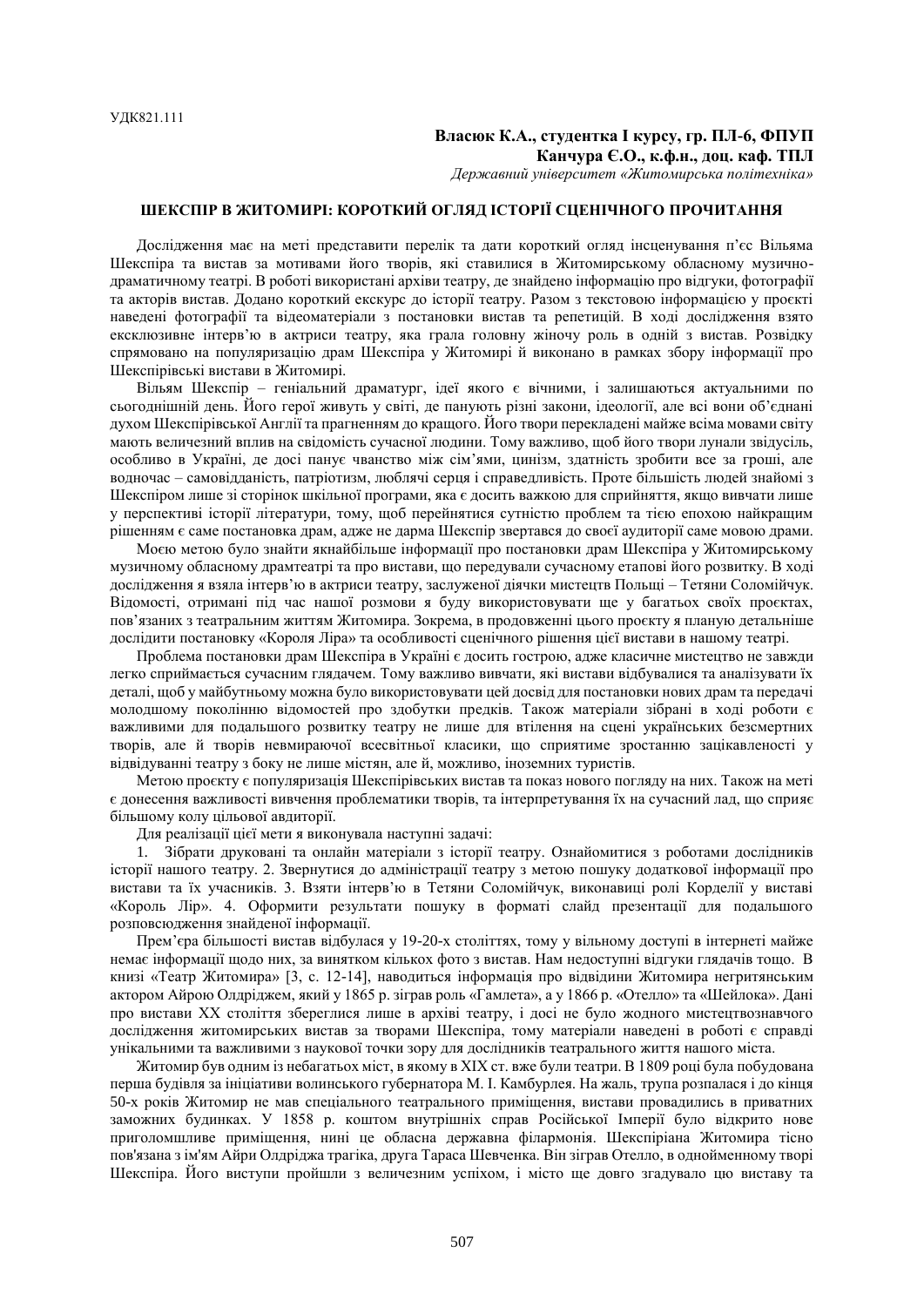УДК821.111

**Власюк К.А., студентка I курсу, гр. ПЛ-6, ФПУП**
**Канчура Є.О., к.ф.н., доц. каф. ТПЛ**
*Державний університет «Житомирська політехніка»*

## ШЕКСПІР В ЖИТОМИРІ: КОРОТКИЙ ОГЛЯД ІСТОРІЇ СЦЕНІЧНОГО ПРОЧИТАННЯ

Дослідження має на меті представити перелік та дати короткий огляд інсценування п'єс Вільяма Шекспіра та вистав за мотивами його творів, які ставилися в Житомирському обласному музично-драматичному театрі. В роботі використані архіви театру, де знайдено інформацію про відгуки, фотографії та акторів вистав. Додано короткий екскурс до історії театру. Разом з текстовою інформацією у проєкті наведені фотографії та відеоматеріали з постановки вистав та репетицій. В ході дослідження взято ексклюзивне інтерв'ю в актриси театру, яка грала головну жіночу роль в одній з вистав. Розвідку спрямовано на популяризацію драм Шекспіра у Житомирі й виконано в рамках збору інформації про Шекспірівські вистави в Житомирі.

Вільям Шекспір – геніальний драматург, ідеї якого є вічними, і залишаються актуальними по сьогоднішній день. Його герої живуть у світі, де панують різні закони, ідеології, але всі вони об'єднані духом Шекспірівської Англії та прагненням до кращого. Його твори перекладені майже всіма мовами світу мають величезний вплив на свідомість сучасної людини. Тому важливо, щоб його твори лунали звідусіль, особливо в Україні, де досі панує чванство між сім'ями, цинізм, здатність зробити все за гроші, але водночас – самовідданість, патріотизм, люблячі серця і справедливість. Проте більшість людей знайомі з Шекспіром лише зі сторінок шкільної програми, яка є досить важкою для сприйняття, якщо вивчати лише у перспективі історії літератури, тому, щоб перейнятися сутністю проблем та тією епохою найкращим рішенням є саме постановка драм, адже не дарма Шекспір звертався до своєї аудиторії саме мовою драми.

Моєю метою було знайти якнайбільше інформації про постановки драм Шекспіра у Житомирському музичному обласному драмтеатрі та про вистави, що передували сучасному етапові його розвитку. В ході дослідження я взяла інтерв'ю в актриси театру, заслуженої діячки мистецтв Польщі – Тетяни Соломійчук. Відомості, отримані під час нашої розмови я буду використовувати ще у багатьох своїх проєктах, пов'язаних з театральним життям Житомира. Зокрема, в продовженні цього проєкту я планую детальніше дослідити постановку «Короля Ліра» та особливості сценічного рішення цієї вистави в нашому театрі.

Проблема постановки драм Шекспіра в Україні є досить гострою, адже класичне мистецтво не завжди легко сприймається сучасним глядачем. Тому важливо вивчати, які вистави відбувалися та аналізувати їх деталі, щоб у майбутньому можна було використовувати цей досвід для постановки нових драм та передачі молодшому поколінню відомостей про здобутки предків. Також матеріали зібрані в ході роботи є важливими для подальшого розвитку театру не лише для втілення на сцені українських безсмертних творів, але й творів невмираючої всесвітньої класики, що сприятиме зростанню зацікавленості у відвідуванні театру з боку не лише містян, але й, можливо, іноземних туристів.

Метою проєкту є популяризація Шекспірівських вистав та показ нового погляду на них. Також на меті є донесення важливості вивчення проблематики творів, та інтерпретування їх на сучасний лад, що сприяє більшому колу цільової авдиторії.

Для реалізації цієї мети я виконувала наступні задачі:

1. Зібрати друковані та онлайн матеріали з історії театру. Ознайомитися з роботами дослідників історії нашого театру. 2. Звернутися до адміністрації театру з метою пошуку додаткової інформації про вистави та їх учасників. 3. Взяти інтерв'ю в Тетяни Соломійчук, виконавиці ролі Корделії у виставі «Король Лір». 4. Оформити результати пошуку в форматі слайд презентації для подальшого розповсюдження знайденої інформації.

Прем'єра більшості вистав відбулася у 19-20-х століттях, тому у вільному доступі в інтернеті майже немає інформації щодо них, за винятком кількох фото з вистав. Нам недоступні відгуки глядачів тощо. В книзі «Театр Житомира» [3, с. 12-14], наводиться інформація про відвідини Житомира негритянським актором Айрою Олдріджем, який у 1865 р. зіграв роль «Гамлета», а у 1866 р. «Отелло» та «Шейлока». Дані про вистави XX століття збереглися лише в архіві театру, і досі не було жодного мистецтвознавчого дослідження житомирських вистав за творами Шекспіра, тому матеріали наведені в роботі є справді унікальними та важливими з наукової точки зору для дослідників театрального життя нашого міста.

Житомир був одним із небагатьох міст, в якому в XIX ст. вже були театри. В 1809 році була побудована перша будівля за ініціативи волинського губернатора М. І. Камбурлея. На жаль, трупа розпалася і до кінця 50-х років Житомир не мав спеціального театрального приміщення, вистави провадились в приватних заможних будинках. У 1858 р. коштом внутрішніх справ Російської Імперії було відкрито нове приголомшливе приміщення, нині це обласна державна філармонія. Шекспіріана Житомира тісно пов'язана з ім'ям Айри Олдріджа трагіка, друга Тараса Шевченка. Він зіграв Отелло, в однойменному творі Шекспіра. Його виступи пройшли з величезним успіхом, і місто ще довго згадувало цю виставу та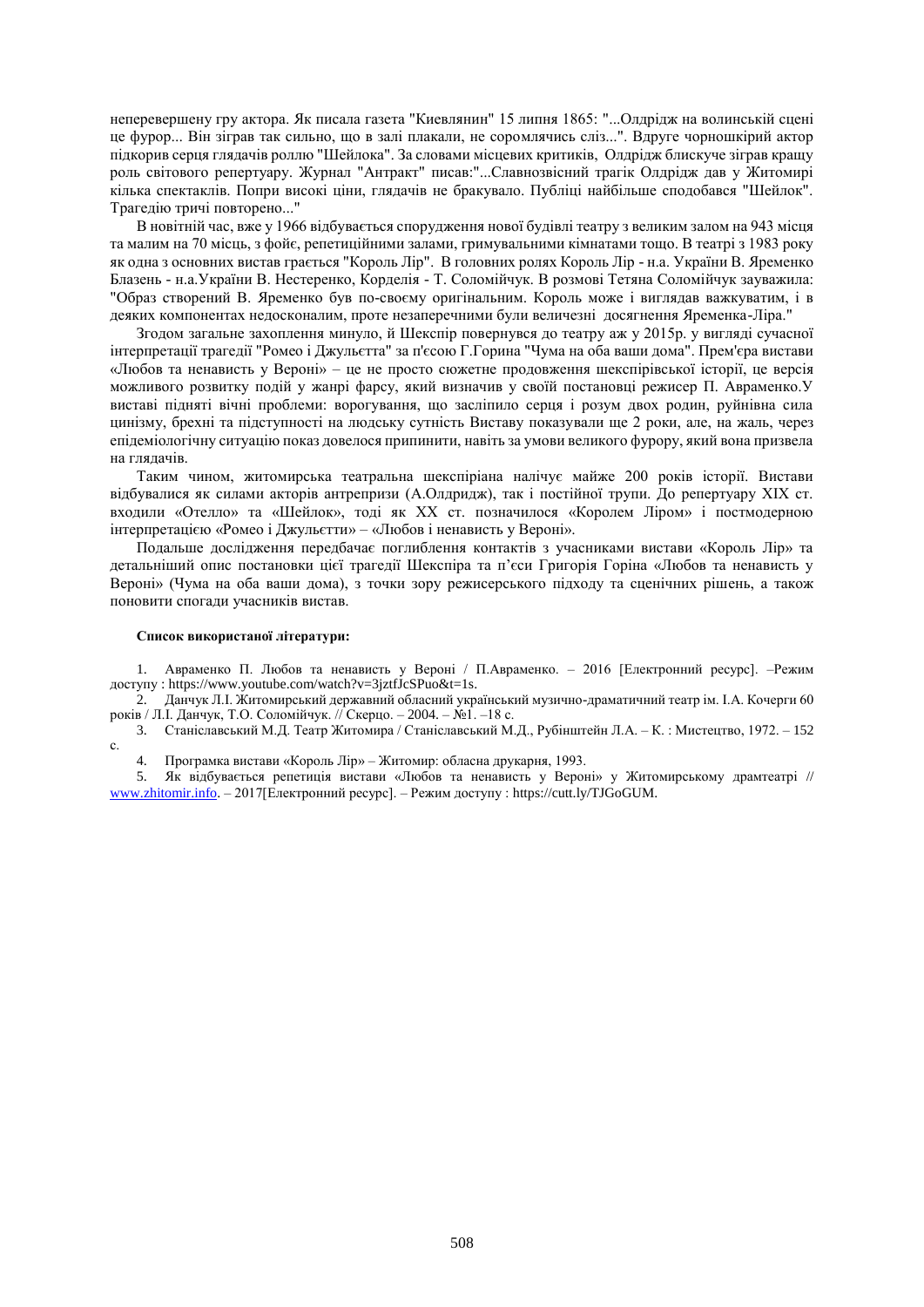неперевершену гру актора. Як писала газета "Киевлянин" 15 липня 1865: "...Олдрідж на волинській сцені це фурор... Він зіграв так сильно, що в залі плакали, не соромлячись сліз...". Вдруге чорношкірий актор підкорив серця глядачів роллю "Шейлока". За словами місцевих критиків, Олдрідж блискуче зіграв кращу роль світового репертуару. Журнал "Антракт" писав:"...Славнозвісний трагік Олдрідж дав у Житомирі кілька спектаклів. Попри високі ціни, глядачів не бракувало. Публіці найбільше сподобався "Шейлок". Трагедію тричі повторено..."

В новітній час, вже у 1966 відбувається спорудження нової будівлі театру з великим залом на 943 місця та малим на 70 місць, з фойє, репетиційними залами, гримувальними кімнатами тощо. В театрі з 1983 року як одна з основних вистав грається "Король Лір". В головних ролях Король Лір - н.а. України В. Яременко Блазень - н.а.України В. Нестеренко, Корделія - Т. Соломійчук. В розмові Тетяна Соломійчук зауважила: "Образ створений В. Яременко був по-своєму оригінальним. Король може і виглядав важкуватим, і в деяких компонентах недосконалим, проте незаперечними були величезні досягнення Яременка-Ліра."

Згодом загальне захоплення минуло, й Шекспір повернувся до театру аж у 2015р. у вигляді сучасної інтерпретації трагедії "Ромео і Джульєтта" за п'єсою Г.Горина "Чума на оба ваши дома". Прем'єра вистави «Любов та ненависть у Вероні» – це не просто сюжетне продовження шекспірівської історії, це версія можливого розвитку подій у жанрі фарсу, який визначив у своїй постановці режисер П. Авраменко.У виставі підняті вічні проблеми: ворогування, що засліпило серця і розум двох родин, руйнівна сила цинізму, брехні та підступності на людську сутність Виставу показували ще 2 роки, але, на жаль, через епідеміологічну ситуацію показ довелося припинити, навіть за умови великого фурору, який вона призвела на глядачів.

Таким чином, житомирська театральна шекспіріана налічує майже 200 років історії. Вистави відбувалися як силами акторів антрепризи (А.Олдридж), так і постійної трупи. До репертуару XIX ст. входили «Отелло» та «Шейлок», тоді як XX ст. позначилося «Королем Ліром» і постмодерною інтерпретацією «Ромео і Джульєтти» – «Любов і ненависть у Вероні».

Подальше дослідження передбачає поглиблення контактів з учасниками вистави «Король Лір» та детальніший опис постановки цієї трагедії Шекспіра та п'єси Григорія Горіна «Любов та ненависть у Вероні» (Чума на оба ваши дома), з точки зору режисерського підходу та сценічних рішень, а також поновити спогади учасників вистав.

**Список використаної літератури:**

1. Авраменко П. Любов та ненависть у Вероні / П.Авраменко. – 2016 [Електронний ресурс]. –Режим доступу : https://www.youtube.com/watch?v=3jztfJcSPuo&t=1s.
2. Данчук Л.І. Житомирський державний обласний український музично-драматичний театр ім. І.А. Кочерги 60 років / Л.І. Данчук, Т.О. Соломійчук. // Скерцо. – 2004. – №1. –18 с.
3. Станіславський М.Д. Театр Житомира / Станіславський М.Д., Рубінштейн Л.А. – К. : Мистецтво, 1972. – 152 с.
4. Програмка вистави «Король Лір» – Житомир: обласна друкарня, 1993.
5. Як відбувається репетиція вистави «Любов та ненависть у Вероні» у Житомирському драмтеатрі // www.zhitomir.info. – 2017[Електронний ресурс]. – Режим доступу : https://cutt.ly/TJGoGUM.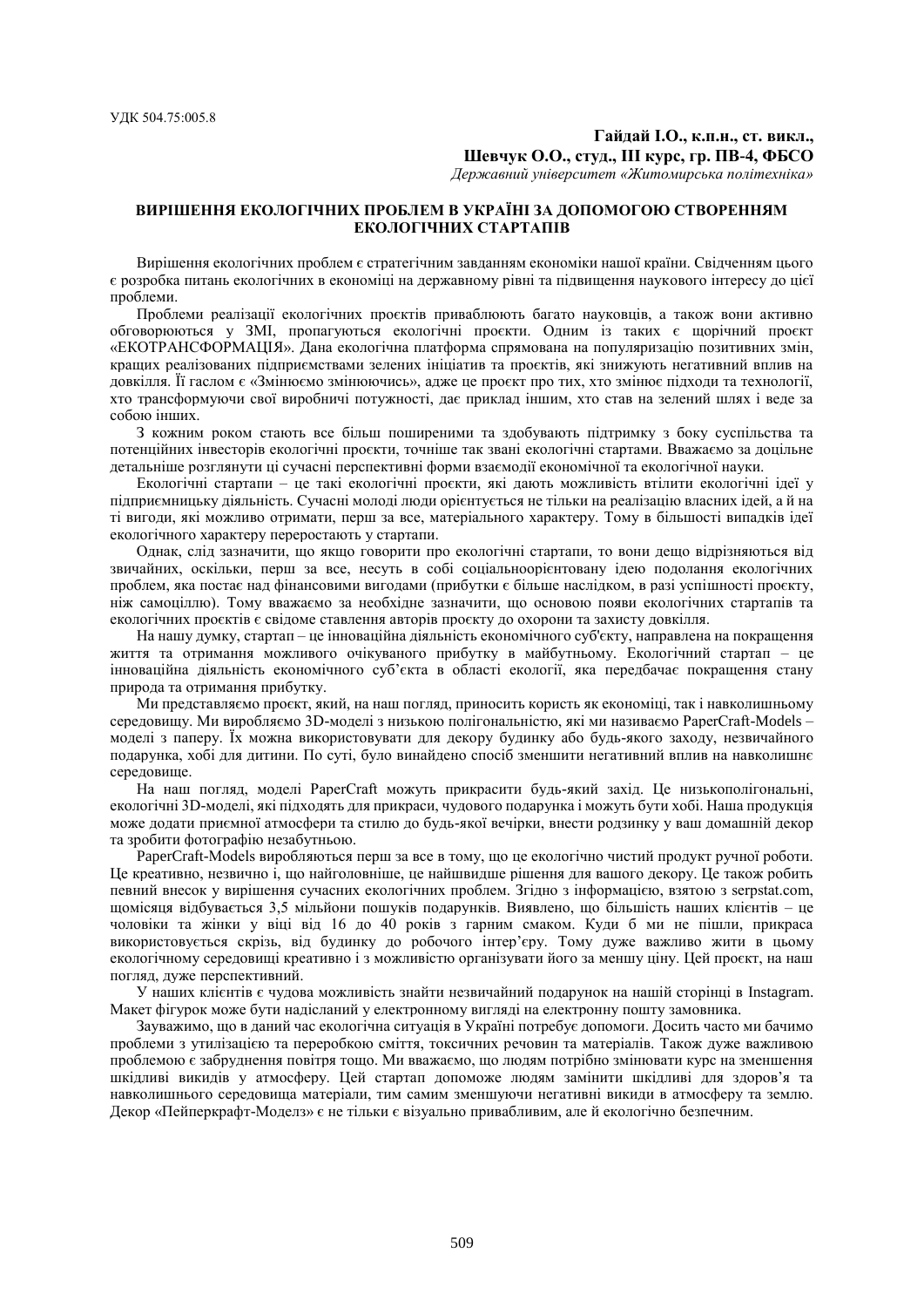УДК 504.75:005.8

**Гайдай І.О., к.п.н., ст. викл.,**
**Шевчук О.О., студ., ІІІ курс, гр. ПВ-4, ФБСО**
*Державний університет «Житомирська політехніка»*

## ВИРІШЕННЯ ЕКОЛОГІЧНИХ ПРОБЛЕМ В УКРАЇНІ ЗА ДОПОМОГОЮ СТВОРЕННЯМ ЕКОЛОГІЧНИХ СТАРТАПІВ

Вирішення екологічних проблем є стратегічним завданням економіки нашої країни. Свідченням цього є розробка питань екологічних в економіці на державному рівні та підвищення наукового інтересу до цієї проблеми.

Проблеми реалізації екологічних проєктів приваблюють багато науковців, а також вони активно обговорюються у ЗМІ, пропагуються екологічні проєкти. Одним із таких є щорічний проєкт «ЕКОТРАНСФОРМАЦІЯ». Дана екологічна платформа спрямована на популяризацію позитивних змін, кращих реалізованих підприємствами зелених ініціатив та проєктів, які знижують негативний вплив на довкілля. Її гаслом є «Змінюємо змінюючись», адже це проєкт про тих, хто змінює підходи та технології, хто трансформуючи свої виробничі потужності, дає приклад іншим, хто став на зелений шлях і веде за собою інших.

З кожним роком стають все більш поширеними та здобувають підтримку з боку суспільства та потенційних інвесторів екологічні проєкти, точніше так звані екологічні стартами. Вважаємо за доцільне детальніше розглянути ці сучасні перспективні форми взаємодії економічної та екологічної науки.

Екологічні стартапи – це такі екологічні проєкти, які дають можливість втілити екологічні ідеї у підприємницьку діяльність. Сучасні молоді люди орієнтується не тільки на реалізацію власних ідей, а й на ті вигоди, які можливо отримати, перш за все, матеріального характеру. Тому в більшості випадків ідеї екологічного характеру переростають у стартапи.

Однак, слід зазначити, що якщо говорити про екологічні стартапи, то вони дещо відрізняються від звичайних, оскільки, перш за все, несуть в собі соціальноорієнтовану ідею подолання екологічних проблем, яка постає над фінансовими вигодами (прибутки є більше наслідком, в разі успішності проєкту, ніж самоціллю). Тому вважаємо за необхідне зазначити, що основою появи екологічних стартапів та екологічних проєктів є свідоме ставлення авторів проєкту до охорони та захисту довкілля.

На нашу думку, стартап – це інноваційна діяльність економічного суб'єкту, направлена на покращення життя та отримання можливого очікуваного прибутку в майбутньому. Екологічний стартап – це інноваційна діяльність економічного суб'єкта в області екології, яка передбачає покращення стану природа та отримання прибутку.

Ми представляємо проєкт, який, на наш погляд, приносить користь як економіці, так і навколишньому середовищу. Ми виробляємо 3D-моделі з низькою полігональністю, які ми називаємо PaperCraft-Models – моделі з паперу. Їх можна використовувати для декору будинку або будь-якого заходу, незвичайного подарунка, хобі для дитини. По суті, було винайдено спосіб зменшити негативний вплив на навколишнє середовище.

На наш погляд, моделі PaperCraft можуть прикрасити будь-який захід. Це низькополігональні, екологічні 3D-моделі, які підходять для прикраси, чудового подарунка і можуть бути хобі. Наша продукція може додати приємної атмосфери та стилю до будь-якої вечірки, внести родзинку у ваш домашній декор та зробити фотографію незабутньою.

PaperCraft-Models виробляються перш за все в тому, що це екологічно чистий продукт ручної роботи. Це креативно, незвично і, що найголовніше, це найшвидше рішення для вашого декору. Це також робить певний внесок у вирішення сучасних екологічних проблем. Згідно з інформацією, взятою з serpstat.com, щомісяця відбувається 3,5 мільйони пошуків подарунків. Виявлено, що більшість наших клієнтів – це чоловіки та жінки у віці від 16 до 40 років з гарним смаком. Куди б ми не пішли, прикраса використовується скрізь, від будинку до робочого інтер'єру. Тому дуже важливо жити в цьому екологічному середовищі креативно і з можливістю організувати його за меншу ціну. Цей проєкт, на наш погляд, дуже перспективний.

У наших клієнтів є чудова можливість знайти незвичайний подарунок на нашій сторінці в Instagram. Макет фігурок може бути надісланий у електронному вигляді на електронну пошту замовника.

Зауважимо, що в даний час екологічна ситуація в Україні потребує допомоги. Досить часто ми бачимо проблеми з утилізацією та переробкою сміття, токсичних речовин та матеріалів. Також дуже важливою проблемою є забруднення повітря тощо. Ми вважаємо, що людям потрібно змінювати курс на зменшення шкідливі викидів у атмосферу. Цей стартап допоможе людям замінити шкідливі для здоров'я та навколишнього середовища матеріали, тим самим зменшуючи негативні викиди в атмосферу та землю. Декор «Пейперкрафт-Моделз» є не тільки є візуально привабливим, але й екологічно безпечним.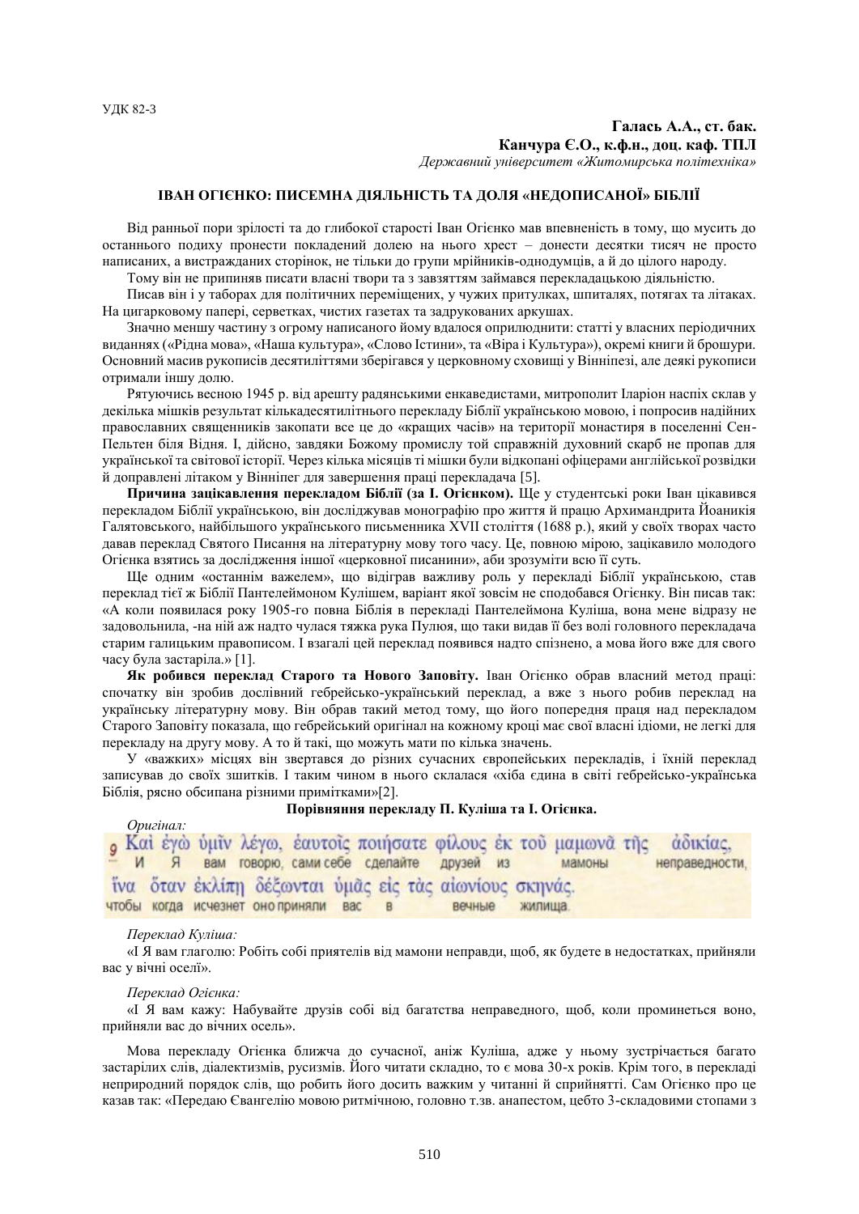УДК 82-3

**Галась А.А., ст. бак.**
**Канчура Є.О., к.ф.н., доц. каф. ТПЛ**
*Державний університет «Житомирська політехніка»*

## ІВАН ОГІЄНКО: ПИСЕМНА ДІЯЛЬНІСТЬ ТА ДОЛЯ «НЕДОПИСАНОЇ» БІБЛІЇ

Від ранньої пори зрілості та до глибокої старості Іван Огієнко мав впевненість в тому, що мусить до останнього подиху пронести покладений долею на нього хрест – донести десятки тисяч не просто написаних, а вистражданих сторінок, не тільки до групи мрійників-однодумців, а й до цілого народу.

Тому він не припиняв писати власні твори та з завзяттям займався перекладацькою діяльністю.

Писав він і у таборах для політичних переміщених, у чужих притулках, шпиталях, потягах та літаках. На цигарковому папері, серветках, чистих газетах та задрукованих аркушах.

Значно меншу частину з огрому написаного йому вдалося оприлюднити: статті у власних періодичних виданнях («Рідна мова», «Наша культура», «Слово Істини», та «Віра і Культура»), окремі книги й брошури. Основний масив рукописів десятиліттями зберігався у церковному сховищі у Вінніпезі, але деякі рукописи отримали іншу долю.

Рятуючись весною 1945 р. від арешту радянськими енкаведистами, митрополит Іларіон наспіх склав у декілька мішків результат кількадесятилітнього перекладу Біблії українською мовою, і попросив надійних православних священників закопати все це до «кращих часів» на території монастиря в поселенні Сен-Пельтен біля Відня. І, дійсно, завдяки Божому промислу той справжній духовний скарб не пропав для української та світової історії. Через кілька місяців ті мішки були відкопані офіцерами англійської розвідки й доправлені літаком у Вінніпег для завершення праці перекладача [5].

**Причина зацікавлення перекладом Біблії (за І. Огієнком).** Ще у студентські роки Іван цікавився перекладом Біблії українською, він досліджував монографію про життя й працю Архимандрита Йоаникія Галятовського, найбільшого українського письменника XVII століття (1688 р.), який у своїх творах часто давав переклад Святого Писання на літературну мову того часу. Це, повною мірою, зацікавило молодого Огієнка взятись за дослідження іншої «церковної писанини», аби зрозуміти всю її суть.

Ще одним «останнім важелем», що відіграв важливу роль у перекладі Біблії українською, став переклад тієї ж Біблії Пантелеймоном Кулішем, варіант якої зовсім не сподобався Огієнку. Він писав так: «А коли появилася року 1905-го повна Біблія в перекладі Пантелеймона Куліша, вона мене відразу не задовольнила, -на ній аж надто чулася тяжка рука Пулюя, що таки видав її без волі головного перекладача старим галицьким правописом. І взагалі цей переклад появився надто спізнено, а мова його вже для свого часу була застаріла.» [1].

**Як робився переклад Старого та Нового Заповіту.** Іван Огієнко обрав власний метод праці: спочатку він зробив дослівний гебрейсько-український переклад, а вже з нього робив переклад на українську літературну мову. Він обрав такий метод тому, що його попередня праця над перекладом Старого Заповіту показала, що гебрейський оригінал на кожному кроці має свої власні ідіоми, не легкі для перекладу на другу мову. А то й такі, що можуть мати по кілька значень.

У «важких» місцях він звертався до різних сучасних європейських перекладів, і їхній переклад записував до своїх зшитків. І таким чином в нього склалася «хіба єдина в світі гебрейсько-українська Біблія, рясно обсипана різними примітками»[2].

**Порівняння перекладу П. Куліша та І. Огієнка.**

*Оригінал:*

9 Καὶ ἐγὼ ὑμῖν λέγω, ἑαυτοῖς ποιήσατε φίλους ἐκ τοῦ μαμωνᾶ τῆς ἀδικίας,
И Я вам говорю, сами себе сделайте друзей из мамоны неправедности,
ἵνα ὅταν ἐκλίπῃ δέξωνται ὑμᾶς εἰς τὰς αἰωνίους σκηνάς.
чтобы когда исчезнет оно приняли вас в вечные жилища.

*Переклад Куліша:*

«І Я вам глаголю: Робіть собі приятелів від мамони неправди, щоб, як будете в недостатках, прийняли вас у вічні оселі».

*Переклад Огієнка:*

«І Я вам кажу: Набувайте друзів собі від багатства неправедного, щоб, коли проминеться воно, прийняли вас до вічних осель».

Мова перекладу Огієнка ближча до сучасної, аніж Куліша, адже у ньому зустрічається багато застарілих слів, діалектизмів, русизмів. Його читати складно, то є мова 30-х років. Крім того, в перекладі неприродний порядок слів, що робить його досить важким у читанні й сприйнятті. Сам Огієнко про це казав так: «Передаю Євангелію мовою ритмічною, головно т.зв. анапестом, цебто 3-складовими стопами з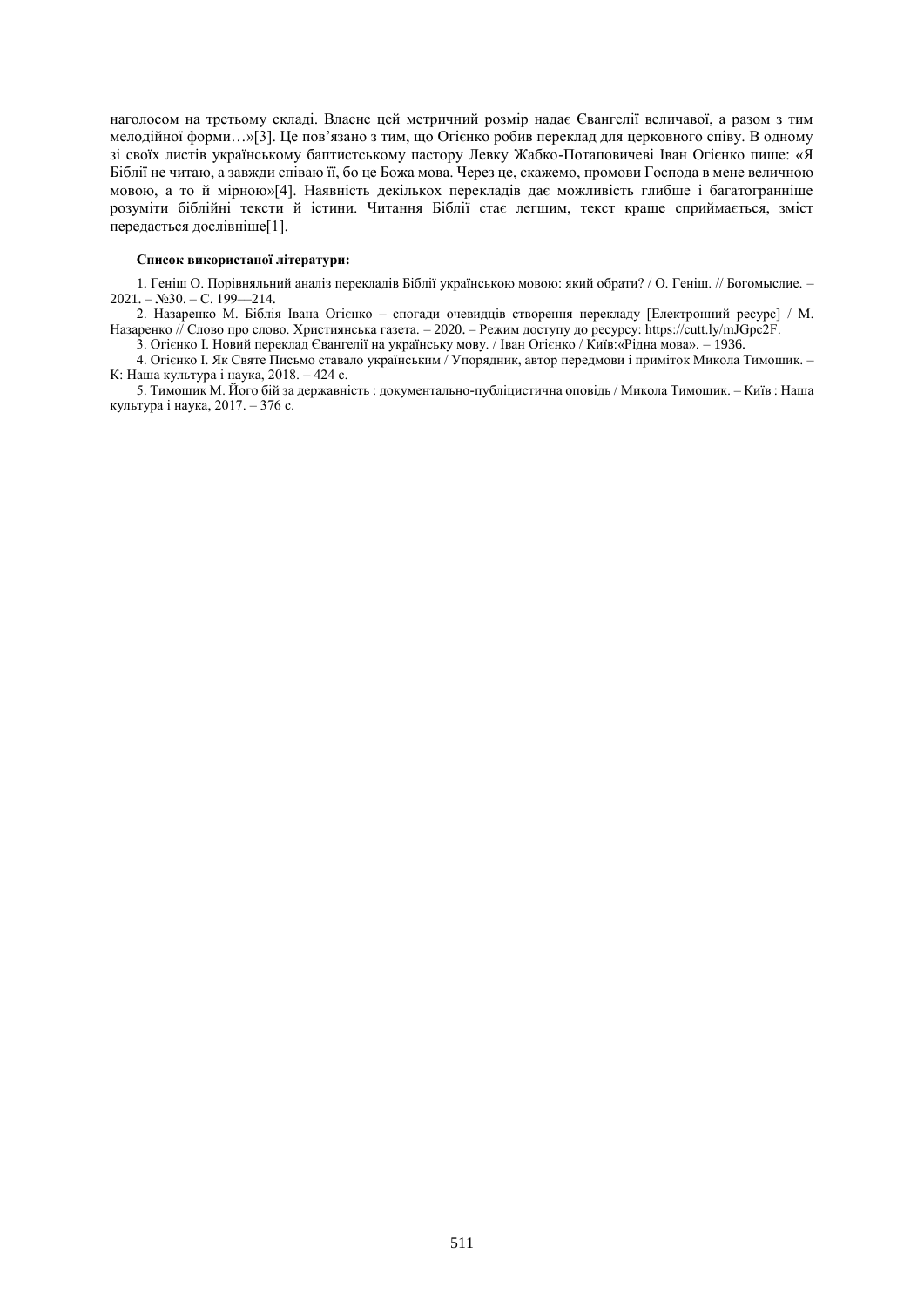наголосом на третьому складі. Власне цей метричний розмір надає Євангелії величавої, а разом з тим мелодійної форми…»[3]. Це пов'язано з тим, що Огієнко робив переклад для церковного співу. В одному зі своїх листів українському баптистському пастору Левку Жабко-Потаповичеві Іван Огієнко пише: «Я Біблії не читаю, а завжди співаю її, бо це Божа мова. Через це, скажемо, промови Господа в мене величною мовою, а то й мірною»[4]. Наявність декількох перекладів дає можливість глибше і багатогранніше розуміти біблійні тексти й істини. Читання Біблії стає легшим, текст краще сприймається, зміст передається дослівніше[1].

**Список використаної літератури:**

1. Геніш О. Порівняльний аналіз перекладів Біблії українською мовою: який обрати? / О. Геніш. // Богомыслие. – 2021. – №30. – С. 199—214.
2. Назаренко М. Біблія Івана Огієнко – спогади очевидців створення перекладу [Електронний ресурс] / М. Назаренко // Слово про слово. Християнська газета. – 2020. – Режим доступу до ресурсу: https://cutt.ly/mJGpc2F.
3. Огієнко І. Новий переклад Євангелії на українську мову. / Іван Огієнко / Київ:«Рідна мова». – 1936.
4. Огієнко І. Як Святе Письмо ставало українським / Упорядник, автор передмови і приміток Микола Тимошик. – К: Наша культура і наука, 2018. – 424 с.
5. Тимошик М. Його бій за державність : документально-публіцистична оповідь / Микола Тимошик. – Київ : Наша культура і наука, 2017. – 376 с.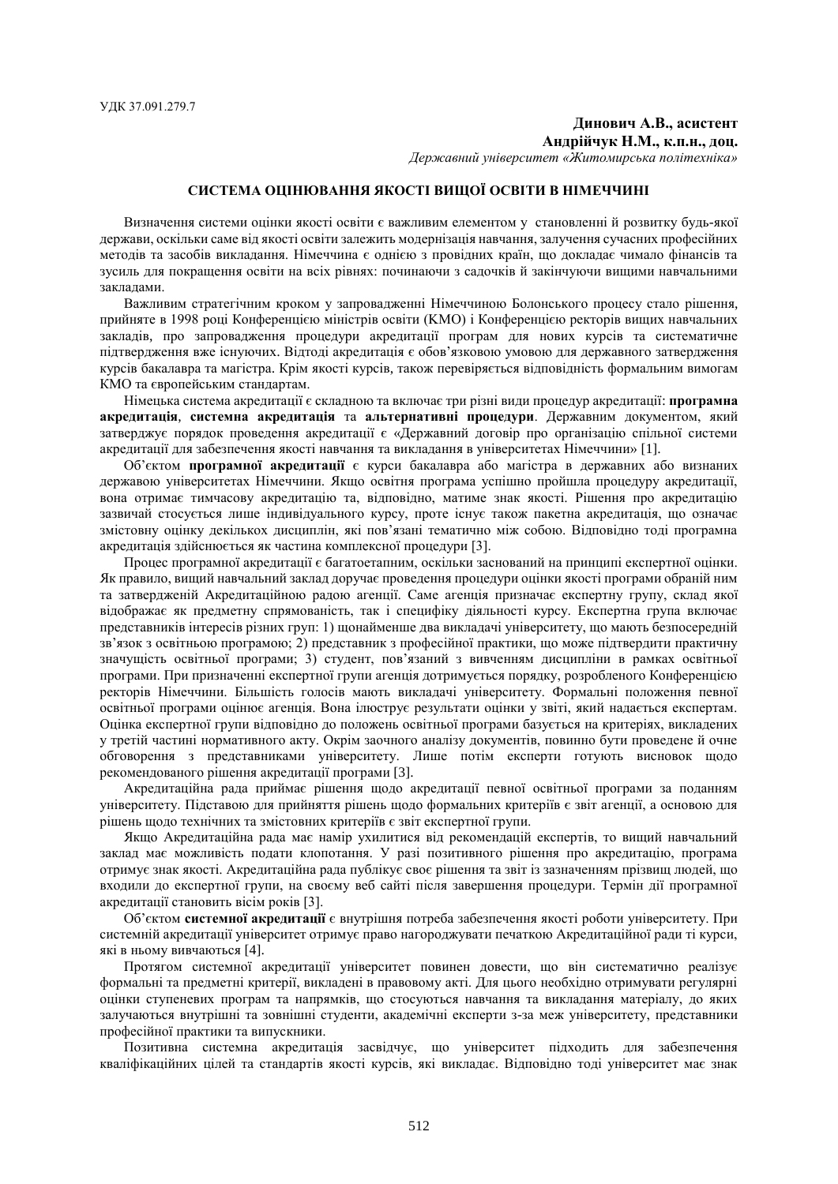УДК 37.091.279.7

**Динович А.В., асистент**
**Андрійчук Н.М., к.п.н., доц.**
*Державний університет «Житомирська політехніка»*

## СИСТЕМА ОЦІНЮВАННЯ ЯКОСТІ ВИЩОЇ ОСВІТИ В НІМЕЧЧИНІ

Визначення системи оцінки якості освіти є важливим елементом у становленні й розвитку будь-якої держави, оскільки саме від якості освіти залежить модернізація навчання, залучення сучасних професійних методів та засобів викладання. Німеччина є однією з провідних країн, що докладає чимало фінансів та зусиль для покращення освіти на всіх рівнях: починаючи з садочків й закінчуючи вищими навчальними закладами.

Важливим стратегічним кроком у запровадженні Німеччиною Болонського процесу стало рішення, прийняте в 1998 році Конференцією міністрів освіти (КМО) і Конференцією ректорів вищих навчальних закладів, про запровадження процедури акредитації програм для нових курсів та систематичне підтвердження вже існуючих. Відтоді акредитація є обов'язковою умовою для державного затвердження курсів бакалавра та магістра. Крім якості курсів, також перевіряється відповідність формальним вимогам КМО та європейським стандартам.

Німецька система акредитації є складною та включає три різні види процедур акредитації: **програмна акредитація**, **системна акредитація** та **альтернативні процедури**. Державним документом, який затверджує порядок проведення акредитації є «Державний договір про організацію спільної системи акредитації для забезпечення якості навчання та викладання в університетах Німеччини» [1].

Об'єктом **програмної акредитації** є курси бакалавра або магістра в державних або визнаних державою університетах Німеччини. Якщо освітня програма успішно пройшла процедуру акредитації, вона отримає тимчасову акредитацію та, відповідно, матиме знак якості. Рішення про акредитацію зазвичай стосується лише індивідуального курсу, проте існує також пакетна акредитація, що означає змістовну оцінку декількох дисциплін, які пов'язані тематично між собою. Відповідно тоді програмна акредитація здійснюється як частина комплексної процедури [3].

Процес програмної акредитації є багатоетапним, оскільки заснований на принципі експертної оцінки. Як правило, вищий навчальний заклад доручає проведення процедури оцінки якості програми обраній ним та затвердженій Акредитаційною радою агенції. Саме агенція призначає експертну групу, склад якої відображає як предметну спрямованість, так і специфіку діяльності курсу. Експертна група включає представників інтересів різних груп: 1) щонайменше два викладачі університету, що мають безпосередній зв'язок з освітньою програмою; 2) представник з професійної практики, що може підтвердити практичну значущість освітньої програми; 3) студент, пов'язаний з вивченням дисципліни в рамках освітньої програми. При призначенні експертної групи агенція дотримується порядку, розробленого Конференцією ректорів Німеччини. Більшість голосів мають викладачі університету. Формальні положення певної освітньої програми оцінює агенція. Вона ілюструє результати оцінки у звіті, який надається експертам. Оцінка експертної групи відповідно до положень освітньої програми базується на критеріях, викладених у третій частині нормативного акту. Окрім заочного аналізу документів, повинно бути проведене й очне обговорення з представниками університету. Лише потім експерти готують висновок щодо рекомендованого рішення акредитації програми [3].

Акредитаційна рада приймає рішення щодо акредитації певної освітньої програми за поданням університету. Підставою для прийняття рішень щодо формальних критеріїв є звіт агенції, а основою для рішень щодо технічних та змістовних критеріїв є звіт експертної групи.

Якщо Акредитаційна рада має намір ухилитися від рекомендацій експертів, то вищий навчальний заклад має можливість подати клопотання. У разі позитивного рішення про акредитацію, програма отримує знак якості. Акредитаційна рада публікує своє рішення та звіт із зазначенням прізвищ людей, що входили до експертної групи, на своєму веб сайті після завершення процедури. Термін дії програмної акредитації становить вісім років [3].

Об'єктом **системної акредитації** є внутрішня потреба забезпечення якості роботи університету. При системній акредитації університет отримує право нагороджувати печаткою Акредитаційної ради ті курси, які в ньому вивчаються [4].

Протягом системної акредитації університет повинен довести, що він систематично реалізує формальні та предметні критерії, викладені в правовому акті. Для цього необхідно отримувати регулярні оцінки ступеневих програм та напрямків, що стосуються навчання та викладання матеріалу, до яких залучаються внутрішні та зовнішні студенти, академічні експерти з-за меж університету, представники професійної практики та випускники.

Позитивна системна акредитація засвідчує, що університет підходить для забезпечення кваліфікаційних цілей та стандартів якості курсів, які викладає. Відповідно тоді університет має знак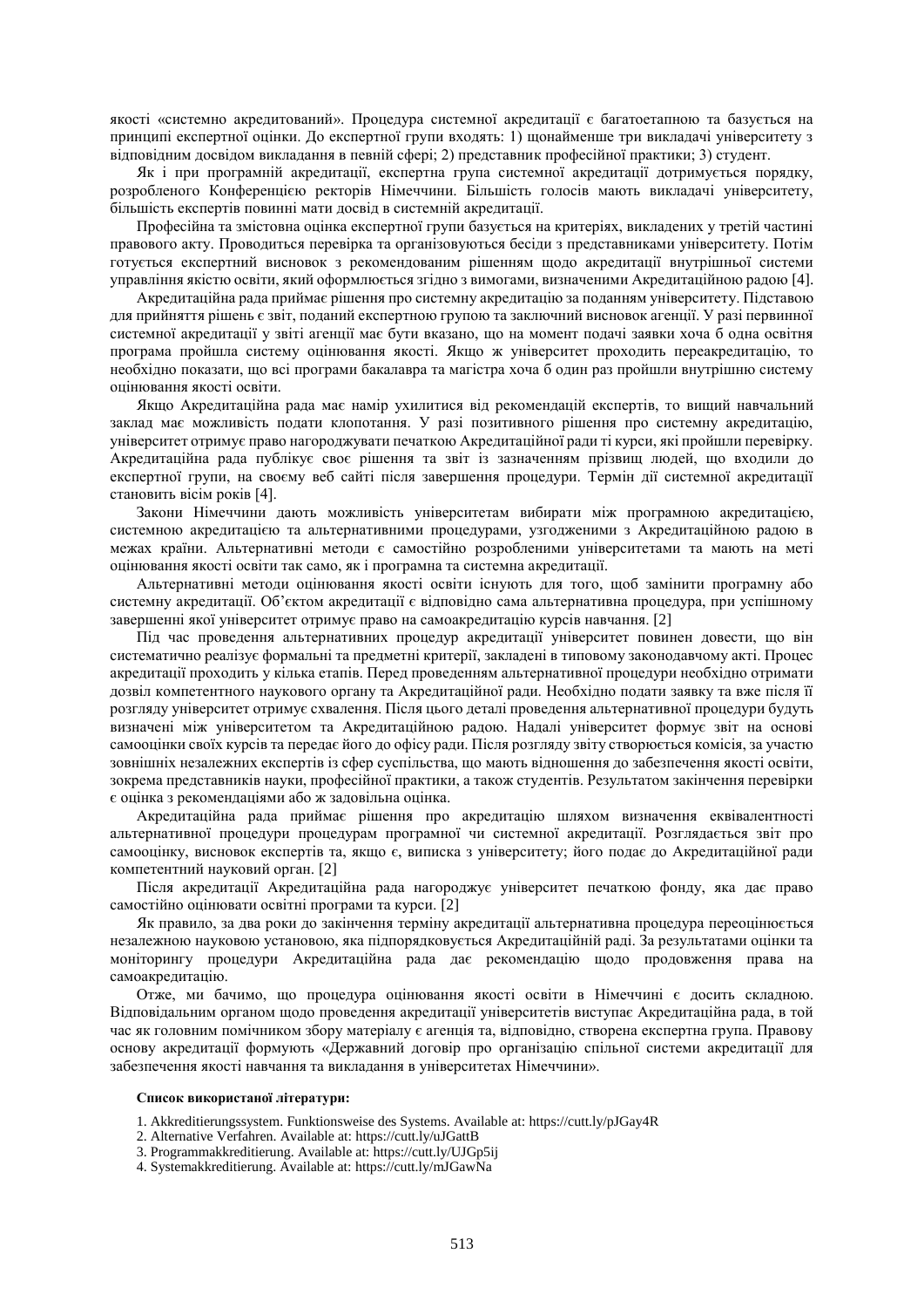якості «системно акредитований». Процедура системної акредитації є багатоетапною та базується на принципі експертної оцінки. До експертної групи входять: 1) щонайменше три викладачі університету з відповідним досвідом викладання в певній сфері; 2) представник професійної практики; 3) студент.

Як і при програмній акредитації, експертна група системної акредитації дотримується порядку, розробленого Конференцією ректорів Німеччини. Більшість голосів мають викладачі університету, більшість експертів повинні мати досвід в системній акредитації.

Професійна та змістовна оцінка експертної групи базується на критеріях, викладених у третій частині правового акту. Проводиться перевірка та організовуються бесіди з представниками університету. Потім готується експертний висновок з рекомендованим рішенням щодо акредитації внутрішньої системи управління якістю освіти, який оформлюється згідно з вимогами, визначеними Акредитаційною радою [4].

Акредитаційна рада приймає рішення про системну акредитацію за поданням університету. Підставою для прийняття рішень є звіт, поданий експертною групою та заключний висновок агенції. У разі первинної системної акредитації у звіті агенції має бути вказано, що на момент подачі заявки хоча б одна освітня програма пройшла систему оцінювання якості. Якщо ж університет проходить переакредитацію, то необхідно показати, що всі програми бакалавра та магістра хоча б один раз пройшли внутрішню систему оцінювання якості освіти.

Якщо Акредитаційна рада має намір ухилитися від рекомендацій експертів, то вищий навчальний заклад має можливість подати клопотання. У разі позитивного рішення про системну акредитацію, університет отримує право нагороджувати печаткою Акредитаційної ради ті курси, які пройшли перевірку. Акредитаційна рада публікує своє рішення та звіт із зазначенням прізвищ людей, що входили до експертної групи, на своєму веб сайті після завершення процедури. Термін дії системної акредитації становить вісім років [4].

Закони Німеччини дають можливість університетам вибирати між програмною акредитацією, системною акредитацією та альтернативними процедурами, узгодженими з Акредитаційною радою в межах країни. Альтернативні методи є самостійно розробленими університетами та мають на меті оцінювання якості освіти так само, як і програмна та системна акредитації.

Альтернативні методи оцінювання якості освіти існують для того, щоб замінити програмну або системну акредитацію. Об'єктом акредитації є відповідно сама альтернативна процедура, при успішному завершенні якої університет отримує право на самоакредитацію курсів навчання. [2]

Під час проведення альтернативних процедур акредитації університет повинен довести, що він систематично реалізує формальні та предметні критерії, закладені в типовому законодавчому акті. Процес акредитації проходить у кілька етапів. Перед проведенням альтернативної процедури необхідно отримати дозвіл компетентного наукового органу та Акредитаційної ради. Необхідно подати заявку та вже після її розгляду університет отримує схвалення. Після цього деталі проведення альтернативної процедури будуть визначені між університетом та Акредитаційною радою. Надалі університет формує звіт на основі самооцінки своїх курсів та передає його до офісу ради. Після розгляду звіту створюється комісія, за участю зовнішніх незалежних експертів із сфер суспільства, що мають відношення до забезпечення якості освіти, зокрема представників науки, професійної практики, а також студентів. Результатом закінчення перевірки є оцінка з рекомендаціями або ж задовільна оцінка.

Акредитаційна рада приймає рішення про акредитацію шляхом визначення еквівалентності альтернативної процедури процедурам програмної чи системної акредитації. Розглядається звіт про самооцінку, висновок експертів та, якщо є, виписка з університету; його подає до Акредитаційної ради компетентний науковий орган. [2]

Після акредитації Акредитаційна рада нагороджує університет печаткою фонду, яка дає право самостійно оцінювати освітні програми та курси. [2]

Як правило, за два роки до закінчення терміну акредитації альтернативна процедура переоцінюється незалежною науковою установою, яка підпорядковується Акредитаційній раді. За результатами оцінки та моніторингу процедури Акредитаційна рада дає рекомендацію щодо продовження права на самоакредитацію.

Отже, ми бачимо, що процедура оцінювання якості освіти в Німеччині є досить складною. Відповідальним органом щодо проведення акредитації університетів виступає Акредитаційна рада, в той час як головним помічником збору матеріалу є агенція та, відповідно, створена експертна група. Правову основу акредитації формують «Державний договір про організацію спільної системи акредитації для забезпечення якості навчання та викладання в університетах Німеччини».

**Список використаної літератури:**

1. Akkreditierungssystem. Funktionsweise des Systems. Available at: https://cutt.ly/pJGay4R
2. Alternative Verfahren. Available at: https://cutt.ly/uJGattB
3. Programmakkreditierung. Available at: https://cutt.ly/UJGp5ij
4. Systemakkreditierung. Available at: https://cutt.ly/mJGawNa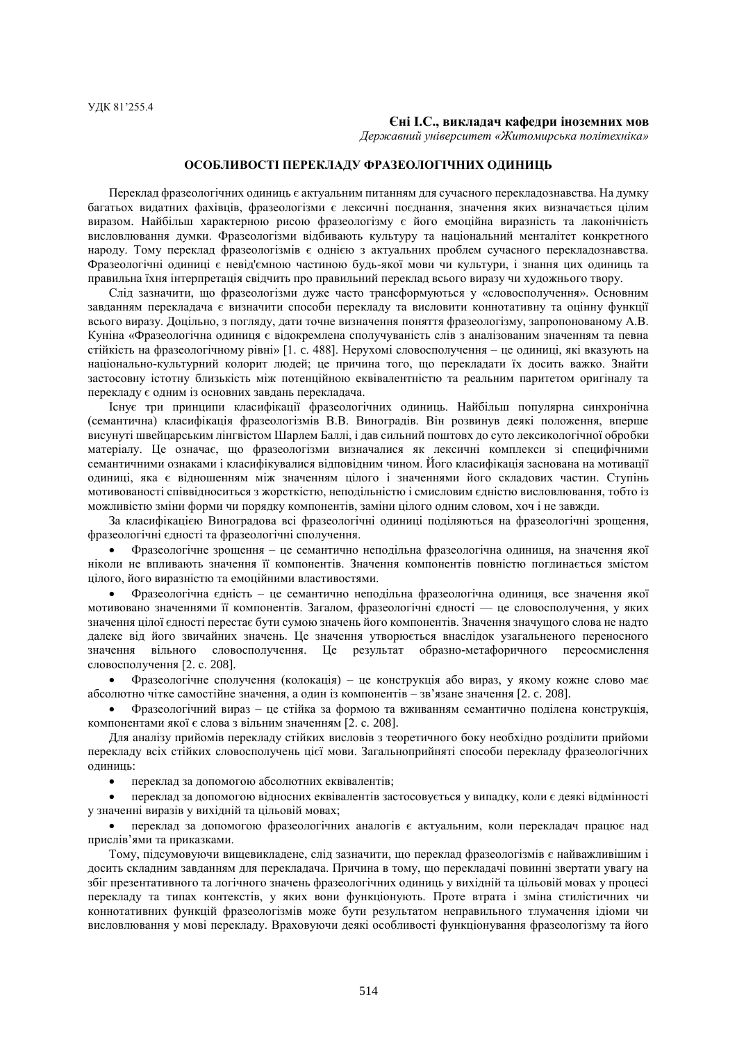УДК 81'255.4

**Єні І.С., викладач кафедри іноземних мов**
*Державний університет «Житомирська політехніка»*

## ОСОБЛИВОСТІ ПЕРЕКЛАДУ ФРАЗЕОЛОГІЧНИХ ОДИНИЦЬ

Переклад фразеологічних одиниць є актуальним питанням для сучасного перекладознавства. На думку багатьох видатних фахівців, фразеологізми є лексичні поєднання, значення яких визначається цілим виразом. Найбільш характерною рисою фразеологізму є його емоційна виразність та лаконічність висловлювання думки. Фразеологізми відбивають культуру та національний менталітет конкретного народу. Тому переклад фразеологізмів є однією з актуальних проблем сучасного перекладознавства. Фразеологічні одиниці є невід'ємною частиною будь-якої мови чи культури, і знання цих одиниць та правильна їхня інтерпретація свідчить про правильний переклад всього виразу чи художнього твору.

Слід зазначити, що фразеологізми дуже часто трансформуються у «словосполучення». Основним завданням перекладача є визначити способи перекладу та висловити коннотативну та оцінну функції всього виразу. Доцільно, з погляду, дати точне визначення поняття фразеологізму, запропонованому А.В. Куніна «Фразеологічна одиниця є відокремлена сполучуваність слів з аналізованим значенням та певна стійкість на фразеологічному рівні» [1. c. 488]. Нерухомі словосполучення – це одиниці, які вказують на національно-культурний колорит людей; це причина того, що перекладати їх досить важко. Знайти застосовну істотну близькість між потенційною еквівалентністю та реальним паритетом оригіналу та перекладу є одним із основних завдань перекладача.

Існує три принципи класифікації фразеологічних одиниць. Найбільш популярна синхронічна (семантична) класифікація фразеологізмів В.В. Виноградів. Він розвинув деякі положення, вперше висунуті швейцарським лінгвістом Шарлем Баллі, і дав сильний поштовх до суто лексикологічної обробки матеріалу. Це означає, що фразеологізми визначалися як лексичні комплекси зі специфічними семантичними ознаками і класифікувалися відповідним чином. Його класифікація заснована на мотивації одиниці, яка є відношенням між значенням цілого і значеннями його складових частин. Ступінь мотивованості співвідноситься з жорсткістю, неподільністю і смисловим єдністю висловлювання, тобто із можливістю зміни форми чи порядку компонентів, заміни цілого одним словом, хоч і не завжди.

За класифікацією Виноградова всі фразеологічні одиниці поділяються на фразеологічні зрощення, фразеологічні єдності та фразеологічні сполучення.

- Фразеологічне зрощення – це семантично неподільна фразеологічна одиниця, на значення якої ніколи не впливають значення її компонентів. Значення компонентів повністю поглинається змістом цілого, його виразністю та емоційними властивостями.
- Фразеологічна єдність – це семантично неподільна фразеологічна одиниця, все значення якої мотивовано значеннями її компонентів. Загалом, фразеологічні єдності — це словосполучення, у яких значення цілої єдності перестає бути сумою значень його компонентів. Значення значущого слова не надто далеке від його звичайних значень. Це значення утворюється внаслідок узагальненого переносного значення вільного словосполучення. Це результат образно-метафоричного переосмислення словосполучення [2. c. 208].
- Фразеологічне сполучення (колокація) – це конструкція або вираз, у якому кожне слово має абсолютно чітке самостійне значення, а один із компонентів – зв'язане значення [2. c. 208].
- Фразеологічний вираз – це стійка за формою та вживанням семантично поділена конструкція, компонентами якої є слова з вільним значенням [2. c. 208].

Для аналізу прийомів перекладу стійких висловів з теоретичного боку необхідно розділити прийоми перекладу всіх стійких словосполучень цієї мови. Загальноприйняті способи перекладу фразеологічних одиниць:

- переклад за допомогою абсолютних еквівалентів;
- переклад за допомогою відносних еквівалентів застосовується у випадку, коли є деякі відмінності у значенні виразів у вихідній та цільовій мовах;
- переклад за допомогою фразеологічних аналогів є актуальним, коли перекладач працює над прислів'ями та приказками.

Тому, підсумовуючи вищевикладене, слід зазначити, що переклад фразеологізмів є найважливішим і досить складним завданням для перекладача. Причина в тому, що перекладачі повинні звертати увагу на збіг презентативного та логічного значень фразеологічних одиниць у вихідній та цільовій мовах у процесі перекладу та типах контекстів, у яких вони функціонують. Проте втрата і зміна стилістичних чи коннотативних функцій фразеологізмів може бути результатом неправильного тлумачення ідіоми чи висловлювання у мові перекладу. Враховуючи деякі особливості функціонування фразеологізму та його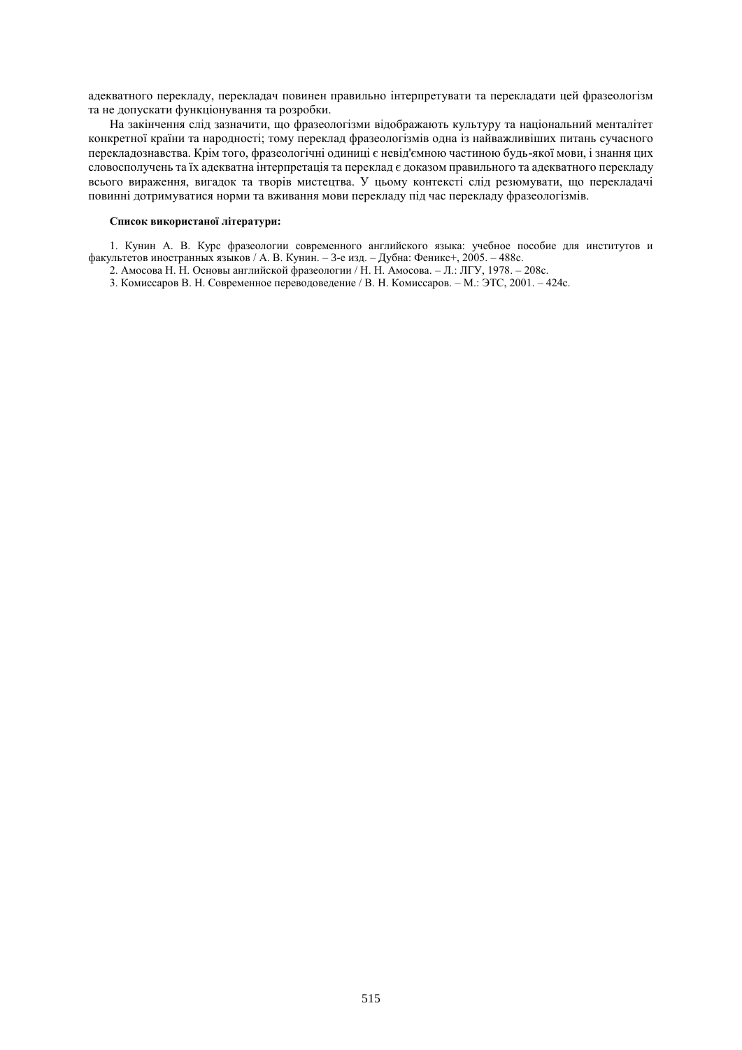адекватного перекладу, перекладач повинен правильно інтерпретувати та перекладати цей фразеологізм та не допускати функціонування та розробки.

На закінчення слід зазначити, що фразеологізми відображають культуру та національний менталітет конкретної країни та народності; тому переклад фразеологізмів одна із найважливіших питань сучасного перекладознавства. Крім того, фразеологічні одиниці є невід'ємною частиною будь-якої мови, і знання цих словосполучень та їх адекватна інтерпретація та переклад є доказом правильного та адекватного перекладу всього вираження, вигадок та творів мистецтва. У цьому контексті слід резюмувати, що перекладачі повинні дотримуватися норми та вживання мови перекладу під час перекладу фразеологізмів.

**Список використаної літератури:**

1. Кунин А. В. Курс фразеологии современного английского языка: учебное пособие для институтов и факультетов иностранных языков / А. В. Кунин. – 3-е изд. – Дубна: Феникс+, 2005. – 488с.
2. Амосова Н. Н. Основы английской фразеологии / Н. Н. Амосова. – Л.: ЛГУ, 1978. – 208с.
3. Комиссаров В. Н. Современное переводоведение / В. Н. Комиссаров. – М.: ЭТС, 2001. – 424с.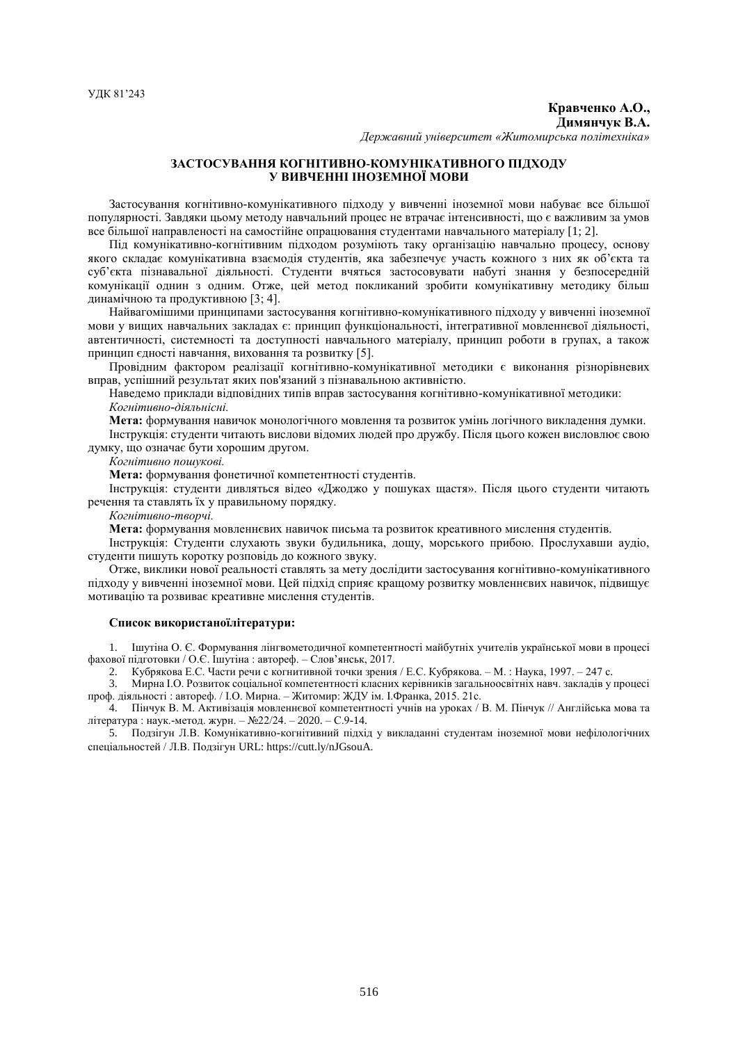УДК 81'243

**Кравченко А.О.,**
**Димянчук В.А.**
*Державний університет «Житомирська політехніка»*

## ЗАСТОСУВАННЯ КОГНІТИВНО-КОМУНІКАТИВНОГО ПІДХОДУ У ВИВЧЕННІ ІНОЗЕМНОЇ МОВИ

Застосування когнітивно-комунікативного підходу у вивченні іноземної мови набуває все більшої популярності. Завдяки цьому методу навчальний процес не втрачає інтенсивності, що є важливим за умов все більшої направленості на самостійне опрацювання студентами навчального матеріалу [1; 2].

Під комунікативно-когнітивним підходом розуміють таку організацію навчально процесу, основу якого складає комунікативна взаємодія студентів, яка забезпечує участь кожного з них як об'єкта та суб'єкта пізнавальної діяльності. Студенти вчяться застосовувати набуті знання у безпосередній комунікації однин з одним. Отже, цей метод покликаний зробити комунікативну методику більш динамічною та продуктивною [3; 4].

Найвагомішими принципами застосування когнітивно-комунікативного підходу у вивченні іноземної мови у вищих навчальних закладах є: принцип функціональності, інтегративної мовленнєвої діяльності, автентичності, системності та доступності навчального матеріалу, принцип роботи в групах, а також принцип єдності навчання, виховання та розвитку [5].

Провідним фактором реалізації когнітивно-комунікативної методики є виконання різнорівневих вправ, успішний результат яких пов'язаний з пізнавальною активністю.

Наведемо приклади відповідних типів вправ застосування когнітивно-комунікативної методики:

*Когнітивно-діяльнісні.*

**Мета:** формування навичок монологічного мовлення та розвиток умінь логічного викладення думки.

Інструкція: студенти читають вислови відомих людей про дружбу. Після цього кожен висловлює свою думку, що означає бути хорошим другом.

*Когнітивно пошукові.*

**Мета:** формування фонетичної компетентності студентів.

Інструкція: студенти дивляться відео «Джоджо у пошуках щастя». Після цього студенти читають речення та ставлять їх у правильному порядку.

*Когнітивно-творчі.*

**Мета:** формування мовленнєвих навичок письма та розвиток креативного мислення студентів.

Інструкція: Студенти слухають звуки будильника, дощу, морського прибою. Прослухавши аудіо, студенти пишуть коротку розповідь до кожного звуку.

Отже, виклики нової реальності ставлять за мету дослідити застосування когнітивно-комунікативного підходу у вивченні іноземної мови. Цей підхід сприяє кращому розвитку мовленнєвих навичок, підвищує мотивацію та розвиває креативне мислення студентів.

**Список використаноїлітератури:**

1. Ішутіна О. Є. Формування лінгвометодичної компетентності майбутніх учителів української мови в процесі фахової підготовки / О.Є. Ішутіна : автореф. – Слов'янськ, 2017.
2. Кубрякова Е.С. Части речи с когнитивной точки зрения / Е.С. Кубрякова. – М. : Наука, 1997. – 247 с.
3. Мирна І.О. Розвиток соціальної компетентності класних керівників загальноосвітніх навч. закладів у процесі проф. діяльності : автореф. / І.О. Мирна. – Житомир: ЖДУ ім. І.Франка, 2015. 21с.
4. Пінчук В. М. Активізація мовленнєвої компетентності учнів на уроках / В. М. Пінчук // Англійська мова та література : наук.-метод. журн. – №22/24. – 2020. – С.9-14.
5. Подзігун Л.В. Комунікативно-когнітивний підхід у викладанні студентам іноземної мови нефілологічних спеціальностей / Л.В. Подзігун URL: https://cutt.ly/nJGsouA.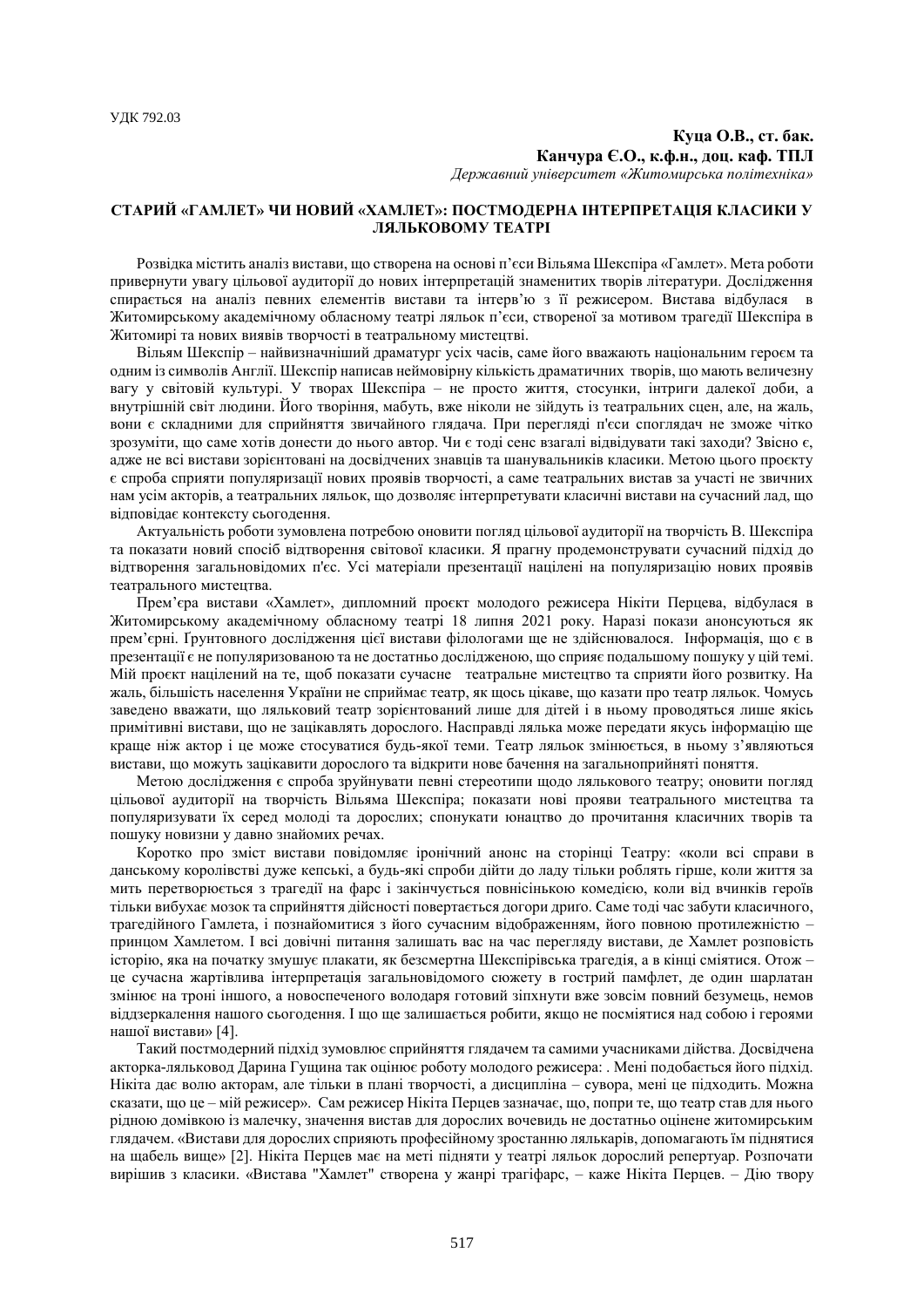УДК 792.03

**Куца О.В., ст. бак.**
**Канчура Є.О., к.ф.н., доц. каф. ТПЛ**
*Державний університет «Житомирська політехніка»*

## СТАРИЙ «ГАМЛЕТ» ЧИ НОВИЙ «ХАМЛЕТ»: ПОСТМОДЕРНА ІНТЕРПРЕТАЦІЯ КЛАСИКИ У ЛЯЛЬКОВОМУ ТЕАТРІ

Розвідка містить аналіз вистави, що створена на основі п'єси Вільяма Шекспіра «Гамлет». Мета роботи привернути увагу цільової аудиторії до нових інтерпретацій знаменитих творів літератури. Дослідження спирається на аналіз певних елементів вистави та інтерв'ю з її режисером. Вистава відбулася в Житомирському академічному обласному театрі ляльок п'єси, створеної за мотивом трагедії Шекспіра в Житомирі та нових виявів творчості в театральному мистецтві.

Вільям Шекспір – найвизначніший драматург усіх часів, саме його вважають національним героєм та одним із символів Англії. Шекспір написав неймовірну кількість драматичних творів, що мають величезну вагу у світовій культурі. У творах Шекспіра – не просто життя, стосунки, інтриги далекої доби, а внутрішній світ людини. Його творіння, мабуть, вже ніколи не зійдуть із театральних сцен, але, на жаль, вони є складними для сприйняття звичайного глядача. При перегляді п'єси споглядач не зможе чітко зрозуміти, що саме хотів донести до нього автор. Чи є тоді сенс взагалі відвідувати такі заходи? Звісно є, адже не всі вистави зорієнтовані на досвідчених знавців та шанувальників класики. Метою цього проєкту є спроба сприяти популяризації нових проявів творчості, а саме театральних вистав за участі не звичних нам усім акторів, а театральних ляльок, що дозволяє інтерпретувати класичні вистави на сучасний лад, що відповідає контексту сьогодення.

Актуальність роботи зумовлена потребою оновити погляд цільової аудиторії на творчість В. Шекспіра та показати новий спосіб відтворення світової класики. Я прагну продемонструвати сучасний підхід до відтворення загальновідомих п'єс. Усі матеріали презентації націлені на популяризацію нових проявів театрального мистецтва.

Прем'єра вистави «Хамлет», дипломний проєкт молодого режисера Нікіти Перцева, відбулася в Житомирському академічному обласному театрі 18 липня 2021 року. Наразі покази анонсуються як прем'єрні. Ґрунтовного дослідження цієї вистави філологами ще не здійснювалося. Інформація, що є в презентації є не популяризованою та не достатньо дослідженою, що сприяє подальшому пошуку у цій темі. Мій проєкт націлений на те, щоб показати сучасне театральне мистецтво та сприяти його розвитку. На жаль, більшість населення України не сприймає театр, як щось цікаве, що казати про театр ляльок. Чомусь заведено вважати, що ляльковий театр зорієнтований лише для дітей і в ньому проводяться лише якісь примітивні вистави, що не зацікавлять дорослого. Насправді лялька може передати інформацію ще краще ніж актор і це може стосуватися будь-якої теми. Театр ляльок змінюється, в ньому з'являються вистави, що можуть зацікавити дорослого та відкрити нове бачення на загальноприйняті поняття.

Метою дослідження є спроба зруйнувати певні стереотипи щодо лялькового театру; оновити погляд цільової аудиторії на творчість Вільяма Шекспіра; показати нові прояви театрального мистецтва та популяризувати їх серед молоді та дорослих; спонукати юнацтво до прочитання класичних творів та пошуку новизни у давно знайомих речах.

Коротко про зміст вистави повідомляє іронічний анонс на сторінці Театру: «коли всі справи в данському королівстві дуже кепські, а будь-які спроби дійти до ладу тільки роблять гірше, коли життя за мить перетворюється з трагедії на фарс і закінчується повнісінькою комедією, коли від вчинків героїв тільки вибухає мозок та сприйняття дійсності повертається догори дриґо. Саме тоді час забути класичного, трагедійного Гамлета, і познайомитися з його сучасним відображенням, його повною протилежністю – принцом Хамлетом. І всі довічні питання залишать вас на час перегляду вистави, де Хамлет розповість історію, яка на початку змушує плакати, як безсмертна Шекспірівська трагедія, а в кінці сміятися. Отож – це сучасна жартівлива інтерпретація загальновідомого сюжету в гострий памфлет, де один шарлатан змінює на троні іншого, а новоспеченого володаря готовий зіпхнути вже зовсім повний безумець, немов віддзеркалення нашого сьогодення. І що ще залишається робити, якщо не посміятися над собою і героями нашої вистави» [4].

Такий постмодерний підхід зумовлює сприйняття глядачем та самими учасниками дійства. Досвідчена акторка-ляльковод Дарина Гущина так оцінює роботу молодого режисера: . Мені подобається його підхід. Нікіта дає волю акторам, але тільки в плані творчості, а дисципліна – сувора, мені це підходить. Можна сказати, що це – мій режисер». Сам режисер Нікіта Перцев зазначає, що, попри те, що театр став для нього рідною домівкою із малечку, значення вистав для дорослих вочевидь не достатньо оцінене житомирським глядачем. «Вистави для дорослих сприяють професійному зростанню лялькарів, допомагають їм піднятися на щабель вище» [2]. Нікіта Перцев має на меті підняти у театрі ляльок дорослий репертуар. Розпочати вирішив з класики. «Вистава "Хамлет" створена у жанрі трагіфарс, – каже Нікіта Перцев. – Дію твору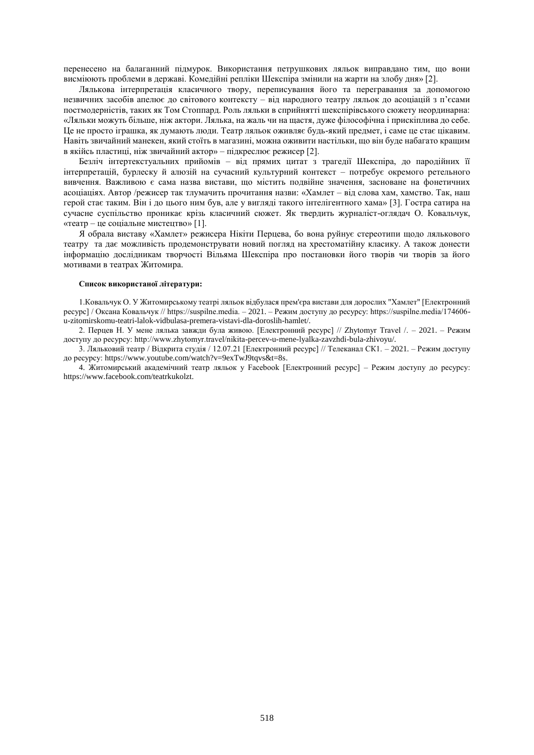перенесено на балаганний підмурок. Використання петрушкових ляльок виправдано тим, що вони висміюють проблеми в державі. Комедійні репліки Шекспіра змінили на жарти на злобу дня» [2].

Ляльковa інтерпретація класичного твору, переписування його та перегравання за допомогою незвичних засобів апелює до світового контексту – від народного театру ляльок до асоціацій з п'єсами постмодерністів, таких як Том Стоппард. Роль ляльки в сприйнятті шекспірівського сюжету неординарна: «Ляльки можуть більше, ніж актори. Лялька, на жаль чи на щастя, дуже філософічна і прискіплива до себе. Це не просто іграшка, як думають люди. Театр ляльок оживляє будь-який предмет, і саме це стає цікавим. Навіть звичайний манекен, який стоїть в магазині, можна оживити настільки, що він буде набагато кращим в якійсь пластиці, ніж звичайний актор» – підкреслює режисер [2].

Безліч інтертекстуальних прийомів – від прямих цитат з трагедії Шекспіра, до пародійних її інтерпретацій, бурлеску й алюзій на сучасний культурний контекст – потребує окремого ретельного вивчення. Важливою є сама назва вистави, що містить подвійне значення, засноване на фонетичних асоціаціях. Автор /режисер так тлумачить прочитання назви: «Хамлет – від слова хам, хамство. Так, наш герой стає таким. Він і до цього ним був, але у вигляді такого інтелігентного хама» [3]. Гостра сатира на сучасне суспільство проникає крізь класичний сюжет. Як твердить журналіст-оглядач О. Ковальчук, «театр – це соціальне мистецтво» [1].

Я обрала виставу «Хамлет» режисера Нікіти Перцева, бо вона руйнує стереотипи щодо лялькового театру та дає можливість продемонструвати новий погляд на хрестоматійну класику. А також донести інформацію дослідникам творчості Вільяма Шекспіра про постановки його творів чи творів за його мотивами в театрах Житомира.

**Список використаної літератури:**

1.Ковальчук О. У Житомирському театрі ляльок відбулася прем'єра вистави для дорослих "Хамлет" [Електронний ресурс] / Оксана Ковальчук // https://suspilne.media. – 2021. – Режим доступу до ресурсу: https://suspilne.media/174606-u-zitomirskomu-teatri-lalok-vidbulasa-premera-vistavi-dla-doroslih-hamlet/.

2. Перцев Н. У мене лялька завжди була живою. [Електронний ресурс] // Zhytomyr Travel /. – 2021. – Режим доступу до ресурсу: http://www.zhytomyr.travel/nikita-percev-u-mene-lyalka-zavzhdi-bula-zhivoyu/.

3. Ляльковий театр / Відкрита студія / 12.07.21 [Електронний ресурс] // Телеканал СК1. – 2021. – Режим доступу до ресурсу: https://www.youtube.com/watch?v=9exTwJ9tqvs&t=8s.

4. Житомирський академічний театр ляльок у Facebook [Електронний ресурс] – Режим доступу до ресурсу: https://www.facebook.com/teatrkukolzt.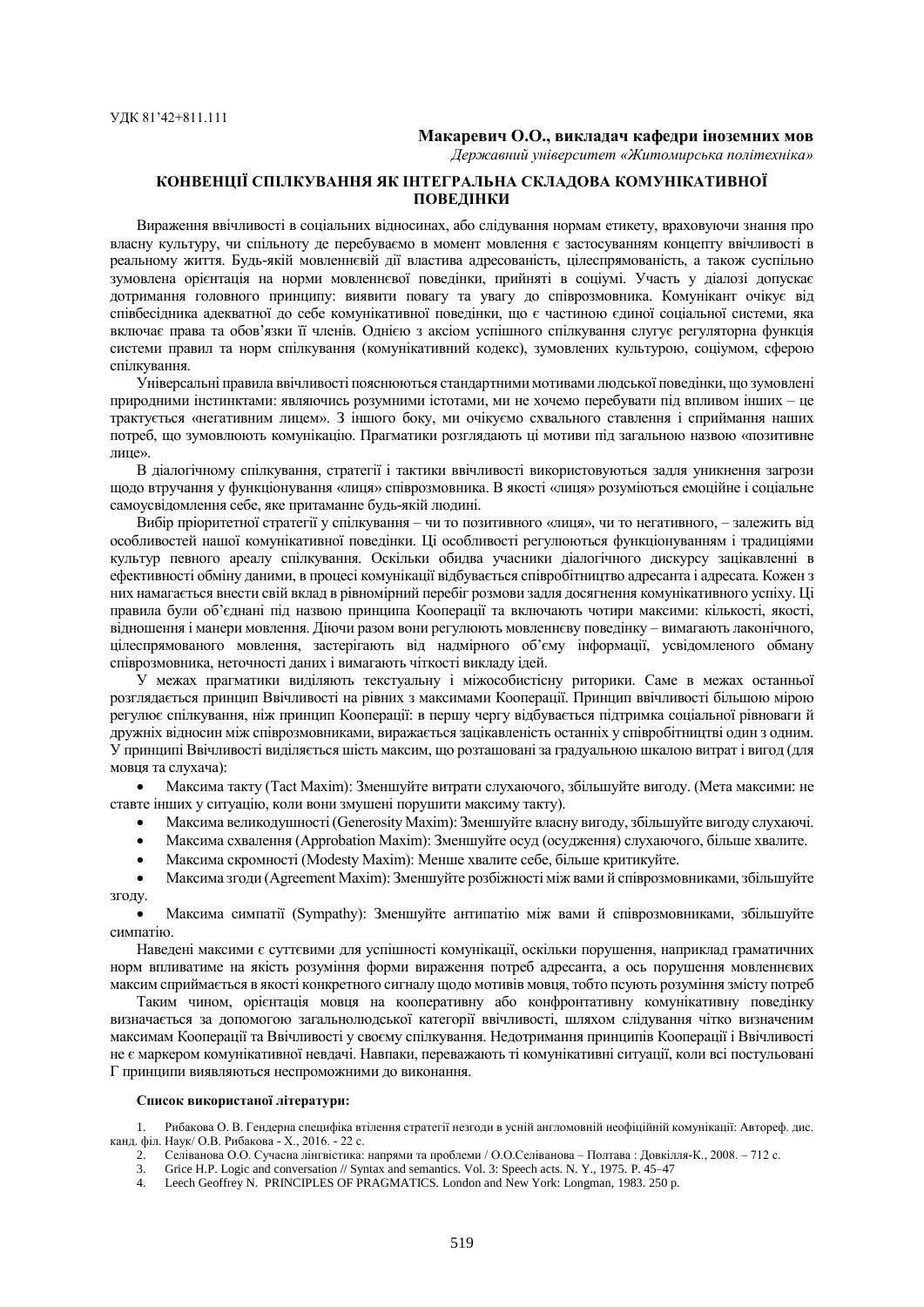УДК 81'42+811.111

**Макаревич О.О., викладач кафедри іноземних мов**
*Державний університет «Житомирська політехніка»*

## КОНВЕНЦІЇ СПІЛКУВАННЯ ЯК ІНТЕГРАЛЬНА СКЛАДОВА КОМУНІКАТИВНОЇ ПОВЕДІНКИ

Вираження ввічливості в соціальних відносинах, або слідування нормам етикету, враховуючи знання про власну культуру, чи спільноту де перебуваємо в момент мовлення є застосуванням концепту ввічливості в реальному життя. Будь-якій мовленнєвій дії властива адресованість, цілеспрямованість, а також суспільно зумовлена орієнтація на норми мовленнєвої поведінки, прийняті в соціумі. Участь у діалозі допускає дотримання головного принципу: виявити повагу та увагу до співрозмовника. Комунікант очікує від співбесідника адекватної до себе комунікативної поведінки, що є частиною єдиної соціальної системи, яка включає права та обов'язки її членів. Однією з аксіом успішного спілкування слугує регуляторна функція системи правил та норм спілкування (комунікативний кодекс), зумовлених культурою, соціумом, сферою спілкування.

Універсальні правила ввічливості пояснюються стандартними мотивами людської поведінки, що зумовлені природними інстинктами: являючись розумними істотами, ми не хочемо перебувати під впливом інших – це трактується «негативним лицем». З іншого боку, ми очікуємо схвального ставлення і сприймання наших потреб, що зумовлюють комунікацію. Прагматики розглядають ці мотиви під загальною назвою «позитивне лице».

В діалогічному спілкування, стратегії і тактики ввічливості використовуються задля уникнення загрози щодо втручання у функціонування «лиця» співрозмовника. В якості «лиця» розуміються емоційне і соціальне самоусвідомлення себе, яке притаманне будь-якій людині.

Вибір пріоритетної стратегії у спілкування – чи то позитивного «лиця», чи то негативного, – залежить від особливостей нашої комунікативної поведінки. Ці особливості регулюються функціонуванням і традиціями культур певного ареалу спілкування. Оскільки обидва учасники діалогічного дискурсу зацікавленні в ефективності обміну даними, в процесі комунікації відбувається співробітництво адресанта і адресата. Кожен з них намагається внести свій вклад в рівномірний перебіг розмови задля досягнення комунікативного успіху. Ці правила були об'єднані під назвою принципа Кооперації та включають чотири максими: кількості, якості, відношення і манери мовлення. Діючи разом вони регулюють мовленнєву поведінку – вимагають лаконічного, цілеспрямованого мовлення, застерігають від надмірного об'єму інформації, усвідомленого обману співрозмовника, неточності даних і вимагають чіткості викладу ідей.

У межах прагматики виділяють текстуальну і міжособистісну риторики. Саме в межах останньої розглядається принцип Ввічливості на рівних з максимами Кооперації. Принцип ввічливості більшою мірою регулює спілкування, ніж принцип Кооперації: в першу чергу відбувається підтримка соціальної рівноваги й дружніх відносин між співрозмовниками, виражається зацікавленість останніх у співробітництві один з одним. У принципі Ввічливості виділяється шість максим, що розташовані за градуальною шкалою витрат і вигод (для мовця та слухача):

- Максима такту (Tact Maxim): Зменшуйте витрати слухаючого, збільшуйте вигоду. (Мета максими: не ставте інших у ситуацію, коли вони змушені порушити максиму такту).
- Максима великодушності (Generosity Maxim): Зменшуйте власну вигоду, збільшуйте вигоду слухаючі.
- Максима схвалення (Approbation Maxim): Зменшуйте осуд (осудження) слухаючого, більше хвалите.
- Максима скромності (Modesty Maxim): Менше хвалите себе, більше критикуйте.
- Максима згоди (Agreement Maxim): Зменшуйте розбіжності між вами й співрозмовниками, збільшуйте згоду.
- Максима симпатії (Sympathy): Зменшуйте антипатію між вами й співрозмовниками, збільшуйте симпатію.

Наведені максими є суттєвими для успішності комунікації, оскільки порушення, наприклад граматичних норм впливатиме на якість розуміння форми вираження потреб адресанта, а ось порушення мовленнєвих максим сприймається в якості конкретного сигналу щодо мотивів мовця, тобто псують розуміння змісту потреб

Таким чином, орієнтація мовця на кооперативну або конфронтативну комунікативну поведінку визначається за допомогою загальнолюдської категорії ввічливості, шляхом слідування чітко визначеним максимам Кооперації та Ввічливості у своєму спілкування. Недотримання принципів Кооперації і Ввічливості не є маркером комунікативної невдачі. Навпаки, переважають ті комунікативні ситуації, коли всі постульовані Г принципи виявляються неспроможними до виконання.

**Список використаної літератури:**

1. Рибакова О. В. Гендерна специфіка втілення стратегії незгоди в усній англомовній неофіційній комунікації: Автореф. дис. канд. філ. Наук/ О.В. Рибакова - Х., 2016. - 22 с.
2. Селіванова О.О. Сучасна лінгвістика: напрями та проблеми / О.О.Селіванова – Полтава : Довкілля-К., 2008. – 712 с.
3. Grice H.P. Logic and conversation // Syntax and semantics. Vol. 3: Speech acts. N. Y., 1975. P. 45–47
4. Leech Geoffrey N. PRINCIPLES OF PRAGMATICS. London and New York: Longman, 1983. 250 p.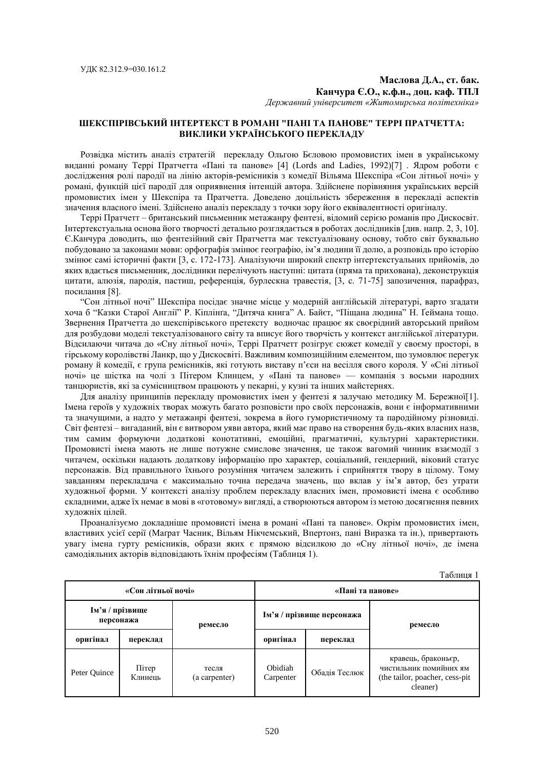УДК 82.312.9=030.161.2

**Маслова Д.А., ст. бак.**
**Канчура Є.О., к.ф.н., доц. каф. ТПЛ**
*Державний університет «Житомирська політехніка»*

## ШЕКСПІРІВСЬКИЙ ІНТЕРТЕКСТ В РОМАНІ "ПАНІ ТА ПАНОВЕ" ТЕРРІ ПРАТЧЕТТА: ВИКЛИКИ УКРАЇНСЬКОГО ПЕРЕКЛАДУ

Розвідка містить аналіз стратегій перекладу Ольгою Бєловою промовистих імен в українському виданні роману Террі Пратчетта «Пані та панове» [4] (Lords and Ladies, 1992)[7] . Ядром роботи є дослідження ролі пародії на лінію акторів-ремісників з комедії Вільяма Шекспіра «Сон літньої ночі» у романі, функцій цієї пародії для оприявнення інтенцій автора. Здійснене порівняння українських версій промовистих імен у Шекспіра та Пратчетта. Доведено доцільність збереження в перекладі аспектів значення власного імені. Здійснено аналіз перекладу з точки зору його еквівалентності оригіналу.

Террі Пратчетт – британський письменник метажанру фентезі, відомий серією романів про Дискосвіт. Інтертекстуальна основа його творчості детально розглядається в роботах дослідників [див. напр. 2, 3, 10]. Є.Канчура доводить, що фентезійний світ Пратчетта має текстуалізовану основу, тобто світ буквально побудовано за законами мови: орфографія змінює географію, ім'я людини її долю, а розповідь про історію змінює самі історичні факти [3, с. 172-173]. Аналізуючи широкий спектр інтертекстуальних прийомів, до яких вдається письменник, дослідники перелічують наступні: цитата (пряма та прихована), деконструкція цитати, алюзія, пародія, пастиш, референція, бурлескна травестія, [3, с. 71-75] запозичення, парафраз, посилання [8].

"Сон літньої ночі" Шекспіра посідає значне місце у модерній англійській літературі, варто згадати хоча б "Казки Старої Англії" Р. Кіплінга, "Дитяча книга" А. Байєт, "Піщана людина" Н. Геймана тощо. Звернення Пратчетта до шекспірівського претексту водночас працює як своєрідний авторський прийом для розбудови моделі текстуалізованого світу та вписує його творчість у контекст англійської літератури. Відсилаючи читача до «Сну літньої ночі», Террі Пратчетт розігрує сюжет комедії у своєму просторі, в гірському королівстві Ланкр, що у Дискосвіті. Важливим композиційним елементом, що зумовлює перегук роману й комедії, є група ремісників, які готують виставу п'єси на весілля свого короля. У «Сні літньої ночі» це шістка на чолі з Пітером Клинцем, у «Пані та панове» — компанія з восьми народних танцюристів, які за сумісництвом працюють у пекарні, у кузні та інших майстернях.

Для аналізу принципів перекладу промовистих імен у фентезі я залучаю методику М. Бережної[1]. Імена героїв у художніх творах можуть багато розповісти про своїх персонажів, вони є інформативними та значущими, а надто у метажанрі фентезі, зокрема в його гумористичному та пародійному різновиді. Світ фентезі – вигаданий, він є витвором уяви автора, який має право на створення будь-яких власних назв, тим самим формуючи додаткові конотативні, емоційні, прагматичні, культурні характеристики. Промовисті імена мають не лише потужне смислове значення, це також вагомий чинник взаємодії з читачем, оскільки надають додаткову інформацію про характер, соціальний, гендерний, віковий статус персонажів. Від правильного їхнього розуміння читачем залежить і сприйняття твору в цілому. Тому завданням перекладача є максимально точна передача значень, що вклав у ім'я автор, без утрати художньої форми. У контексті аналізу проблем перекладу власних імен, промовисті імена є особливо складними, адже їх немає в мові в «готовому» вигляді, а створюються автором із метою досягнення певних художніх цілей.

Проаналізуємо докладніше промовисті імена в романі «Пані та панове». Окрім промовистих імен, властивих усієї серії (Маграт Часник, Вільям Нікчемський, Впертонз, пані Виразка та ін.), привертають увагу імена гурту ремісників, образи яких є прямою відсилкою до «Сну літньої ночі», де імена самодіяльних акторів відповідають їхнім професіям (Таблиця 1).

Таблиця 1

| «Сон літньої ночі» | | | «Пані та панове» | | |
|---|---|---|---|---|---|
| Ім'я / прізвище персонажа | | ремесло | Ім'я / прізвище персонажа | | ремесло |
| оригінал | переклад | | оригінал | переклад | |
| Peter Quince | Пітер Клинець | тесля (a carpenter) | Obidiah Carpenter | Обадія Теслюк | кравець, браконьєр, чистильник помийних ям (the tailor, poacher, cess-pit cleaner) |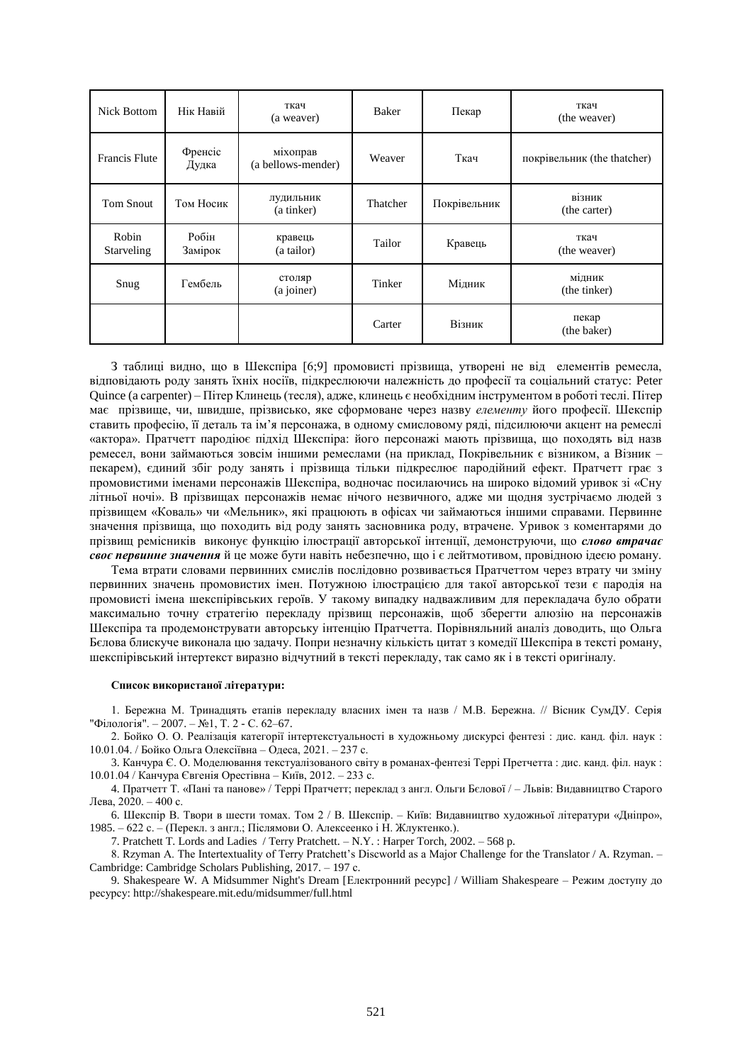| Nick Bottom | Нік Навій | ткач (a weaver) | Baker | Пекар | ткач (the weaver) |
|---|---|---|---|---|---|
| Francis Flute | Френсіс Дудка | міхоправ (a bellows-mender) | Weaver | Ткач | покрівельник (the thatcher) |
| Tom Snout | Том Носик | лудильник (a tinker) | Thatcher | Покрівельник | візник (the carter) |
| Robin Starveling | Робін Замірок | кравець (a tailor) | Tailor | Кравець | ткач (the weaver) |
| Snug | Гембель | столяр (a joiner) | Tinker | Мідник | мідник (the tinker) |
| | | | Carter | Візник | пекар (the baker) |

З таблиці видно, що в Шекспіра [6;9] промовисті прізвища, утворені не від елементів ремесла, відповідають роду занять їхніх носіїв, підкреслюючи належність до професії та соціальний статус: Peter Quince (a carpenter) – Пітер Клинець (тесля), адже, клинець є необхідним інструментом в роботі теслі. Пітер має прізвище, чи, швидше, прізвисько, яке сформоване через назву *елементу* його професії. Шекспір ставить професію, її деталь та ім'я персонажа, в одному смисловому ряді, підсилюючи акцент на ремеслі «актора». Пратчетт пародіює підхід Шекспіра: його персонажі мають прізвища, що походять від назв ремесел, вони займаються зовсім іншими ремеслами (на приклад, Покрівельник є візником, а Візник – пекарем), єдиний збіг роду занять і прізвища тільки підкреслює пародійний ефект. Пратчетт грає з промовистими іменами персонажів Шекспіра, водночас посилаючись на широко відомий уривок зі «Сну літньої ночі». В прізвищах персонажів немає нічого незвичного, адже ми щодня зустрічаємо людей з прізвищем «Коваль» чи «Мельник», які працюють в офісах чи займаються іншими справами. Первинне значення прізвища, що походить від роду занять засновника роду, втрачене. Уривок з коментарями до прізвищ ремісників виконує функцію ілюстрації авторської інтенції, демонструючи, що ***слово втрачає своє первинне значення*** й це може бути навіть небезпечно, що і є лейтмотивом, провідною ідеєю роману.

Тема втрати словами первинних смислів послідовно розвивається Пратчеттом через втрату чи зміну первинних значень промовистих імен. Потужною ілюстрацією для такої авторської тези є пародія на промовисті імена шекспірівських героїв. У такому випадку надважливим для перекладача було обрати максимально точну стратегію перекладу прізвищ персонажів, щоб зберегти алюзію на персонажів Шекспіра та продемонструвати авторську інтенцію Пратчетта. Порівняльний аналіз доводить, що Ольга Бєлова блискуче виконала цю задачу. Попри незначну кількість цитат з комедії Шекспіра в тексті роману, шекспірівський інтертекст виразно відчутний в тексті перекладу, так само як і в тексті оригіналу.

**Список використаної літератури:**

1. Бережна М. Тринадцять етапів перекладу власних імен та назв / М.В. Бережна. // Вісник СумДУ. Серія "Філологія". – 2007. – №1, Т. 2 - С. 62–67.

2. Бойко О. О. Реалізація категорії інтертекстуальності в художньому дискурсі фентезі : дис. канд. філ. наук : 10.01.04. / Бойко Ольга Олексіївна – Одеса, 2021. – 237 с.

3. Канчура Є. О. Моделювання текстуалізованого світу в романах-фентезі Террі Претчетта : дис. канд. філ. наук : 10.01.04 / Канчура Євгенія Орестівна – Київ, 2012. – 233 с.

4. Пратчетт Т. «Пані та панове» / Террі Пратчетт; переклад з англ. Ольги Бєлової / – Львів: Видавництво Старого Лева, 2020. – 400 с.

6. Шекспір В. Твори в шести томах. Том 2 / В. Шекспір. – Київ: Видавництво художньої літератури «Дніпро», 1985. – 622 с. – (Перекл. з англ.; Післямови О. Алексеенко і Н. Жлуктенко.).

7. Pratchett T. Lords and Ladies / Terry Pratchett. – N.Y. : Harper Torch, 2002. – 568 p.

8. Rzyman A. The Intertextuality of Terry Pratchett's Discworld as a Major Challenge for the Translator / A. Rzyman. – Cambridge: Cambridge Scholars Publishing, 2017. – 197 c.

9. Shakespeare W. A Midsummer Night's Dream [Електронний ресурс] / William Shakespeare – Режим доступу до ресурсу: http://shakespeare.mit.edu/midsummer/full.html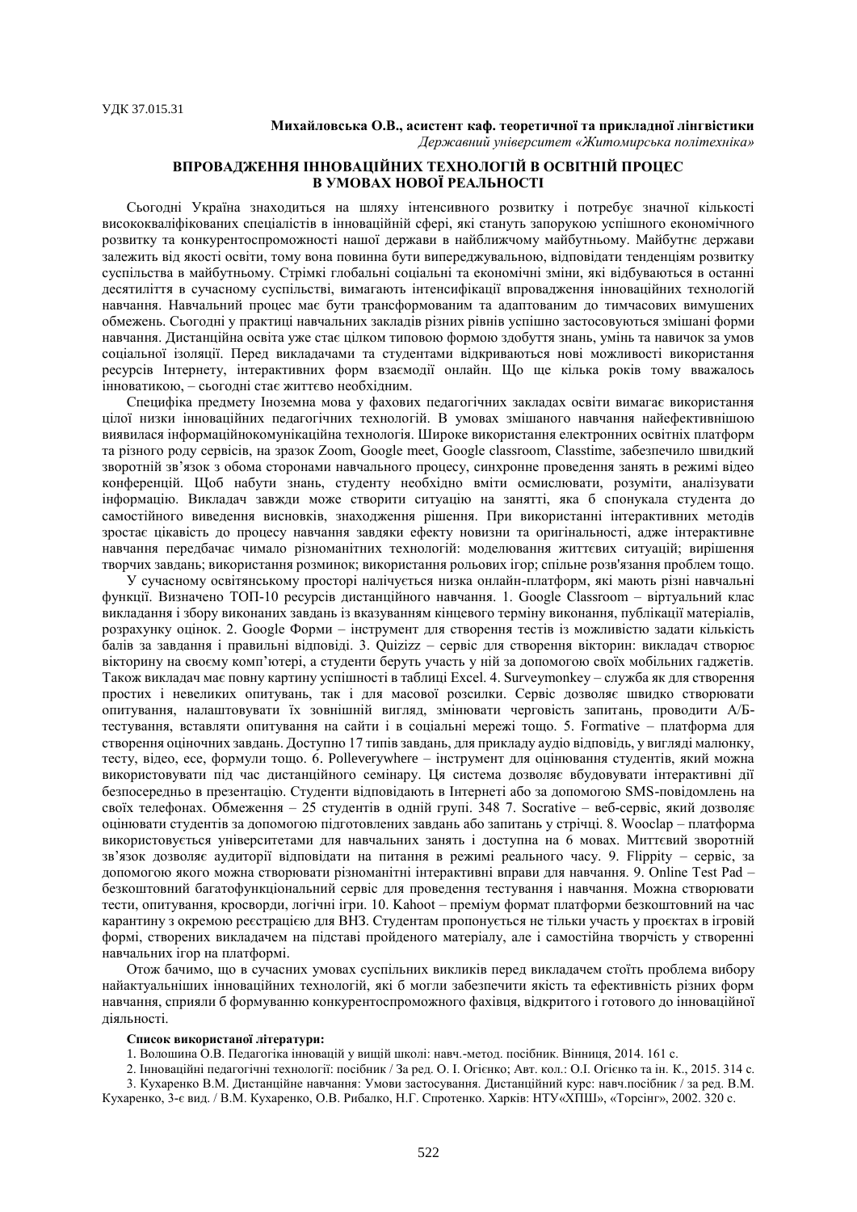УДК 37.015.31

**Михайловська О.В., асистент каф. теоретичної та прикладної лінгвістики**
*Державний університет «Житомирська політехніка»*

## ВПРОВАДЖЕННЯ ІННОВАЦІЙНИХ ТЕХНОЛОГІЙ В ОСВІТНІЙ ПРОЦЕС В УМОВАХ НОВОЇ РЕАЛЬНОСТІ

Сьогодні Україна знаходиться на шляху інтенсивного розвитку і потребує значної кількості висококваліфікованих спеціалістів в інноваційній сфері, які стануть запорукою успішного економічного розвитку та конкурентоспроможності нашої держави в найближчому майбутньому. Майбутнє держави залежить від якості освіти, тому вона повинна бути випереджувальною, відповідати тенденціям розвитку суспільства в майбутньому. Стрімкі глобальні соціальні та економічні зміни, які відбуваються в останні десятиліття в сучасному суспільстві, вимагають інтенсифікації впровадження інноваційних технологій навчання. Навчальний процес має бути трансформованим та адаптованим до тимчасових вимушених обмежень. Сьогодні у практиці навчальних закладів різних рівнів успішно застосовуються змішані форми навчання. Дистанційна освіта уже стає цілком типовою формою здобуття знань, умінь та навичок за умов соціальної ізоляції. Перед викладачами та студентами відкриваються нові можливості використання ресурсів Інтернету, інтерактивних форм взаємодії онлайн. Що ще кілька років тому вважалось інноватикою, – сьогодні стає життєво необхідним.

Специфіка предмету Іноземна мова у фахових педагогічних закладах освіти вимагає використання цілої низки інноваційних педагогічних технологій. В умовах змішаного навчання найефективнішою виявилася інформаційнокомунікаційна технологія. Широке використання електронних освітніх платформ та різного роду сервісів, на зразок Zoom, Google meet, Google classroom, Classtime, забезпечило швидкий зворотній зв'язок з обома сторонами навчального процесу, синхронне проведення занять в режимі відео конференцій. Щоб набути знань, студенту необхідно вміти осмислювати, розуміти, аналізувати інформацію. Викладач завжди може створити ситуацію на занятті, яка б спонукала студента до самостійного виведення висновків, знаходження рішення. При використанні інтерактивних методів зростає цікавість до процесу навчання завдяки ефекту новизни та оригінальності, адже інтерактивне навчання передбачає чимало різноманітних технологій: моделювання життєвих ситуацій; вирішення творчих завдань; використання розминок; використання рольових ігор; спільне розв'язання проблем тощо.

У сучасному освітянському просторі налічується низка онлайн-платформ, які мають різні навчальні функції. Визначено ТОП-10 ресурсів дистанційного навчання. 1. Google Classroom – віртуальний клас викладання і збору виконаних завдань із вказуванням кінцевого терміну виконання, публікації матеріалів, розрахунку оцінок. 2. Google Форми – інструмент для створення тестів із можливістю задати кількість балів за завдання і правильні відповіді. 3. Quizizz – сервіс для створення вікторин: викладач створює вікторину на своєму комп'ютері, а студенти беруть участь у ній за допомогою своїх мобільних гаджетів. Також викладач має повну картину успішності в таблиці Excel. 4. Surveymonkey – служба як для створення простих і невеликих опитувань, так і для масової розсилки. Сервіс дозволяє швидко створювати опитування, налаштовувати їх зовнішній вигляд, змінювати черговість запитань, проводити А/Б-тестування, вставляти опитування на сайти і в соціальні мережі тощо. 5. Formative – платформа для створення оціночних завдань. Доступно 17 типів завдань, для прикладу аудіо відповідь, у вигляді малюнку, тесту, відео, есе, формули тощо. 6. Polleverywhere – інструмент для оцінювання студентів, який можна використовувати під час дистанційного семінару. Ця система дозволяє вбудовувати інтерактивні дії безпосередньо в презентацію. Студенти відповідають в Інтернеті або за допомогою SMS-повідомлень на своїх телефонах. Обмеження – 25 студентів в одній групі. 348 7. Socrative – веб-сервіс, який дозволяє оцінювати студентів за допомогою підготовлених завдань або запитань у стрічці. 8. Wooclap – платформа використовується університетами для навчальних занять і доступна на 6 мовах. Миттєвий зворотній зв'язок дозволяє аудиторії відповідати на питання в режимі реального часу. 9. Flippity – сервіс, за допомогою якого можна створювати різноманітні інтерактивні вправи для навчання. 9. Online Test Pad – безкоштовний багатофункціональний сервіс для проведення тестування і навчання. Можна створювати тести, опитування, кросворди, логічні ігри. 10. Kahoot – преміум формат платформи безкоштовний на час карантину з окремою реєстрацією для ВНЗ. Студентам пропонується не тільки участь у проєктах в ігровій формі, створених викладачем на підставі пройденого матеріалу, але і самостійна творчість у створенні навчальних ігор на платформі.

Отож бачимо, що в сучасних умовах суспільних викликів перед викладачем стоїть проблема вибору найактуальніших інноваційних технологій, які б могли забезпечити якість та ефективність різних форм навчання, сприяли б формуванню конкурентоспроможного фахівця, відкритого і готового до інноваційної діяльності.

**Список використаної літератури:**

1. Волошина О.В. Педагогіка інновацій у вищій школі: навч.-метод. посібник. Вінниця, 2014. 161 с.
2. Інноваційні педагогічні технології: посібник / За ред. О. І. Огієнко; Авт. кол.: О.І. Огієнко та ін. К., 2015. 314 с.
3. Кухаренко В.М. Дистанційне навчання: Умови застосування. Дистанційний курс: навч.посібник / за ред. В.М. Кухаренко, 3-є вид. / В.М. Кухаренко, О.В. Рибалко, Н.Г. Спротенко. Харків: НТУ«ХПІ», «Торсінг», 2002. 320 с.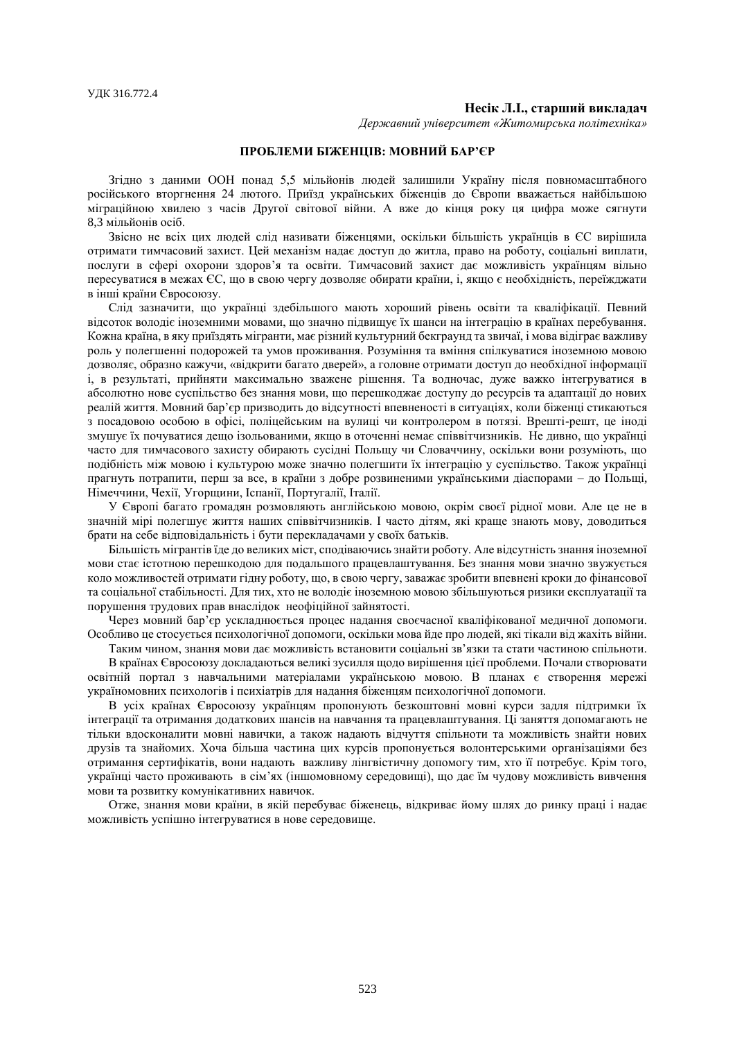УДК 316.772.4

**Несік Л.І., старший викладач**
*Державний університет «Житомирська політехніка»*

## ПРОБЛЕМИ БІЖЕНЦІВ: МОВНИЙ БАР'ЄР

Згідно з даними ООН понад 5,5 мільйонів людей залишили Україну після повномасштабного російського вторгнення 24 лютого. Приїзд українських біженців до Європи вважається найбільшою міграційною хвилею з часів Другої світової війни. А вже до кінця року ця цифра може сягнути 8,3 мільйонів осіб.

Звісно не всіх цих людей слід називати біженцями, оскільки більшість українців в ЄС вирішила отримати тимчасовий захист. Цей механізм надає доступ до житла, право на роботу, соціальні виплати, послуги в сфері охорони здоров'я та освіти. Тимчасовий захист дає можливість українцям вільно пересуватися в межах ЄС, що в свою чергу дозволяє обирати країни, і, якщо є необхідність, переїжджати в інші країни Євросоюзу.

Слід зазначити, що українці здебільшого мають хороший рівень освіти та кваліфікації. Певний відсоток володіє іноземними мовами, що значно підвищує їх шанси на інтеграцію в країнах перебування. Кожна країна, в яку приїздять мігранти, має різний культурний бекграунд та звичаї, і мова відіграє важливу роль у полегшенні подорожей та умов проживання. Розуміння та вміння спілкуватися іноземною мовою дозволяє, образно кажучи, «відкрити багато дверей», а головне отримати доступ до необхідної інформації і, в результаті, прийняти максимально зважене рішення. Та водночас, дуже важко інтегруватися в абсолютно нове суспільство без знання мови, що перешкоджає доступу до ресурсів та адаптації до нових реалій життя. Мовний бар'єр призводить до відсутності впевненості в ситуаціях, коли біженці стикаються з посадовою особою в офісі, поліцейським на вулиці чи контролером в потязі. Врешті-решт, це іноді змушує їх почуватися дещо ізольованими, якщо в оточенні немає співвітчизників. Не дивно, що українці часто для тимчасового захисту обирають сусідні Польщу чи Словаччину, оскільки вони розуміють, що подібність між мовою і культурою може значно полегшити їх інтеграцію у суспільство. Також українці прагнуть потрапити, перш за все, в країни з добре розвиненими українськими діаспорами – до Польщі, Німеччини, Чехії, Угорщини, Іспанії, Португалії, Італії.

У Європі багато громадян розмовляють англійською мовою, окрім своєї рідної мови. Але це не в значній мірі полегшує життя наших співвітчизників. І часто дітям, які краще знають мову, доводиться брати на себе відповідальність і бути перекладачами у своїх батьків.

Більшість мігрантів їде до великих міст, сподіваючись знайти роботу. Але відсутність знання іноземної мови стає істотною перешкодою для подальшого працевлаштування. Без знання мови значно звужується коло можливостей отримати гідну роботу, що, в свою чергу, заважає зробити впевнені кроки до фінансової та соціальної стабільності. Для тих, хто не володіє іноземною мовою збільшуються ризики експлуатації та порушення трудових прав внаслідок неофіційної зайнятості.

Через мовний бар'єр ускладнюється процес надання своєчасної кваліфікованої медичної допомоги. Особливо це стосується психологічної допомоги, оскільки мова йде про людей, які тікали від жахіть війни.

Таким чином, знання мови дає можливість встановити соціальні зв'язки та стати частиною спільноти.

В країнах Євросоюзу докладаються великі зусилля щодо вирішення цієї проблеми. Почали створювати освітній портал з навчальними матеріалами українською мовою. В планах є створення мережі україномовних психологів і психіатрів для надання біженцям психологічної допомоги.

В усіх країнах Євросоюзу українцям пропонують безкоштовні мовні курси задля підтримки їх інтеграції та отримання додаткових шансів на навчання та працевлаштування. Ці заняття допомагають не тільки вдосконалити мовні навички, а також надають відчуття спільноти та можливість знайти нових друзів та знайомих. Хоча більша частина цих курсів пропонується волонтерськими організаціями без отримання сертифікатів, вони надають важливу лінгвістичну допомогу тим, хто її потребує. Крім того, українці часто проживають в сім'ях (іншомовному середовищі), що дає їм чудову можливість вивчення мови та розвитку комунікативних навичок.

Отже, знання мови країни, в якій перебуває біженець, відкриває йому шлях до ринку праці і надає можливість успішно інтегруватися в нове середовище.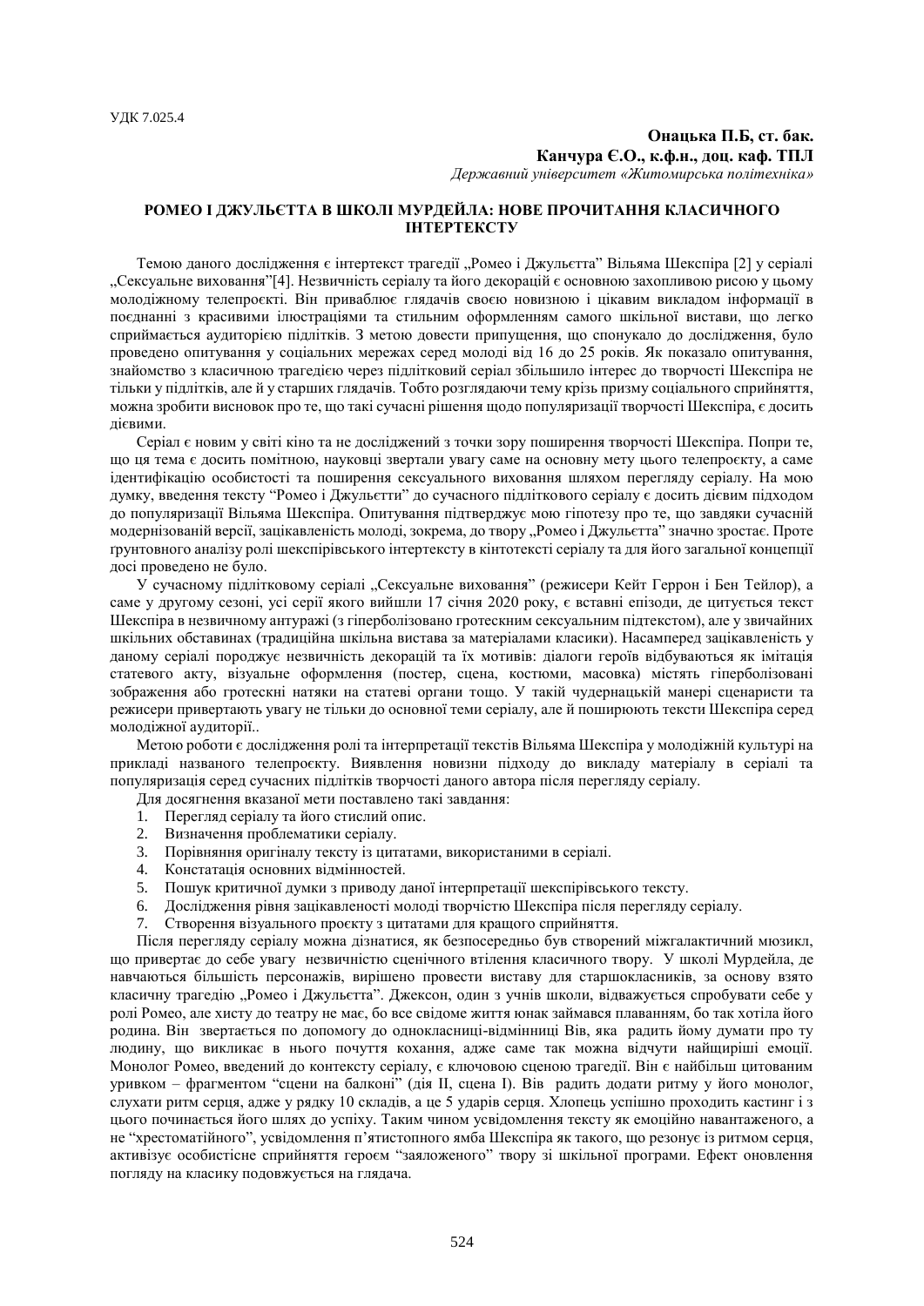УДК 7.025.4

**Онацька П.Б, ст. бак.**
**Канчура Є.О., к.ф.н., доц. каф. ТПЛ**
*Державний університет «Житомирська політехніка»*

## РОМЕО І ДЖУЛЬЄТТА В ШКОЛІ МУРДЕЙЛА: НОВЕ ПРОЧИТАННЯ КЛАСИЧНОГО ІНТЕРТЕКСТУ

Темою даного дослідження є інтертекст трагедії „Ромео і Джульєтта" Вільяма Шекспіра [2] у серіалі „Сексуальне виховання"[4]. Незвичність серіалу та його декорацій є основною захопливою рисою у цьому молодіжному телепроєкті. Він приваблює глядачів своєю новизною і цікавим викладом інформації в поєднанні з красивими ілюстраціями та стильним оформленням самого шкільної вистави, що легко сприймається аудиторією підлітків. З метою довести припущення, що спонукало до дослідження, було проведено опитування у соціальних мережах серед молоді від 16 до 25 років. Як показало опитування, знайомство з класичною трагедією через підлітковий серіал збільшило інтерес до творчості Шекспіра не тільки у підлітків, але й у старших глядачів. Тобто розглядаючи тему крізь призму соціального сприйняття, можна зробити висновок про те, що такі сучасні рішення щодо популяризації творчості Шекспіра, є досить дієвими.

Серіал є новим у світі кіно та не досліджений з точки зору поширення творчості Шекспіра. Попри те, що ця тема є досить помітною, науковці звертали увагу саме на основну мету цього телепроєкту, а саме ідентифікацію особистості та поширення сексуального виховання шляхом перегляду серіалу. На мою думку, введення тексту "Ромео і Джульєтти" до сучасного підліткового серіалу є досить дієвим підходом до популяризації Вільяма Шекспіра. Опитування підтверджує мою гіпотезу про те, що завдяки сучасній модернізованій версії, зацікавленість молоді, зокрема, до твору „Ромео і Джульєтта" значно зростає. Проте ґрунтовного аналізу ролі шекспірівського інтертексту в кінтотексті серіалу та для його загальної концепції досі проведено не було.

У сучасному підлітковому серіалі „Сексуальне виховання" (режисери Кейт Геррон і Бен Тейлор), а саме у другому сезоні, усі серії якого вийшли 17 січня 2020 року, є вставні епізоди, де цитується текст Шекспіра в незвичному антуражі (з гіперболізовано гротескним сексуальним підтекстом), але у звичайних шкільних обставинах (традиційна шкільна вистава за матеріалами класики). Насамперед зацікавленість у даному серіалі породжує незвичність декорацій та їх мотивів: діалоги героїв відбуваються як імітація статевого акту, візуальне оформлення (постер, сцена, костюми, масовка) містять гіперболізовані зображення або гротескні натяки на статеві органи тощо. У такій чудернацькій манері сценаристи та режисери привертають увагу не тільки до основної теми серіалу, але й поширюють тексти Шекспіра серед молодіжної аудиторії..

Метою роботи є дослідження ролі та інтерпретації текстів Вільяма Шекспіра у молодіжній культурі на прикладі названого телепроєкту. Виявлення новизни підходу до викладу матеріалу в серіалі та популяризація серед сучасних підлітків творчості даного автора після перегляду серіалу.

Для досягнення вказаної мети поставлено такі завдання:

1. Перегляд серіалу та його стислий опис.
2. Визначення проблематики серіалу.
3. Порівняння оригіналу тексту із цитатами, використаними в серіалі.
4. Констатація основних відмінностей.
5. Пошук критичної думки з приводу даної інтерпретації шекспірівського тексту.
6. Дослідження рівня зацікавленості молоді творчістю Шекспіра після перегляду серіалу.
7. Створення візуального проєкту з цитатами для кращого сприйняття.

Після перегляду серіалу можна дізнатися, як безпосередньо був створений міжгалактичний мюзикл, що привертає до себе увагу незвичністю сценічного втілення класичного твору. У школі Мурдейла, де навчаються більшість персонажів, вирішено провести виставу для старшокласників, за основу взято класичну трагедію „Ромео і Джульєтта". Джексон, один з учнів школи, відважується спробувати себе у ролі Ромео, але хисту до театру не має, бо все свідоме життя юнак займався плаванням, бо так хотіла його родина. Він звертається по допомогу до однокласниці-відмінниці Вів, яка радить йому думати про ту людину, що викликає в нього почуття кохання, адже саме так можна відчути найщиріші емоції. Монолог Ромео, введений до контексту серіалу, є ключовою сценою трагедії. Він є найбільш цитованим уривком – фрагментом "сцени на балконі" (дія II, сцена I). Вів радить додати ритму у його монолог, слухати ритм серця, адже у рядку 10 складів, а це 5 ударів серця. Хлопець успішно проходить кастинг і з цього починається його шлях до успіху. Таким чином усвідомлення тексту як емоційно навантаженого, а не "хрестоматійного", усвідомлення п'ятистопного ямба Шекспіра як такого, що резонує із ритмом серця, активізує особистісне сприйняття героєм "заяложеного" твору зі шкільної програми. Ефект оновлення погляду на класику подовжується на глядача.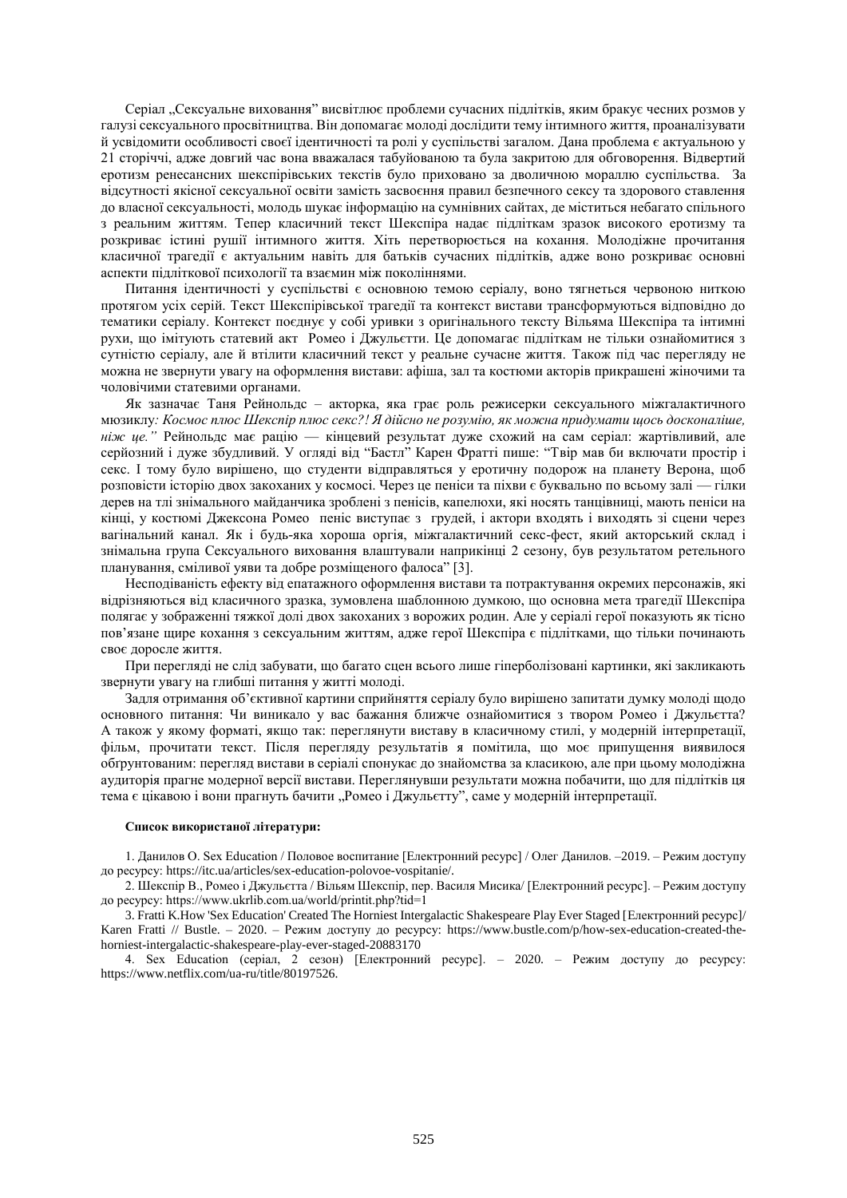Серіал „Сексуальне виховання" висвітлює проблеми сучасних підлітків, яким бракує чесних розмов у галузі сексуального просвітництва. Він допомагає молоді дослідити тему інтимного життя, проаналізувати й усвідомити особливості своєї ідентичності та ролі у суспільстві загалом. Дана проблема є актуальною у 21 сторіччі, адже довгий час вона вважалася табуйованою та була закритою для обговорення. Відвертий еротизм ренесансних шекспірівських текстів було приховано за дволичною мораллю суспільства. За відсутності якісної сексуальної освіти замість засвоєння правил безпечного сексу та здорового ставлення до власної сексуальності, молодь шукає інформацію на сумнівних сайтах, де міститься небагато спільного з реальним життям. Тепер класичний текст Шекспіра надає підліткам зразок високого еротизму та розкриває істині рушії інтимного життя. Хіть перетворюється на кохання. Молодіжне прочитання класичної трагедії є актуальним навіть для батьків сучасних підлітків, адже воно розкриває основні аспекти підліткової психології та взаємин між поколіннями.

Питання ідентичності у суспільстві є основною темою серіалу, воно тягнеться червоною ниткою протягом усіх серій. Текст Шекспірівської трагедії та контекст вистави трансформуються відповідно до тематики серіалу. Контекст поєднує у собі уривки з оригінального тексту Вільяма Шекспіра та інтимні рухи, що імітують статевий акт Ромео і Джульєтти. Це допомагає підліткам не тільки ознайомитися з сутністю серіалу, але й втілити класичний текст у реальне сучасне життя. Також під час перегляду не можна не звернути увагу на оформлення вистави: афіша, зал та костюми акторів прикрашені жіночими та чоловічими статевими органами.

Як зазначає Таня Рейнольдс – акторка, яка грає роль режисерки сексуального міжгалактичного мюзиклу*: Космос плюс Шекспір плюс секс?! Я дійсно не розумію, як можна придумати щось досконаліше, ніж це."* Рейнольдс має рацію — кінцевий результат дуже схожий на сам серіал: жартівливий, але серйозний і дуже збудливий. У огляді від "Бастл" Карен Фратті пише: "Твір мав би включати простір і секс. І тому було вирішено, що студенти відправляться у еротичну подорож на планету Верона, щоб розповісти історію двох закоханих у космосі. Через це пеніси та піхви є буквально по всьому залі — гілки дерев на тлі знімального майданчика зроблені з пенісів, капелюхи, які носять танцівниці, мають пеніси на кінці, у костюмі Джексона Ромео пеніс виступає з грудей, і актори входять і виходять зі сцени через вагінальний канал. Як і будь-яка хороша оргія, міжгалактичний секс-фест, який акторський склад і знімальна група Сексуального виховання влаштували наприкінці 2 сезону, був результатом ретельного планування, сміливої уяви та добре розміщеного фалоса" [3].

Несподіваність ефекту від епатажного оформлення вистави та потрактування окремих персонажів, які відрізняються від класичного зразка, зумовлена шаблонною думкою, що основна мета трагедії Шекспіра полягає у зображенні тяжкої долі двох закоханих з ворожих родин. Але у серіалі герої показують як тісно пов'язане щире кохання з сексуальним життям, адже герої Шекспіра є підлітками, що тільки починають своє доросле життя.

При перегляді не слід забувати, що багато сцен всього лише гіперболізовані картинки, які закликають звернути увагу на глибші питання у житті молоді.

Задля отримання об'єктивної картини сприйняття серіалу було вирішено запитати думку молоді щодо основного питання: Чи виникало у вас бажання ближче ознайомитися з твором Ромео і Джульєтта? А також у якому форматі, якщо так: переглянути виставу в класичному стилі, у модерній інтерпретації, фільм, прочитати текст. Після перегляду результатів я помітила, що моє припущення виявилося обґрунтованим: перегляд вистави в серіалі спонукає до знайомства за класикою, але при цьому молодіжна аудиторія прагне модерної версії вистави. Переглянувши результати можна побачити, що для підлітків ця тема є цікавою і вони прагнуть бачити „Ромео і Джульєтту", саме у модерній інтерпретації.

**Список використаної літератури:**

1. Данилов О. Sex Education / Половое воспитание [Електронний ресурс] / Олег Данилов. –2019. – Режим доступу до ресурсу: https://itc.ua/articles/sex-education-polovoe-vospitanie/.

2. Шекспір В., Ромео і Джульєтта / Вільям Шекспір, пер. Василя Мисика/ [Електронний ресурс]. – Режим доступу до ресурсу: https://www.ukrlib.com.ua/world/printit.php?tid=1

3. Fratti K.How 'Sex Education' Created The Horniest Intergalactic Shakespeare Play Ever Staged [Електронний ресурс]/ Karen Fratti // Bustle. – 2020. – Режим доступу до ресурсу: https://www.bustle.com/p/how-sex-education-created-the-horniest-intergalactic-shakespeare-play-ever-staged-20883170

4. Sex Education (серіал, 2 сезон) [Електронний ресурс]. – 2020. – Режим доступу до ресурсу: https://www.netflix.com/ua-ru/title/80197526.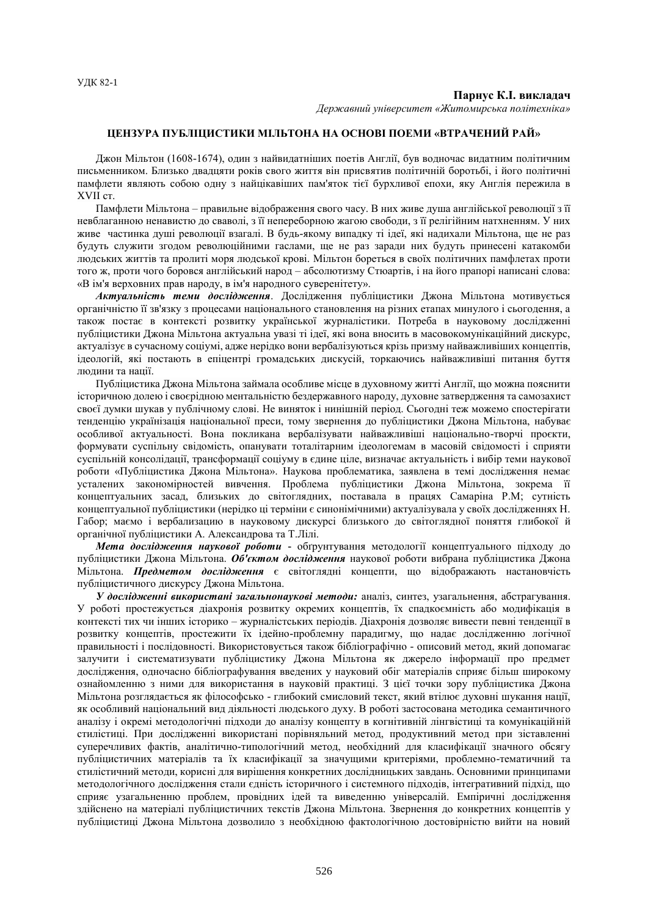УДК 82-1

**Парнус К.І. викладач**

*Державний університет «Житомирська політехніка»*

## ЦЕНЗУРА ПУБЛІЦИСТИКИ МІЛЬТОНА НА ОСНОВІ ПОЕМИ «ВТРАЧЕНИЙ РАЙ»

Джон Мільтон (1608-1674), один з найвидатніших поетів Англії, був водночас видатним політичним письменником. Близько двадцяти років свого життя він присвятив політичній боротьбі, і його політичні памфлети являють собою одну з найцікавіших пам'яток тієї бурхливої епохи, яку Англія пережила в XVII ст.

Памфлети Мільтона – правильне відображення свого часу. В них живе душа англійської революції з її невблаганною ненавистю до сваволі, з її непереборною жагою свободи, з її релігійним натхненням. У них живе частинка душі революції взагалі. В будь-якому випадку ті ідеї, які надихали Мільтона, ще не раз будуть служити згодом революційними гаслами, ще не раз заради них будуть принесені катакомби людських життів та проліті моря людської крові. Мільтон бореться в своїх політичних памфлетах проти того ж, проти чого боровся англійський народ – абсолютизму Стюартів, і на його прапорі написані слова: «В ім'я верховних прав народу, в ім'я народного суверенітету».

***Актуальність теми дослідження***. Дослідження публіцистики Джона Мільтона мотивується органічністю її зв'язку з процесами національного становлення на різних етапах минулого і сьогодення, а також постає в контексті розвитку української журналістики. Потреба в науковому дослідженні публіцистики Джона Мільтона актуальна увазі ті ідеї, які вона вносить в масовокомунікаційний дискурс, актуалізує в сучасному соціумі, адже нерідко вони вербалізуються крізь призму найважливіших концептів, ідеологій, які постають в епіцентрі громадських дискусій, торкаючись найважливіші питання буття людини та нації.

Публіцистика Джона Мільтона займала особливе місце в духовному житті Англії, що можна пояснити історичною долею і своєрідною ментальністю бездержавного народу, духовне затвердження та самозахист своєї думки шукав у публічному слові. Не виняток і нинішній період. Сьогодні теж можемо спостерігати тенденцію українізація національної преси, тому звернення до публіцистики Джона Мільтона, набуває особливої актуальності. Вона покликана вербалізувати найважливіші національно-творчі проєкти, формувати суспільну свідомість, опанувати тоталітарним ідеологемам в масовій свідомості і сприяти суспільній консолідації, трансформації соціуму в єдине ціле, визначає актуальність і вибір теми наукової роботи «Публіцистика Джона Мільтона». Наукова проблематика, заявлена в темі дослідження немає усталених закономірностей вивчення. Проблема публіцистики Джона Мільтона, зокрема її концептуальних засад, близьких до світоглядних, поставала в працях Самаріна Р.М; сутність концептуальної публіцистики (нерідко ці терміни є синонімічними) актуалізувала у своїх дослідженнях Н. Габор; маємо і вербализацію в науковому дискурсі близького до світоглядної поняття глибокої й органічної публіцистики А. Александрова та Т.Лілі.

***Мета дослідження наукової роботи*** - обґрунтування методології концептуального підходу до публіцистики Джона Мільтона. ***Об'єктом дослідження*** наукової роботи вибрана публіцистика Джона Мільтона. ***Предметом дослідження*** є світоглядні концепти, що відображають настановчість публіцистичного дискурсу Джона Мільтона.

***У дослідженні використані загальнонаукові методи:*** аналіз, синтез, узагальнення, абстрагування. У роботі простежується діахронія розвитку окремих концептів, їх спадкоємність або модифікація в контексті тих чи інших історико – журналістських періодів. Діахронія дозволяє вивести певні тенденції в розвитку концептів, простежити їх ідейно-проблемну парадигму, що надає дослідженню логічної правильності і послідовності. Використовується також бібліографічно - описовий метод, який допомагає залучити і систематизувати публіцистику Джона Мільтона як джерело інформації про предмет дослідження, одночасно бібліографування введених у науковий обіг матеріалів сприяє більш широкому ознайомленню з ними для використання в науковій практиці. З цієї точки зору публіцистика Джона Мільтона розглядається як філософсько - глибокий смисловий текст, який втілює духовні шукання нації, як особливий національний вид діяльності людського духу. В роботі застосована методика семантичного аналізу і окремі методологічні підходи до аналізу концепту в когнітивній лінгвістиці та комунікаційній стилістиці. При дослідженні використані порівняльний метод, продуктивний метод при зіставленні суперечливих фактів, аналітично-типологічний метод, необхідний для класифікації значного обсягу публіцистичних матеріалів та їх класифікації за значущими критеріями, проблемно-тематичний та стилістичний методи, корисні для вирішення конкретних дослідницьких завдань. Основними принципами методологічного дослідження стали єдність історичного і системного підходів, інтегративний підхід, що сприяє узагальненню проблем, провідних ідей та виведенню універсалій. Емпіричні дослідження здійснено на матеріалі публіцистичних текстів Джона Мільтона. Звернення до конкретних концептів у публіцистиці Джона Мільтона дозволило з необхідною фактологічною достовірністю вийти на новий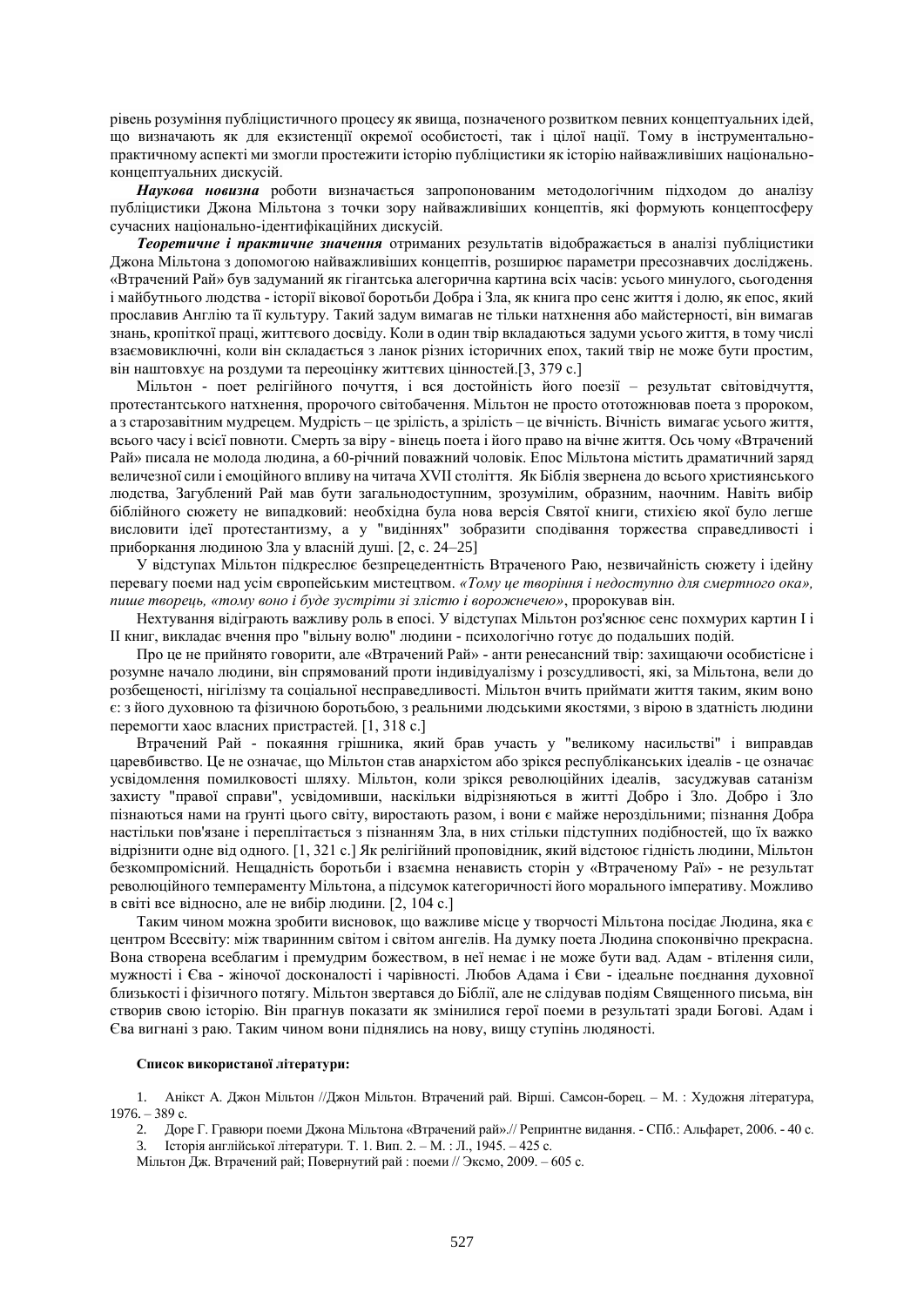рівень розуміння публіцистичного процесу як явища, позначеного розвитком певних концептуальних ідей, що визначають як для екзистенції окремої особистості, так і цілої нації. Тому в інструментально-практичному аспекті ми змогли простежити історію публіцистики як історію найважливіших національно-концептуальних дискусій.

***Наукова новизна*** роботи визначається запропонованим методологічним підходом до аналізу публіцистики Джона Мільтона з точки зору найважливіших концептів, які формують концептосферу сучасних національно-ідентифікаційних дискусій.

***Теоретичне і практичне значення*** отриманих результатів відображається в аналізі публіцистики Джона Мільтона з допомогою найважливіших концептів, розширює параметри пресознавчих досліджень. «Втрачений Рай» був задуманий як гігантська алегорична картина всіх часів: усього минулого, сьогодення і майбутнього людства - історії вікової боротьби Добра і Зла, як книга про сенс життя і долю, як епос, який прославив Англію та її культуру. Такий задум вимагав не тільки натхнення або майстерності, він вимагав знань, копіткої праці, життєвого досвіду. Коли в один твір вкладаються задуми усього життя, в тому числі взаємовиключні, коли він складається з ланок різних історичних епох, такий твір не може бути простим, він наштовхує на роздуми та переоцінку життєвих цінностей.[3, 379 с.]

Мільтон - поет релігійного почуття, і вся достойність його поезії – результат світовідчуття, протестантського натхнення, пророчого світобачення. Мільтон не просто ототожнював поета з пророком, а з старозавітним мудрецем. Мудрість – це зрілість, а зрілість – це вічність. Вічність вимагає усього життя, всього часу і всієї повноти. Смерть за віру - вінець поета і його право на вічне життя. Ось чому «Втрачений Рай» писала не молода людина, а 60-річний поважний чоловік. Епос Мільтона містить драматичний заряд величезної сили і емоційного впливу на читача XVII століття. Як Біблія звернена до всього християнського людства, Загублений Рай мав бути загальнодоступним, зрозумілим, образним, наочним. Навіть вибір біблійного сюжету не випадковий: необхідна була нова версія Святої книги, стихією якої було легше висловити ідеї протестантизму, а у "видіннях" зобразити сподівання торжества справедливості і приборкання людиною Зла у власній душі. [2, с. 24–25]

У відступах Мільтон підкреслює безпрецедентність Втраченого Раю, незвичайність сюжету і ідейну перевагу поеми над усім європейським мистецтвом. *«Тому це творіння і недоступно для смертного ока», пише творець, «тому воно і буде зустріти зі злістю і ворожнечею»*, пророкував він.

Нехтування відіграють важливу роль в епосі. У відступах Мільтон роз'яснює сенс похмурих картин I і II книг, викладає вчення про "вільну волю" людини - психологічно готує до подальших подій.

Про це не прийнято говорити, але «Втрачений Рай» - анти ренесансний твір: захищаючи особистісне і розумне начало людини, він спрямований проти індивідуалізму і розсудливості, які, за Мільтона, вели до розбещеності, нігілізму та соціальної несправедливості. Мільтон вчить приймати життя таким, яким воно є: з його духовною та фізичною боротьбою, з реальними людськими якостями, з вірою в здатність людини перемогти хаос власних пристрастей. [1, 318 с.]

Втрачений Рай - покаяння грішника, який брав участь у "великому насильстві" і виправдав царевбивство. Це не означає, що Мільтон став анархістом або зрікся республіканських ідеалів - це означає усвідомлення помилковості шляху. Мільтон, коли зрікся революційних ідеалів, засуджував сатанізм захисту "правої справи", усвідомивши, наскільки відрізняються в житті Добро і Зло. Добро і Зло пізнаються нами на ґрунті цього світу, виростають разом, і вони є майже нероздільними; пізнання Добра настільки пов'язане і переплітається з пізнанням Зла, в них стільки підступних подібностей, що їх важко відрізнити одне від одного. [1, 321 с.] Як релігійний проповідник, який відстоює гідність людини, Мільтон безкомпромісний. Нещадність боротьби і взаємна ненависть сторін у «Втраченому Раї» - не результат революційного темпераменту Мільтона, а підсумок категоричності його морального імперативу. Можливо в світі все відносно, але не вибір людини. [2, 104 с.]

Таким чином можна зробити висновок, що важливе місце у творчості Мільтона посідає Людина, яка є центром Всесвіту: між тваринним світом і світом ангелів. На думку поета Людина споконвічно прекрасна. Вона створена всеблагим і премудрим божеством, в неї немає і не може бути вад. Адам - втілення сили, мужності і Єва - жіночої досконалості і чарівності. Любов Адама і Єви - ідеальне поєднання духовної близькості і фізичного потягу. Мільтон звертався до Біблії, але не слідував подіям Священного письма, він створив свою історію. Він прагнув показати як змінилися герої поеми в результаті зради Богові. Адам і Єва вигнані з раю. Таким чином вони піднялись на нову, вищу ступінь людяності.

**Список використаної літератури:**

1. Анікст А. Джон Мільтон //Джон Мільтон. Втрачений рай. Вірші. Самсон-борець. – М. : Художня література, 1976. – 389 с.
2. Доре Г. Гравюри поеми Джона Мільтона «Втрачений рай».// Репринтне видання. - СПб.: Альфарет, 2006. - 40 с.
3. Історія англійської літератури. Т. 1. Вип. 2. – М. : Л., 1945. – 425 с.

Мільтон Дж. Втрачений рай; Повернутий рай : поеми // Эксмо, 2009. – 605 с.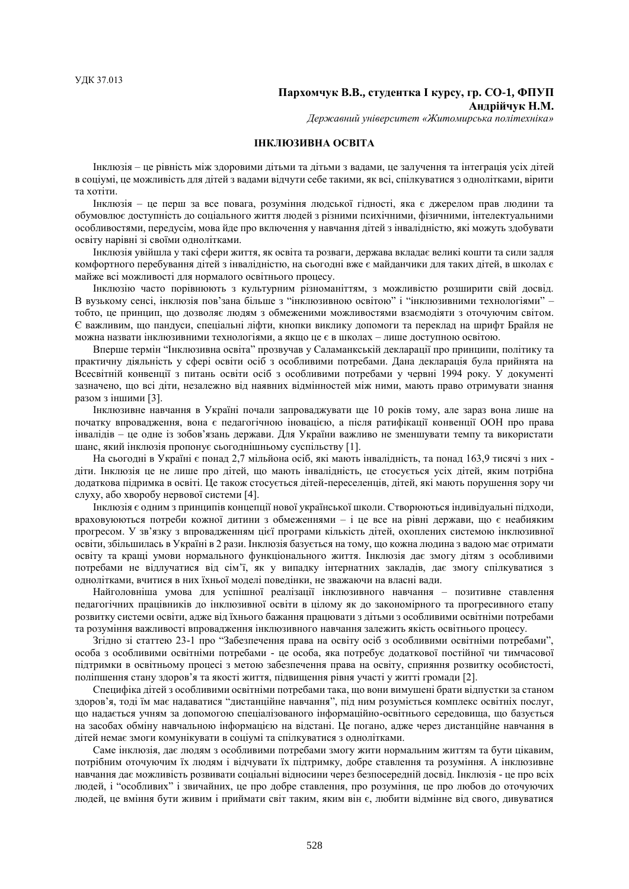УДК 37.013

**Пархомчук В.В., студентка I курсу, гр. СО-1, ФПУП**
**Андрійчук Н.М.**
*Державний університет «Житомирська політехніка»*

## ІНКЛЮЗИВНА ОСВІТА

Інклюзія – це рівність між здоровими дітьми та дітьми з вадами, це залучення та інтеграція усіх дітей в соціумі, це можливість для дітей з вадами відчути себе такими, як всі, спілкуватися з однолітками, вірити та хотіти.

Інклюзія – це перш за все повага, розуміння людської гідності, яка є джерелом прав людини та обумовлює доступність до соціального життя людей з різними психічними, фізичними, інтелектуальними особливостями, передусім, мова йде про включення у навчання дітей з інвалідністю, які можуть здобувати освіту нарівні зі своїми однолітками.

Інклюзія увійшла у такі сфери життя, як освіта та розваги, держава вкладає великі кошти та сили задля комфортного перебування дітей з інвалідністю, на сьогодні вже є майданчики для таких дітей, в школах є майже всі можливості для нормалого освітнього процесу.

Інклюзію часто порівнюють з культурним різноманіттям, з можливістю розширити свій досвід. В вузькому сенсі, інклюзія пов'зана більше з "інклюзивною освітою" і "інклюзивними технологіями" – тобто, це принцип, що дозволяє людям з обмеженими можливостями взаємодіяти з оточуючим світом. Є важливим, що пандуси, спеціальні ліфти, кнопки виклику допомоги та переклад на шрифт Брайля не можна назвати інклюзивними технологіями, а якщо це є в школах – лише доступною освітою.

Вперше термін "Інклюзивна освіта" прозвучав у Саламанкській декларації про принципи, політику та практичну діяльність у сфері освіти осіб з особливими потребами. Дана декларація була прийнята на Всесвітній конвенції з питань освіти осіб з особливими потребами у червні 1994 року. У документі зазначено, що всі діти, незалежно від наявних відмінностей між ними, мають право отримувати знання разом з іншими [3].

Інклюзивне навчання в Україні почали запроваджувати ще 10 років тому, але зараз вона лише на початку впровадження, вона є педагогічною іновацією, а після ратифікації конвенції ООН про права інвалідів – це одне із зобов'язань держави. Для України важливо не зменшувати темпу та використати шанс, який інклюзія пропонує сьогоднішньому суспільству [1].

На сьогодні в Україні є понад 2,7 мільйона осіб, які мають інвалідність, та понад 163,9 тисячі з них - діти. Інклюзія це не лише про дітей, що мають інвалідність, це стосується усіх дітей, яким потрібна додаткова підтримка в освіті. Це також стосується дітей-переселенців, дітей, які мають порушення зору чи слуху, або хворобу нервової системи [4].

Інклюзія є одним з принципів концепції нової української школи. Створюються індивідуальні підходи, враховуюються потреби кожної дитини з обмеженнями – і це все на рівні держави, що є неабияким прогресом. У зв'язку з впровадженням цієї програми кількість дітей, охоплених системою інклюзивної освіти, збільшилась в Україні в 2 рази. Інклюзія базується на тому, що кожна людина з вадою має отримати освіту та кращі умови нормального функціонального життя. Інклюзія дає змогу дітям з особливими потребами не відлучатися від сім'ї, як у випадку інтернатних закладів, дає змогу спілкуватися з однолітками, вчитися в них їхньої моделі поведінки, не зважаючи на власні вади.

Найголовніша умова для успішної реалізації інклюзивного навчання – позитивне ставлення педагогічних працівників до інклюзивної освіти в цілому як до закономірного та прогресивного етапу розвитку системи освіти, адже від їхнього бажання працювати з дітьми з особливими освітніми потребами та розуміння важливості впровадження інклюзивного навчання залежить якість освітнього процесу.

Згідно зі статтею 23-1 про "Забезпечення права на освіту осіб з особливими освітніми потребами", особа з особливими освітніми потребами - це особа, яка потребує додаткової постійної чи тимчасової підтримки в освітньому процесі з метою забезпечення права на освіту, сприяння розвитку особистості, поліпшення стану здоров'я та якості життя, підвищення рівня участі у житті громади [2].

Специфіка дітей з особливими освітніми потребами така, що вони вимушені брати відпустки за станом здоров'я, тоді їм має надаватися "дистанційне навчання", під ним розуміється комплекс освітніх послуг, що надається учням за допомогою спеціалізованого інформаційно-освітнього середовища, що базується на засобах обміну навчальною інформацією на відстані. Це погано, адже через дистанційне навчання в дітей немає змоги комунікувати в соціумі та спілкуватися з однолітками.

Саме інклюзія, дає людям з особливими потребами змогу жити нормальним життям та бути цікавим, потрібним оточуючим їх людям і відчувати їх підтримку, добре ставлення та розуміння. А інклюзивне навчання дає можливість розвивати соціальні відносини через безпосередній досвід. Інклюзія - це про всіх людей, і "особливих" і звичайних, це про добре ставлення, про розуміння, це про любов до оточуючих людей, це вміння бути живим і приймати світ таким, яким він є, любити відмінне від свого, дивуватися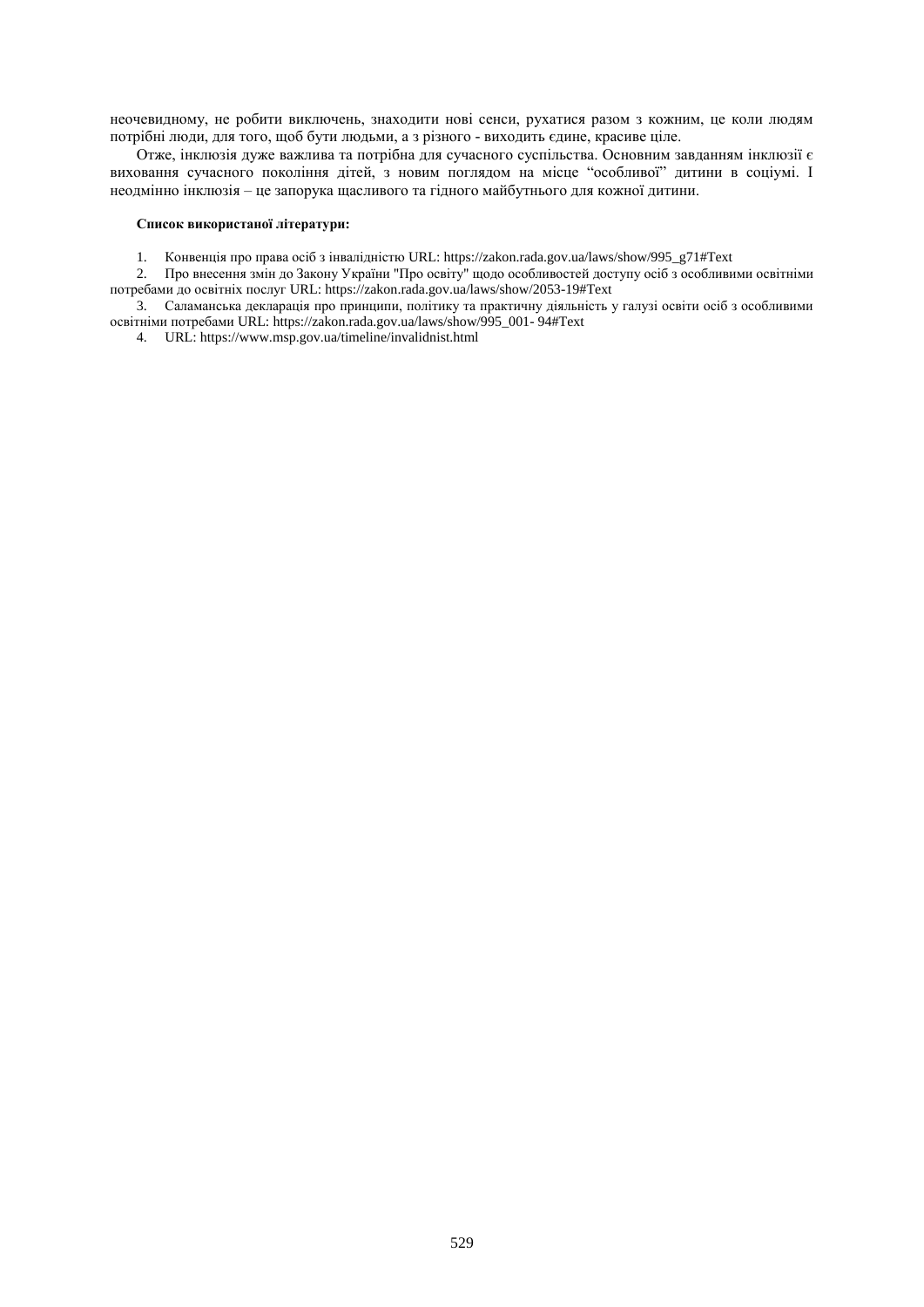неочевидному, не робити виключень, знаходити нові сенси, рухатися разом з кожним, це коли людям потрібні люди, для того, щоб бути людьми, а з різного - виходить єдине, красиве ціле.

Отже, інклюзія дуже важлива та потрібна для сучасного суспільства. Основним завданням інклюзії є виховання сучасного покоління дітей, з новим поглядом на місце "особливої" дитини в соціумі. І неодмінно інклюзія – це запорука щасливого та гідного майбутнього для кожної дитини.

**Список використаної літератури:**

1. Конвенція про права осіб з інвалідністю URL: https://zakon.rada.gov.ua/laws/show/995_g71#Text
2. Про внесення змін до Закону України "Про освіту" щодо особливостей доступу осіб з особливими освітніми потребами до освітніх послуг URL: https://zakon.rada.gov.ua/laws/show/2053-19#Text
3. Саламанська декларація про принципи, політику та практичну діяльність у галузі освіти осіб з особливими освітніми потребами URL: https://zakon.rada.gov.ua/laws/show/995_001- 94#Text
4. URL: https://www.msp.gov.ua/timeline/invalidnist.html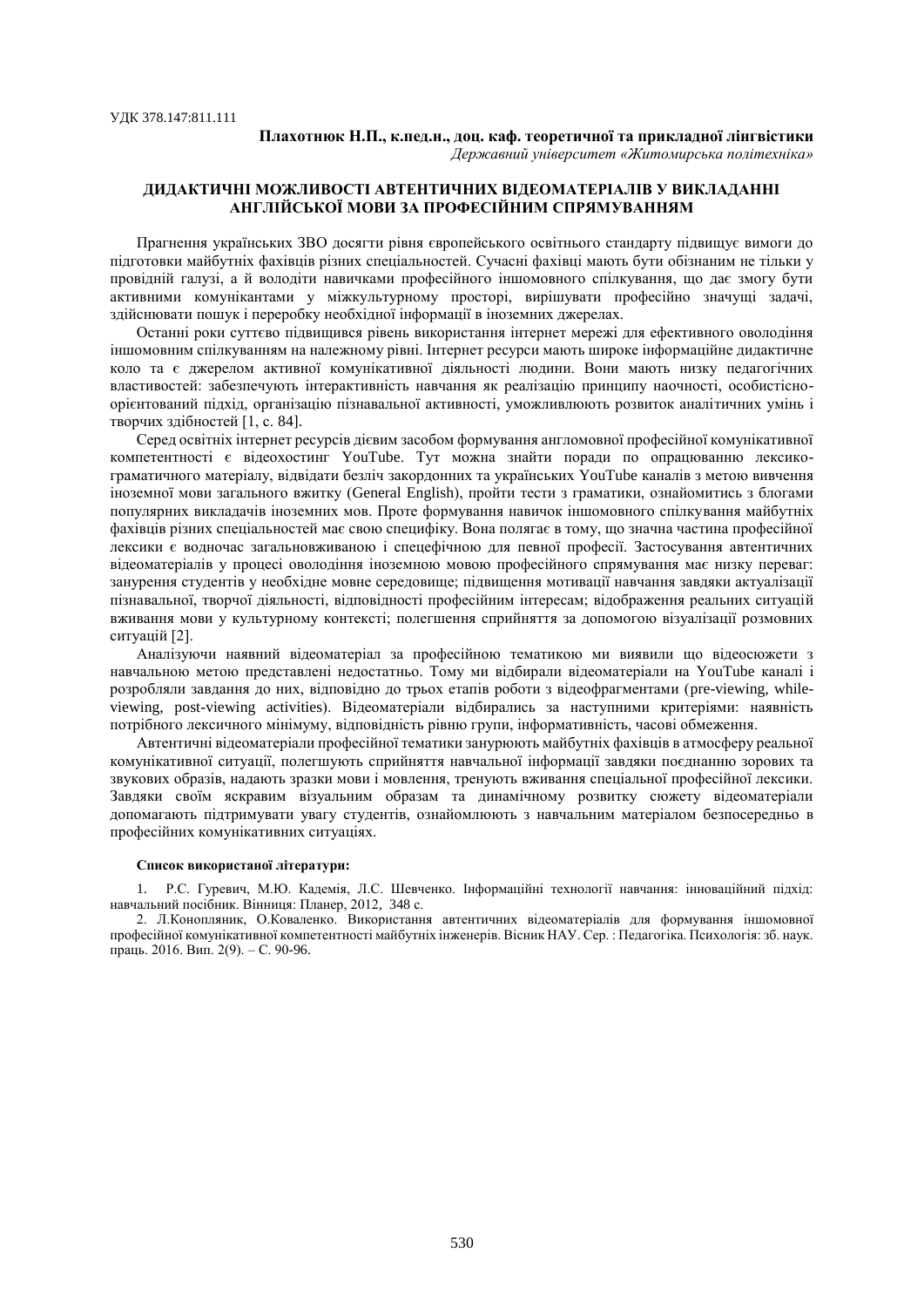УДК 378.147:811.111

**Плахотнюк Н.П., к.пед.н., доц. каф. теоретичної та прикладної лінгвістики**
*Державний університет «Житомирська політехніка»*

## ДИДАКТИЧНІ МОЖЛИВОСТІ АВТЕНТИЧНИХ ВІДЕОМАТЕРІАЛІВ У ВИКЛАДАННІ АНГЛІЙСЬКОЇ МОВИ ЗА ПРОФЕСІЙНИМ СПРЯМУВАННЯМ

Прагнення українських ЗВО досягти рівня європейського освітнього стандарту підвищує вимоги до підготовки майбутніх фахівців різних спеціальностей. Сучасні фахівці мають бути обізнаним не тільки у провідній галузі, а й володіти навичками професійного іншомовного спілкування, що дає змогу бути активними комунікантами у міжкультурному просторі, вирішувати професійно значущі задачі, здійснювати пошук і переробку необхідної інформації в іноземних джерелах.

Останні роки суттєво підвищився рівень використання інтернет мережі для ефективного оволодіння іншомовним спілкуванням на належному рівні. Інтернет ресурси мають широке інформаційне дидактичне коло та є джерелом активної комунікативної діяльності людини. Вони мають низку педагогічних властивостей: забезпечують інтерактивність навчання як реалізацію принципу наочності, особистісно-орієнтований підхід, організацію пізнавальної активності, уможливлюють розвиток аналітичних умінь і творчих здібностей [1, с. 84].

Серед освітніх інтернет ресурсів дієвим засобом формування англомовної професійної комунікативної компетентності є відеохостинг YouTube. Тут можна знайти поради по опрацюванню лексико-граматичного матеріалу, відвідати безліч закордонних та українських YouTube каналів з метою вивчення іноземної мови загального вжитку (General English), пройти тести з граматики, ознайомитись з блогами популярних викладачів іноземних мов. Проте формування навичок іншомовного спілкування майбутніх фахівців різних спеціальностей має свою специфіку. Вона полягає в тому, що значна частина професійної лексики є водночас загальновживаною і спецефічною для певної професії. Застосування автентичних відеоматеріалів у процесі оволодіння іноземною мовою професійного спрямування має низку переваг: занурення студентів у необхідне мовне середовище; підвищення мотивації навчання завдяки актуалізації пізнавальної, творчої діяльності, відповідності професійним інтересам; відображення реальних ситуацій вживання мови у культурному контексті; полегшення сприйняття за допомогою візуалізації розмовних ситуацій [2].

Аналізуючи наявний відеоматеріал за професійною тематикою ми виявили що відеосюжети з навчальною метою представлені недостатньо. Тому ми відбирали відеоматеріали на YouTube каналі і розробляли завдання до них, відповідно до трьох етапів роботи з відеофрагментами (pre-viewing, while-viewing, post-viewing activities). Відеоматеріали відбирались за наступними критеріями: наявність потрібного лексичного мінімуму, відповідність рівню групи, інформативність, часові обмеження.

Автентичні відеоматеріали професійної тематики занурюють майбутніх фахівців в атмосферу реальної комунікативної ситуації, полегшують сприйняття навчальної інформації завдяки поєднанню зорових та звукових образів, надають зразки мови і мовлення, тренують вживання спеціальної професійної лексики. Завдяки своїм яскравим візуальним образам та динамічному розвитку сюжету відеоматеріали допомагають підтримувати увагу студентів, ознайомлюють з навчальним матеріалом безпосередньо в професійних комунікативних ситуаціях.

**Список використаної літератури:**

1. Р.С. Гуревич, М.Ю. Кадемія, Л.С. Шевченко. Інформаційні технології навчання: інноваційний підхід: навчальний посібник. Вінниця: Планер, 2012, 348 с.
2. Л.Коноплянник, О.Коваленко. Використання автентичних відеоматеріалів для формування іншомовної професійної комунікативної компетентності майбутніх інженерів. Вісник НАУ. Сер. : Педагогіка. Психологія: зб. наук. праць. 2016. Вип. 2(9). – С. 90-96.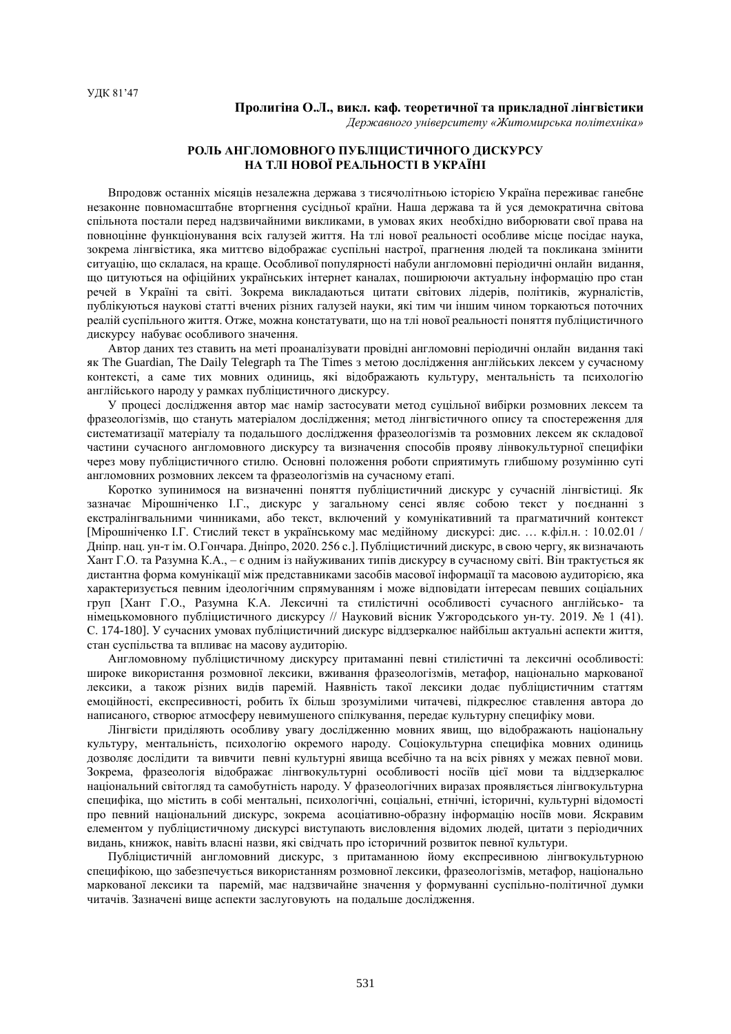УДК 81'47

**Пролигіна О.Л., викл. каф. теоретичної та прикладної лінгвістики**
*Державного університету «Житомирська політехніка»*

## РОЛЬ АНГЛОМОВНОГО ПУБЛІЦИСТИЧНОГО ДИСКУРСУ НА ТЛІ НОВОЇ РЕАЛЬНОСТІ В УКРАЇНІ

Впродовж останніх місяців незалежна держава з тисячолітньою історією Україна переживає ганебне незаконне повномасштабне вторгнення сусідньої країни. Наша держава та й уся демократична світова спільнота постали перед надзвичайними викликами, в умовах яких необхідно виборювати свої права на повноцінне функціонування всіх галузей життя. На тлі нової реальності особливе місце посідає наука, зокрема лінгвістика, яка миттєво відображає суспільні настрої, прагнення людей та покликана змінити ситуацію, що склалася, на краще. Особливої популярності набули англомовні періодичні онлайн видання, що цитуються на офіційних українських інтернет каналах, поширюючи актуальну інформацію про стан речей в Україні та світі. Зокрема викладаються цитати світових лідерів, політиків, журналістів, публікуються наукові статті вчених різних галузей науки, які тим чи іншим чином торкаються поточних реалій суспільного життя. Отже, можна констатувати, що на тлі нової реальності поняття публіцистичного дискурсу набуває особливого значення.

Автор даних тез ставить на меті проаналізувати провідні англомовні періодичні онлайн видання такі як The Guardian, The Daily Telegraph та The Times з метою дослідження англійських лексем у сучасному контексті, а саме тих мовних одиниць, які відображають культуру, ментальність та психологію англійського народу у рамках публіцистичного дискурсу.

У процесі дослідження автор має намір застосувати метод суцільної вибірки розмовних лексем та фразеологізмів, що стануть матеріалом дослідження; метод лінгвістичного опису та спостереження для систематизації матеріалу та подальшого дослідження фразеологізмів та розмовних лексем як складової частини сучасного англомовного дискурсу та визначення способів прояву лінвокультурної специфіки через мову публіцистичного стилю. Основні положення роботи сприятимуть глибшому розумінню суті англомовних розмовних лексем та фразеологізмів на сучасному етапі.

Коротко зупинимося на визначенні поняття публіцистичний дискурс у сучасній лінгвістиці. Як зазначає Мірошніченко І.Г., дискурс у загальному сенсі являє собою текст у поєднанні з екстралінгвальними чинниками, або текст, включений у комунікативний та прагматичний контекст [Мірошніченко І.Г. Стислий текст в українському мас медійному дискурсі: дис. … к.філ.н. : 10.02.01 / Дніпр. нац. ун-т ім. О.Гончара. Дніпро, 2020. 256 с.]. Публіцистичний дискурс, в свою чергу, як визначають Хант Г.О. та Разумна К.А., – є одним із найуживаних типів дискурсу в сучасному світі. Він трактується як дистантна форма комунікації між представниками засобів масової інформації та масовою аудиторією, яка характеризується певним ідеологічним спрямуванням і може відповідати інтересам певних соціальних груп [Хант Г.О., Разумна К.А. Лексичні та стилістичні особливості сучасного англійсько- та німецькомовного публіцистичного дискурсу // Науковий вісник Ужгородського ун-ту. 2019. № 1 (41). С. 174-180]. У сучасних умовах публіцистичний дискурс віддзеркалює найбільш актуальні аспекти життя, стан суспільства та впливає на масову аудиторію.

Англомовному публіцистичному дискурсу притаманні певні стилістичні та лексичні особливості: широке використання розмовної лексики, вживання фразеологізмів, метафор, національно маркованої лексики, а також різних видів паремій. Наявність такої лексики додає публіцистичним статтям емоційності, експресивності, робить їх більш зрозумілими читачеві, підкреслює ставлення автора до написаного, створює атмосферу невимушеного спілкування, передає культурну специфіку мови.

Лінгвісти приділяють особливу увагу дослідженню мовних явищ, що відображають національну культуру, ментальність, психологію окремого народу. Соціокультурна специфіка мовних одиниць дозволяє дослідити та вивчити певні культурні явища всебічно та на всіх рівнях у межах певної мови. Зокрема, фразеологія відображає лінгвокультурні особливості носіїв цієї мови та віддзеркалює національний світогляд та самобутність народу. У фразеологічних виразах проявляється лінгвокультурна специфіка, що містить в собі ментальні, психологічні, соціальні, етнічні, історичні, культурні відомості про певний національний дискурс, зокрема асоціативно-образну інформацію носіїв мови. Яскравим елементом у публіцистичному дискурсі виступають висловлення відомих людей, цитати з періодичних видань, книжок, навіть власні назви, які свідчать про історичний розвиток певної культури.

Публіцистичній англомовний дискурс, з притаманною йому експресивною лінгвокультурною специфікою, що забезпечується використанням розмовної лексики, фразеологізмів, метафор, національно маркованої лексики та паремій, має надзвичайне значення у формуванні суспільно-політичної думки читачів. Зазначені вище аспекти заслуговують на подальше дослідження.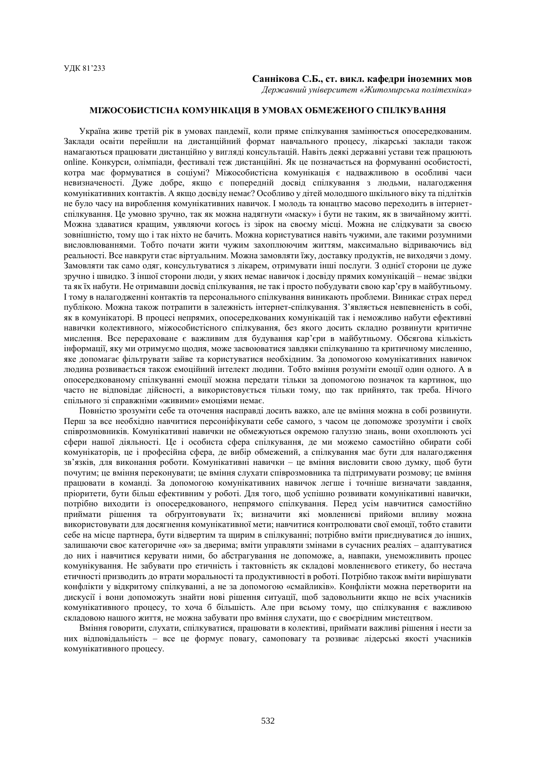УДК 81'233

**Саннікова С.Б., ст. викл. кафедри іноземних мов**
*Державний університет «Житомирська політехніка»*

## МІЖОСОБИСТІСНА КОМУНІКАЦІЯ В УМОВАХ ОБМЕЖЕНОГО СПІЛКУВАННЯ

Україна живе третій рік в умовах пандемії, коли пряме спілкування замінюється опосередкованим. Заклади освіти перейшли на дистанційний формат навчального процесу, лікарські заклади також намагаються працювати дистанційно у вигляді консультацій. Навіть деякі державні устави теж працюють online. Конкурси, олімпіади, фестивалі теж дистанційні. Як це позначається на формуванні особистості, котра має формуватися в соціумі? Міжособистісна комунікація є надважливою в особливі часи невизначеності. Дуже добре, якщо є попередній досвід спілкування з людьми, налагодження комунікативних контактів. А якщо досвіду немає? Особливо у дітей молодшого шкільного віку та підлітків не було часу на вироблення комунікативних навичок. І молодь та юнацтво масово переходить в інтернет-спілкування. Це умовно зручно, так як можна надягнути «маску» і бути не таким, як в звичайному житті. Можна здаватися кращим, уявляючи когось із зірок на своєму місці. Можна не слідкувати за своєю зовнішністю, тому що і так ніхто не бачить. Можна користуватися навіть чужими, але такими розумними висловлюваннями. Тобто почати жити чужим захоплюючим життям, максимально відриваючись від реальності. Все навкруги стає віртуальним. Можна замовляти їжу, доставку продуктів, не виходячи з дому. Замовляти так само одяг, консультуватися з лікарем, отримувати інші послуги. З однієї сторони це дуже зручно і швидко. З іншої сторони люди, у яких немає навичок і досвіду прямих комунікацій – немає звідки та як їх набути. Не отримавши досвід спілкування, не так і просто побудувати свою кар'єру в майбутньому. І тому в налагодженні контактів та персонального спілкування виникають проблеми. Виникає страх перед публікою. Можна також потрапити в залежність інтернет-спілкування. З'являється невпевненість в собі, як в комунікаторі. В процесі непрямих, опосередкованих комунікацій так і неможливо набути ефективні навички колективного, міжособистісного спілкування, без якого досить складно розвинути критичне мислення. Все перераховане є важливим для будування кар'єри в майбутньому. Обсягова кількість інформації, яку ми отримуємо щодня, може засвоюватися завдяки спілкуванню та критичному мисленню, яке допомагає фільтрувати зайве та користуватися необхідним. За допомогою комунікативних навичок людина розвивається також емоційний інтелект людини. Тобто вміння розуміти емоції один одного. А в опосередкованому спілкуванні емоції можна передати тільки за допомогою позначок та картинок, що часто не відповідає дійсності, а використовується тільки тому, що так прийнято, так треба. Нічого спільного зі справжніми «живими» емоціями немає.

Повністю зрозуміти себе та оточення насправді досить важко, але це вміння можна в собі розвинути. Перш за все необхідно навчитися персоніфікувати себе самого, з часом це допоможе зрозуміти і своїх співрозмовників. Комунікативні навички не обмежуються окремою галуззю знань, вони охоплюють усі сфери нашої діяльності. Це і особиста сфера спілкування, де ми можемо самостійно обирати собі комунікаторів, це і професійна сфера, де вибір обмежений, а спілкування має бути для налагодження зв'язків, для виконання роботи. Комунікативні навички – це вміння висловити свою думку, щоб бути почутим; це вміння переконувати; це вміння слухати співрозмовника та підтримувати розмову; це вміння працювати в команді. За допомогою комунікативних навичок легше і точніше визначати завдання, пріоритети, бути більш ефективним у роботі. Для того, щоб успішно розвивати комунікативні навички, потрібно виходити із опосередкованого, непрямого спілкування. Перед усім навчитися самостійно приймати рішення та обгрунтовувати їх; визначити які мовленнєві прийоми впливу можна використовувати для досягнення комунікативної мети; навчитися контролювати свої емоції, тобто ставити себе на місце партнера, бути відвертим та щирим в спілкуванні; потрібно вміти приєднуватися до інших, залишаючи своє категоричне «я» за дверима; вміти управляти змінами в сучасних реаліях – адаптуватися до них і навчитися керувати ними, бо абстрагування не допоможе, а, навпаки, унеможливить процес комунікування. Не забувати про етичність і тактовність як складові мовленнєвого етикету, бо нестача етичності призводить до втрати моральності та продуктивності в роботі. Потрібно також вміти вирішувати конфлікти у відкритому спілкуванні, а не за допомогою «смайликів». Конфлікти можна перетворити на дискусії і вони допоможуть знайти нові рішення ситуації, щоб задовольнити якщо не всіх учасників комунікативного процесу, то хоча б більшість. Але при всьому тому, що спілкування є важливою складовою нашого життя, не можна забувати про вміння слухати, що є своєрідним мистецтвом.

Вміння говорити, слухати, спілкуватися, працювати в колективі, приймати важливі рішення і нести за них відповідальність – все це формує повагу, самоповагу та розвиває лідерські якості учасників комунікативного процесу.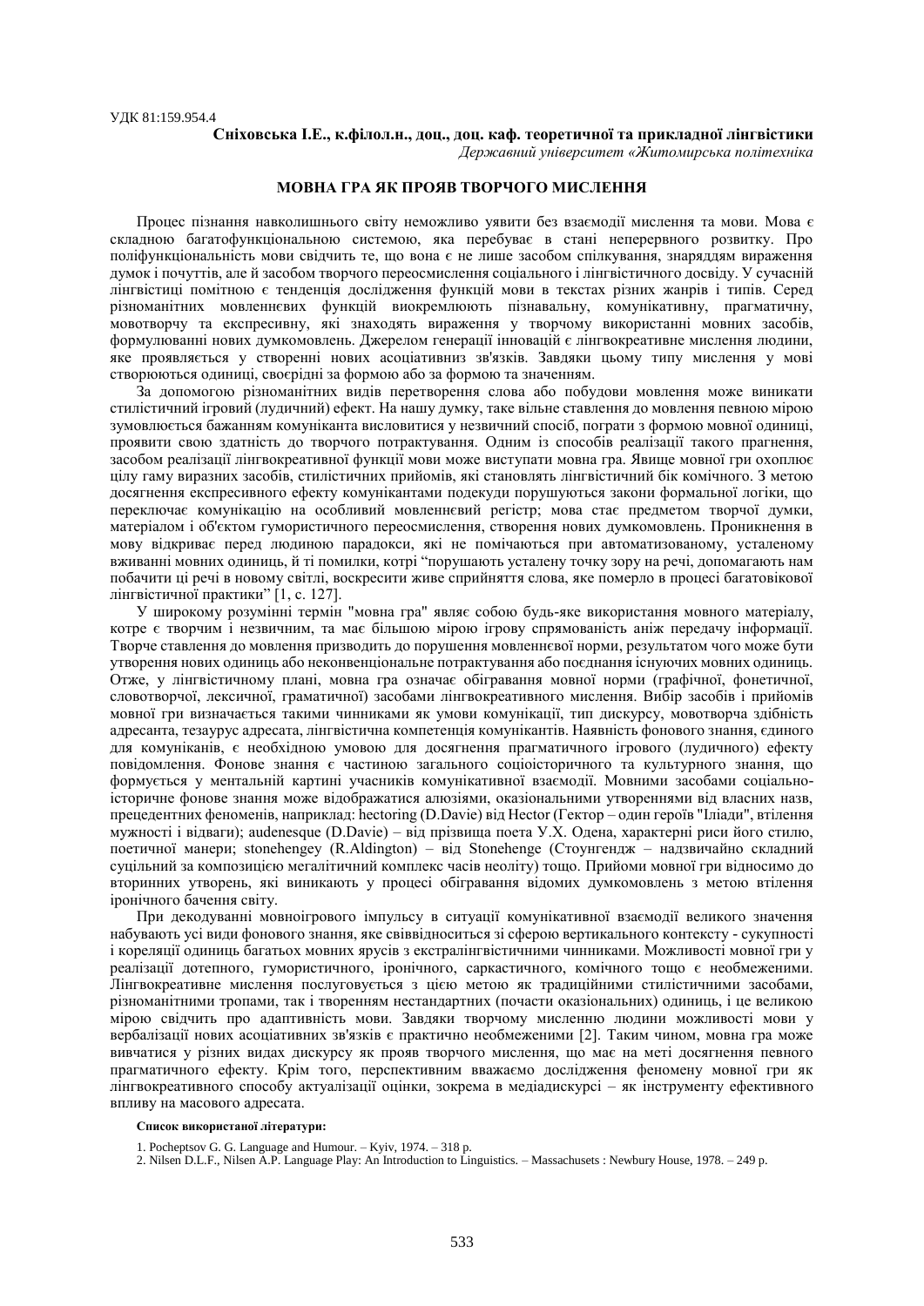УДК 81:159.954.4

**Сніховська І.Е., к.філол.н., доц., доц. каф. теоретичної та прикладної лінгвістики**
*Державний університет «Житомирська політехніка*

## МОВНА ГРА ЯК ПРОЯВ ТВОРЧОГО МИСЛЕННЯ

Процес пізнання навколишнього світу неможливо уявити без взаємодії мислення та мови. Мова є складною багатофункціональною системою, яка перебуває в стані неперервного розвитку. Про поліфункціональність мови свідчить те, що вона є не лише засобом спілкування, знаряддям вираження думок і почуттів, але й засобом творчого переосмислення соціального і лінгвістичного досвіду. У сучасній лінгвістиці помітною є тенденція дослідження функцій мови в текстах різних жанрів і типів. Серед різноманітних мовленнєвих функцій виокремлюють пізнавальну, комунікативну, прагматичну, мовотворчу та експресивну, які знаходять вираження у творчому використанні мовних засобів, формулюванні нових думкомовлень. Джерелом генерації інновацій є лінгвокреативне мислення людини, яке проявляється у створенні нових асоціативниз зв'язків. Завдяки цьому типу мислення у мові створюються одиниці, своєрідні за формою або за формою та значенням.

За допомогою різноманітних видів перетворення слова або побудови мовлення може виникати стилістичний ігровий (лудичний) ефект. На нашу думку, таке вільне ставлення до мовлення певною мірою зумовлюється бажанням комуніканта висловитися у незвичний спосіб, пограти з формою мовної одиниці, проявити свою здатність до творчого потрактування. Одним із способів реалізації такого прагнення, засобом реалізації лінгвокреативної функції мови може виступати мовна гра. Явище мовної гри охоплює цілу гаму виразних засобів, стилістичних прийомів, які становлять лінгвістичний бік комічного. З метою досягнення експресивного ефекту комунікантами подекуди порушуються закони формальної логіки, що переключає комунікацію на особливий мовленнєвий регістр; мова стає предметом творчої думки, матеріалом і об'єктом гумористичного переосмислення, створення нових думкомовлень. Проникнення в мову відкриває перед людиною парадокси, які не помічаються при автоматизованому, усталеному вживанні мовних одиниць, й ті помилки, котрі "порушають усталену точку зору на речі, допомагають нам побачити ці речі в новому світлі, воскресити живе сприйняття слова, яке померло в процесі багатовікової лінгвістичної практики" [1, с. 127].

У широкому розумінні термін "мовна гра" являє собою будь-яке використання мовного матеріалу, котре є творчим і незвичним, та має більшою мірою ігрову спрямованість аніж передачу інформації. Творче ставлення до мовлення призводить до порушення мовленнєвої норми, результатом чого може бути утворення нових одиниць або неконвенціональне потрактування або поєднання існуючих мовних одиниць. Отже, у лінгвістичному плані, мовна гра означає обігравання мовної норми (графічної, фонетичної, словотворчої, лексичної, граматичної) засобами лінгвокреативного мислення. Вибір засобів і прийомів мовної гри визначається такими чинниками як умови комунікації, тип дискурсу, мовотворча здібність адресанта, тезаурус адресата, лінгвістична компетенція комунікантів. Наявність фонового знання, єдиного для комунікантів, є необхідною умовою для досягнення прагматичного ігрового (лудичного) ефекту повідомлення. Фонове знання є частиною загального соціоісторичного та культурного знання, що формується у ментальній картині учасників комунікативної взаємодії. Мовними засобами соціально-історичне фонове знання може відображатися алюзіями, оказіональними утвореннями від власних назв, прецедентних феноменів, наприклад: hectoring (D.Davie) від Hector (Гектор – один героїв "Іліади", втілення мужності і відваги); audenesque (D.Davie) – від прізвища поета У.Х. Одена, характерні риси його стилю, поетичної манери; stonehengey (R.Aldington) – від Stonehenge (Стоунгендж – надзвичайно складний суцільний за композицією мегалітичний комплекс часів неоліту) тощо. Прийоми мовної гри відносимо до вторинних утворень, які виникають у процесі обігравання відомих думкомовлень з метою втілення іронічного бачення світу.

При декодуванні мовноігрового імпульсу в ситуації комунікативної взаємодії великого значення набувають усі види фонового знання, яке співвідноситься зі сферою вертикального контексту - сукупності і кореляції одиниць багатьох мовних ярусів з екстралінгвістичними чинниками. Можливості мовної гри у реалізації дотепного, гумористичного, іронічного, саркастичного, комічного тощо є необмеженими. Лінгвокреативне мислення послуговується з цією метою як традиційними стилістичними засобами, різноманітними тропами, так і творенням нестандартних (почасти оказіональних) одиниць, і це великою мірою свідчить про адаптивність мови. Завдяки творчому мисленню людини можливості мови у вербалізації нових асоціативних зв'язків є практично необмеженими [2]. Таким чином, мовна гра може вивчатися у різних видах дискурсу як прояв творчого мислення, що має на меті досягнення певного прагматичного ефекту. Крім того, перспективним вважаємо дослідження феномену мовної гри як лінгвокреативного способу актуалізації оцінки, зокрема в медіадискурсі – як інструменту ефективного впливу на масового адресата.

**Список використаної літератури:**

1. Pocheptsov G. G. Language and Humour. – Kyiv, 1974. – 318 p.
2. Nilsen D.L.F., Nilsen A.P. Language Play: An Introduction to Linguistics. – Massachusets : Newbury House, 1978. – 249 p.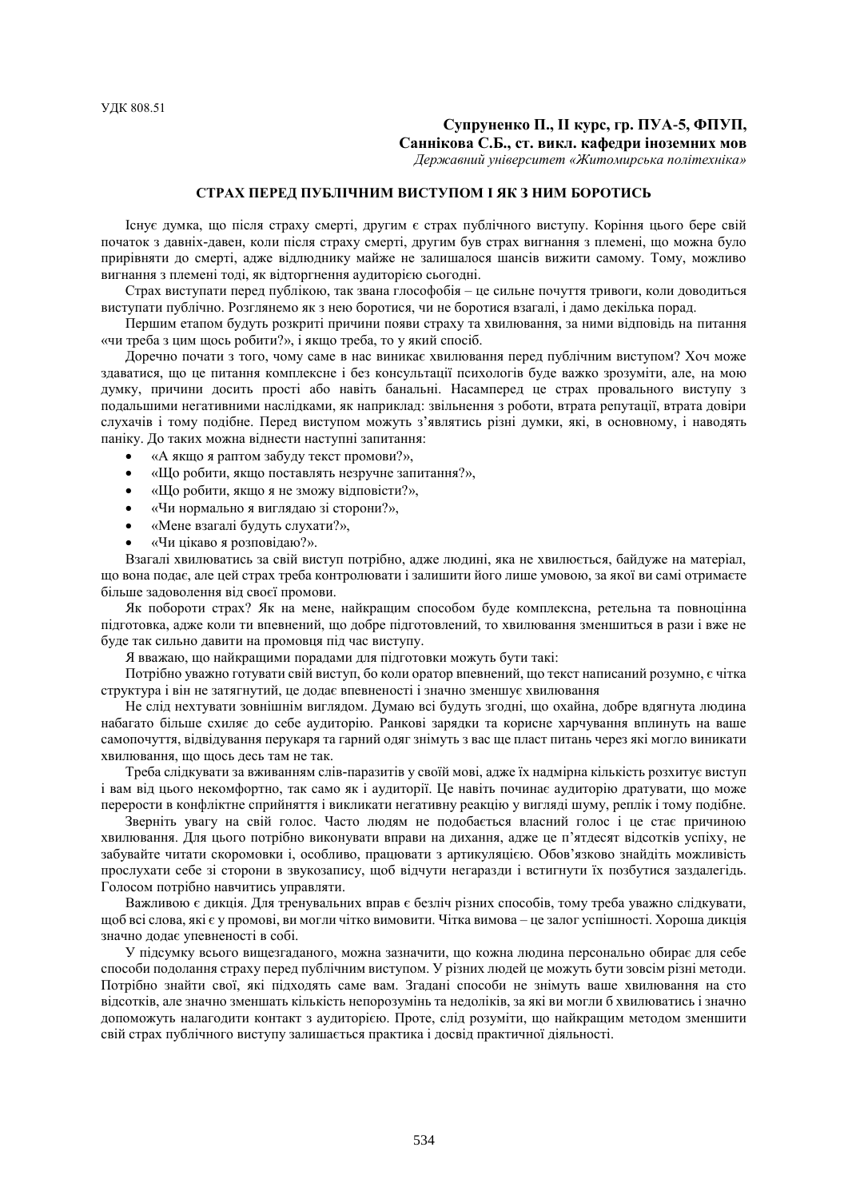УДК 808.51

**Супруненко П., ІІ курс, гр. ПУА-5, ФПУП,**
**Саннікова С.Б., ст. викл. кафедри іноземних мов**
*Державний університет «Житомирська політехніка»*

## СТРАХ ПЕРЕД ПУБЛІЧНИМ ВИСТУПОМ І ЯК З НИМ БОРОТИСЬ

Існує думка, що після страху смерті, другим є страх публічного виступу. Коріння цього бере свій початок з давніх-давен, коли після страху смерті, другим був страх вигнання з племені, що можна було прирівняти до смерті, адже відлюднику майже не залишалося шансів вижити самому. Тому, можливо вигнання з племені тоді, як відторгнення аудиторією сьогодні.

Страх виступати перед публікою, так звана глософобія – це сильне почуття тривоги, коли доводиться виступати публічно. Розглянемо як з нею боротися, чи не боротися взагалі, і дамо декілька порад.

Першим етапом будуть розкриті причини появи страху та хвилювання, за ними відповідь на питання «чи треба з цим щось робити?», і якщо треба, то у який спосіб.

Доречно почати з того, чому саме в нас виникає хвилювання перед публічним виступом? Хоч може здаватися, що це питання комплексне і без консультації психологів буде важко зрозуміти, але, на мою думку, причини досить прості або навіть банальні. Насамперед це страх провального виступу з подальшими негативними наслідками, як наприклад: звільнення з роботи, втрата репутації, втрата довіри слухачів і тому подібне. Перед виступом можуть з'являтись різні думки, які, в основному, і наводять паніку. До таких можна віднести наступні запитання:

- «А якщо я раптом забуду текст промови?»,
- «Що робити, якщо поставлять незручне запитання?»,
- «Що робити, якщо я не зможу відповісти?»,
- «Чи нормально я виглядаю зі сторони?»,
- «Мене взагалі будуть слухати?»,
- «Чи цікаво я розповідаю?».

Взагалі хвилюватись за свій виступ потрібно, адже людині, яка не хвилюється, байдуже на матеріал, що вона подає, але цей страх треба контролювати і залишити його лише умовою, за якої ви самі отримаєте більше задоволення від своєї промови.

Як побороти страх? Як на мене, найкращим способом буде комплексна, ретельна та повноцінна підготовка, адже коли ти впевнений, що добре підготовлений, то хвилювання зменшиться в рази і вже не буде так сильно давити на промовця під час виступу.

Я вважаю, що найкращими порадами для підготовки можуть бути такі:

Потрібно уважно готувати свій виступ, бо коли оратор впевнений, що текст написаний розумно, є чітка структура і він не затягнутий, це додає впевненості і значно зменшує хвилювання

Не слід нехтувати зовнішнім виглядом. Думаю всі будуть згодні, що охайна, добре вдягнута людина набагато більше схиляє до себе аудиторію. Ранкові зарядки та корисне харчування вплинуть на ваше самопочуття, відвідування перукаря та гарний одяг знімуть з вас ще пласт питань через які могло виникати хвилювання, що щось десь там не так.

Треба слідкувати за вживанням слів-паразитів у своїй мові, адже їх надмірна кількість розхитує виступ і вам від цього некомфортно, так само як і аудиторії. Це навіть починає аудиторію дратувати, що може перерости в конфліктне сприйняття і викликати негативну реакцію у вигляді шуму, реплік і тому подібне.

Зверніть увагу на свій голос. Часто людям не подобається власний голос і це стає причиною хвилювання. Для цього потрібно виконувати вправи на дихання, адже це п'ятдесят відсотків успіху, не забувайте читати скоромовки і, особливо, працювати з артикуляцією. Обов'язково знайдіть можливість прослухати себе зі сторони в звукозапису, щоб відчути негаразди і встигнути їх позбутися заздалегідь. Голосом потрібно навчитись управляти.

Важливою є дикція. Для тренувальних вправ є безліч різних способів, тому треба уважно слідкувати, щоб всі слова, які є у промові, ви могли чітко вимовити. Чітка вимова – це залог успішності. Хороша дикція значно додає упевненості в собі.

У підсумку всього вищезгаданого, можна зазначити, що кожна людина персонально обирає для себе способи подолання страху перед публічним виступом. У різних людей це можуть бути зовсім різні методи. Потрібно знайти свої, які підходять саме вам. Згадані способи не знімуть ваше хвилювання на сто відсотків, але значно зменшать кількість непорозумінь та недоліків, за які ви могли б хвилюватись і значно допоможуть налагодити контакт з аудиторією. Проте, слід розуміти, що найкращим методом зменшити свій страх публічного виступу залишається практика і досвід практичної діяльності.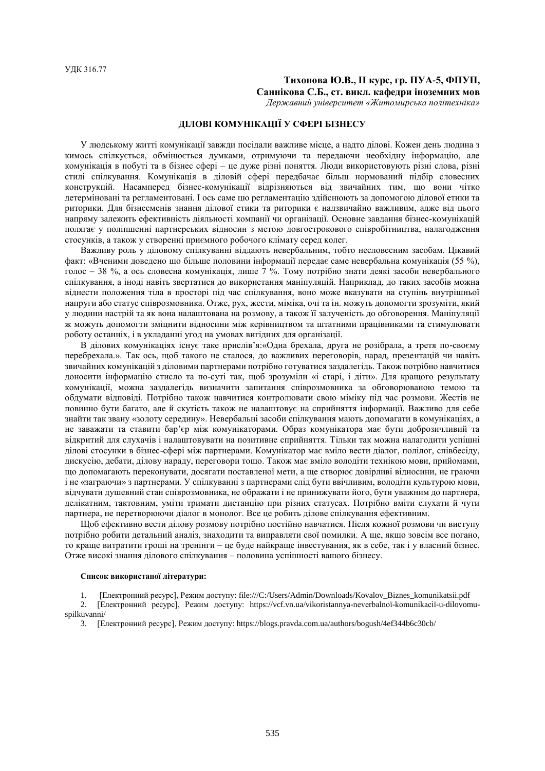УДК 316.77

**Тихонова Ю.В., ІІ курс, гр. ПУА-5, ФПУП,**
**Саннікова С.Б., ст. викл. кафедри іноземних мов**
*Державний університет «Житомирська політехніка»*

## ДІЛОВІ КОМУНІКАЦІЇ У СФЕРІ БІЗНЕСУ

У людському житті комунікації завжди посідали важливе місце, а надто ділові. Кожен день людина з кимось спілкується, обмінюється думками, отримуючи та передаючи необхідну інформацію, але комунікація в побуті та в бізнес сфері – це дуже різні поняття. Люди використовують різні слова, різні стилі спілкування. Комунікація в діловій сфері передбачає більш нормований підбір словесних конструкцій. Насамперед бізнес-комунікації відрізняються від звичайних тим, що вони чітко детерміновані та регламентовані. І ось саме цю регламентацію здійснюють за допомогою ділової етики та риторики. Для бізнесменів знання ділової етики та риторики є надзвичайно важливим, адже від цього напряму залежить ефективність діяльності компанії чи організації. Основне завдання бізнес-комунікацій полягає у поліпшенні партнерських відносин з метою довгострокового співробітництва, налагодження стосунків, а також у створенні приємного робочого клімату серед колег.

Важливу роль у діловому спілкуванні віддають невербальним, тобто несловесним засобам. Цікавий факт: «Вченими доведено що більше половини інформації передає саме невербальна комунікація (55 %), голос – 38 %, а ось словесна комунікація, лише 7 %. Тому потрібно знати деякі засоби невербального спілкування, а іноді навіть звертатися до використання маніпуляцій. Наприклад, до таких засобів можна віднести положення тіла в просторі під час спілкування, воно може вказувати на ступінь внутрішньої напруги або статус співрозмовника. Отже, рух, жести, міміка, очі та ін. можуть допомогти зрозуміти, який у людини настрій та як вона налаштована на розмову, а також її залученість до обговорення. Маніпуляції ж можуть допомогти зміцнити відносини між керівництвом та штатними працівниками та стимулювати роботу останніх, і в укладанні угод на умовах вигідних для організації.

В ділових комунікаціях існує таке прислів'я:«Одна брехала, друга не розібрала, а третя по-своєму перебрехала.». Так ось, щоб такого не сталося, до важливих переговорів, нарад, презентацій чи навіть звичайних комунікацій з діловими партнерами потрібно готуватися заздалегідь. Також потрібно навчитися доносити інформацію стисло та по-суті так, щоб зрозуміли «і старі, і діти». Для кращого результату комунікації, можна заздалегідь визначити запитання співрозмовника за обговорюваною темою та обдумати відповіді. Потрібно також навчитися контролювати свою міміку під час розмови. Жестів не повинно бути багато, але й скутість також не налаштовує на сприйняття інформації. Важливо для себе знайти так звану «золоту середину». Невербальні засоби спілкування мають допомагати в комунікаціях, а не заважати та ставити бар'єр між комунікаторами. Образ комунікатора має бути доброзичливий та відкритий для слухачів і налаштовувати на позитивне сприйняття. Тільки так можна налагодити успішні ділові стосунки в бізнес-сфері між партнерами. Комунікатор має вміло вести діалог, полілог, співбесіду, дискусію, дебати, ділову нараду, переговори тощо. Також має вміло володіти технікою мови, прийомами, що допомагають переконувати, досягати поставленої мети, а ще створює довірливі відносини, не граючи і не «заграючи» з партнерами. У спілкуванні з партнерами слід бути ввічливим, володіти культурою мови, відчувати душевний стан співрозмовника, не ображати і не принижувати його, бути уважним до партнера, делікатним, тактовним, уміти тримати дистанцію при різних статусах. Потрібно вміти слухати й чути партнера, не перетворюючи діалог в монолог. Все це робить ділове спілкування ефективним.

Щоб ефективно вести ділову розмову потрібно постійно навчатися. Після кожної розмови чи виступу потрібно робити детальний аналіз, знаходити та виправляти свої помилки. А ще, якщо зовсім все погано, то краще витратити гроші на тренінги – це буде найкраще інвестування, як в себе, так і у власний бізнес. Отже високі знання ділового спілкування – половина успішності вашого бізнесу.

**Список використаної літератури:**

1. [Електронний ресурс], Режим доступу: file:///C:/Users/Admin/Downloads/Kovalov_Biznes_komunikatsii.pdf
2. [Електронний ресурс], Режим доступу: https://vcf.vn.ua/vikoristannya-neverbalnoї-komunikacії-u-dilovomu-spilkuvanni/
3. [Електронний ресурс], Режим доступу: https://blogs.pravda.com.ua/authors/bogush/4ef344b6c30cb/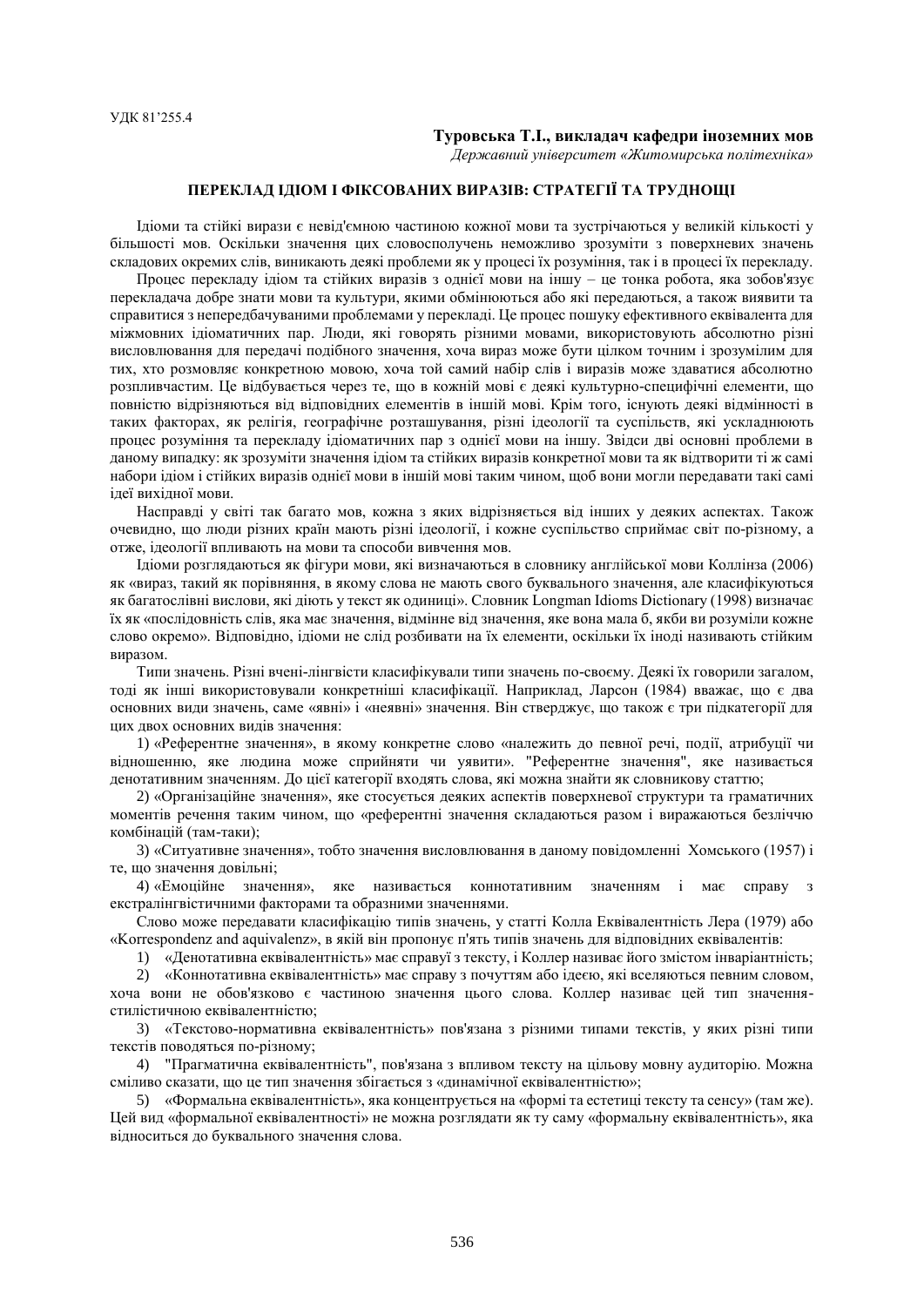УДК 81'255.4

**Туровська Т.І., викладач кафедри іноземних мов**
*Державний університет «Житомирська політехніка»*

## ПЕРЕКЛАД ІДІОМ І ФІКСОВАНИХ ВИРАЗІВ: СТРАТЕГІЇ ТА ТРУДНОЩІ

Ідіоми та стійкі вирази є невід'ємною частиною кожної мови та зустрічаються у великій кількості у більшості мов. Оскільки значення цих словосполучень неможливо зрозуміти з поверхневих значень складових окремих слів, виникають деякі проблеми як у процесі їх розуміння, так і в процесі їх перекладу.

Процес перекладу ідіом та стійких виразів з однієї мови на іншу – це тонка робота, яка зобов'язує перекладача добре знати мови та культури, якими обмінюються або які передаються, а також виявити та справитися з непередбачуваними проблемами у перекладі. Це процес пошуку ефективного еквівалента для міжмовних ідіоматичних пар. Люди, які говорять різними мовами, використовують абсолютно різні висловлювання для передачі подібного значення, хоча вираз може бути цілком точним і зрозумілим для тих, хто розмовляє конкретною мовою, хоча той самий набір слів і виразів може здаватися абсолютно розпливчастим. Це відбувається через те, що в кожній мові є деякі культурно-специфічні елементи, що повністю відрізняються від відповідних елементів в іншій мові. Крім того, існують деякі відмінності в таких факторах, як релігія, географічне розташування, різні ідеології та суспільств, які ускладнюють процес розуміння та перекладу ідіоматичних пар з однієї мови на іншу. Звідси дві основні проблеми в даному випадку: як зрозуміти значення ідіом та стійких виразів конкретної мови та як відтворити ті ж самі набори ідіом і стійких виразів однієї мови в іншій мові таким чином, щоб вони могли передавати такі самі ідеї вихідної мови.

Насправді у світі так багато мов, кожна з яких відрізняється від інших у деяких аспектах. Також очевидно, що люди різних країн мають різні ідеології, і кожне суспільство сприймає світ по-різному, а отже, ідеології впливають на мови та способи вивчення мов.

Ідіоми розглядаються як фігури мови, які визначаються в словнику англійської мови Коллінза (2006) як «вираз, такий як порівняння, в якому слова не мають свого буквального значення, але класифікуються як багатослівні вислови, які діють у текст як одиниці». Словник Longman Idioms Dictionary (1998) визначає їх як «послідовність слів, яка має значення, відмінне від значення, яке вона мала б, якби ви розуміли кожне слово окремо». Відповідно, ідіоми не слід розбивати на їх елементи, оскільки їх іноді називають стійким виразом.

Типи значень. Різні вчені-лінгвісти класифікували типи значень по-своєму. Деякі їх говорили загалом, тоді як інші використовували конкретніші класифікації. Наприклад, Ларсон (1984) вважає, що є два основних види значень, саме «явні» і «неявні» значення. Він стверджує, що також є три підкатегорії для цих двох основних видів значення:

1) «Референтне значення», в якому конкретне слово «належить до певної речі, події, атрибуції чи відношенню, яке людина може сприйняти чи уявити». "Референтне значення", яке називається денотативним значенням. До цієї категорії входять слова, які можна знайти як словникову статтю;

2) «Організаційне значення», яке стосується деяких аспектів поверхневої структури та граматичних моментів речення таким чином, що «референтні значення складаються разом і виражаються безліччю комбінацій (там-таки);

3) «Ситуативне значення», тобто значення висловлювання в даному повідомленні Хомського (1957) і те, що значення довільні;

4) «Емоційне значення», яке називається коннотативним значенням і має справу з екстралінгвістичними факторами та образними значеннями.

Слово може передавати класифікацію типів значень, у статті Колла Еквівалентність Лера (1979) або «Korrespondenz and aquivalenz», в якій він пропонує п'ять типів значень для відповідних еквівалентів:

1) «Денотативна еквівалентність» має справуї з тексту, і Коллер називає його змістом інваріантність;

2) «Коннотативна еквівалентність» має справу з почуттям або ідеєю, які вселяються певним словом, хоча вони не обов'язково є частиною значення цього слова. Коллер називає цей тип значення-стилістичною еквівалентністю;

3) «Текстово-нормативна еквівалентність» пов'язана з різними типами текстів, у яких різні типи текстів поводяться по-різному;

4) "Прагматична еквівалентність", пов'язана з впливом тексту на цільову мовну аудиторію. Можна сміливо сказати, що це тип значення збігається з «динамічної еквівалентністю»;

5) «Формальна еквівалентність», яка концентрується на «формі та естетиці тексту та сенсу» (там же). Цей вид «формальної еквівалентності» не можна розглядати як ту саму «формальну еквівалентність», яка відноситься до буквального значення слова.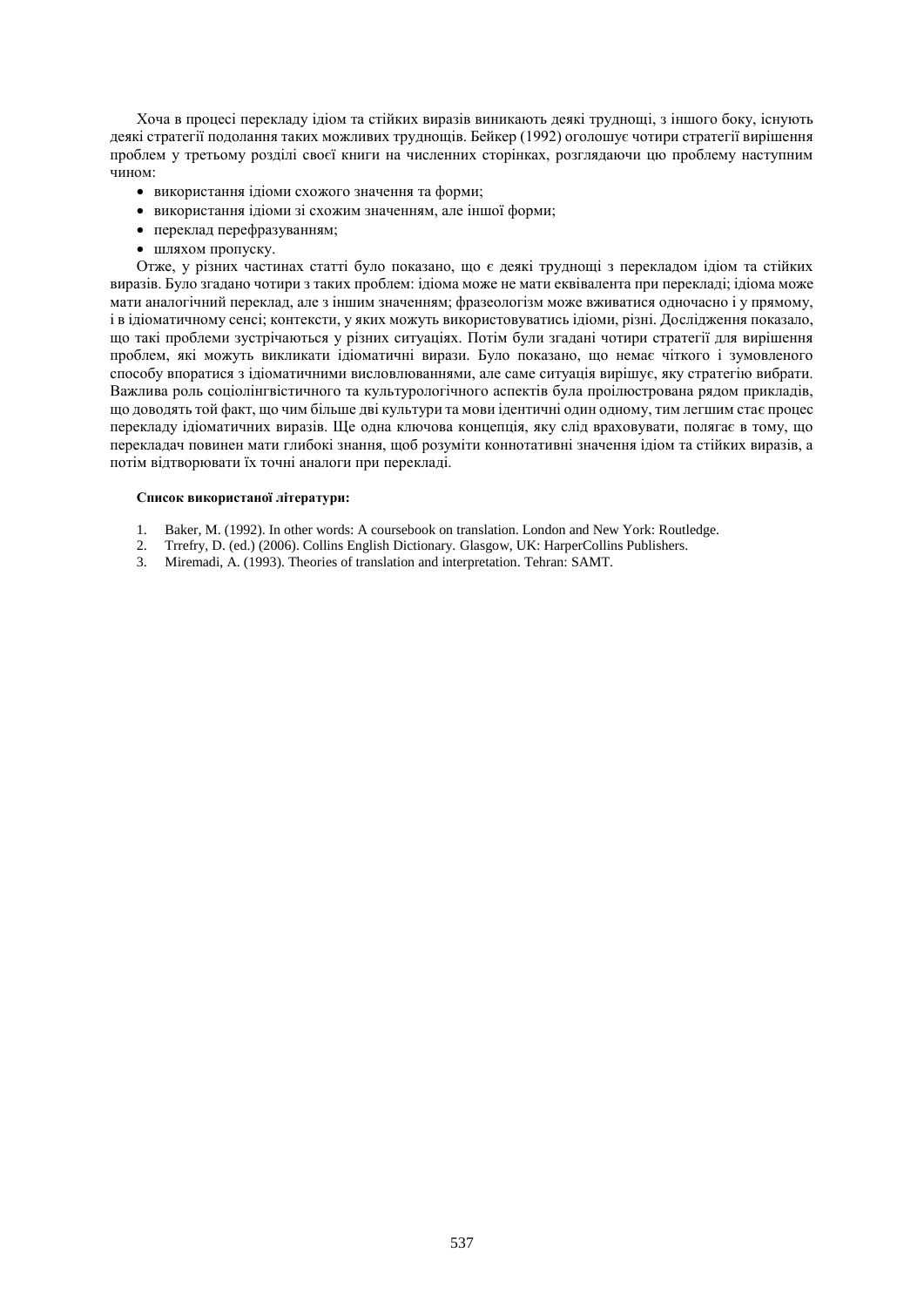Хоча в процесі перекладу ідіом та стійких виразів виникають деякі труднощі, з іншого боку, існують деякі стратегії подолання таких можливих труднощів. Бейкер (1992) оголошує чотири стратегії вирішення проблем у третьому розділі своєї книги на численних сторінках, розглядаючи цю проблему наступним чином:

- використання ідіоми схожого значення та форми;
- використання ідіоми зі схожим значенням, але іншої форми;
- переклад перефразуванням;
- шляхом пропуску.

Отже, у різних частинах статті було показано, що є деякі труднощі з перекладом ідіом та стійких виразів. Було згадано чотири з таких проблем: ідіома може не мати еквівалента при перекладі; ідіома може мати аналогічний переклад, але з іншим значенням; фразеологізм може вживатися одночасно і у прямому, і в ідіоматичному сенсі; контексти, у яких можуть використовуватись ідіоми, різні. Дослідження показало, що такі проблеми зустрічаються у різних ситуаціях. Потім були згадані чотири стратегії для вирішення проблем, які можуть викликати ідіоматичні вирази. Було показано, що немає чіткого і зумовленого способу впоратися з ідіоматичними висловлюваннями, але саме ситуація вирішує, яку стратегію вибрати. Важлива роль соціолінгвістичного та культурологічного аспектів була проілюстрована рядом прикладів, що доводять той факт, що чим більше дві культури та мови ідентичні один одному, тим легшим стає процес перекладу ідіоматичних виразів. Ще одна ключова концепція, яку слід враховувати, полягає в тому, що перекладач повинен мати глибокі знання, щоб розуміти коннотативні значення ідіом та стійких виразів, а потім відтворювати їх точні аналоги при перекладі.

**Список використаної літератури:**

1. Baker, M. (1992). In other words: A coursebook on translation. London and New York: Routledge.
2. Trrefry, D. (ed.) (2006). Collins English Dictionary. Glasgow, UK: HarperCollins Publishers.
3. Miremadi, A. (1993). Theories of translation and interpretation. Tehran: SAMT.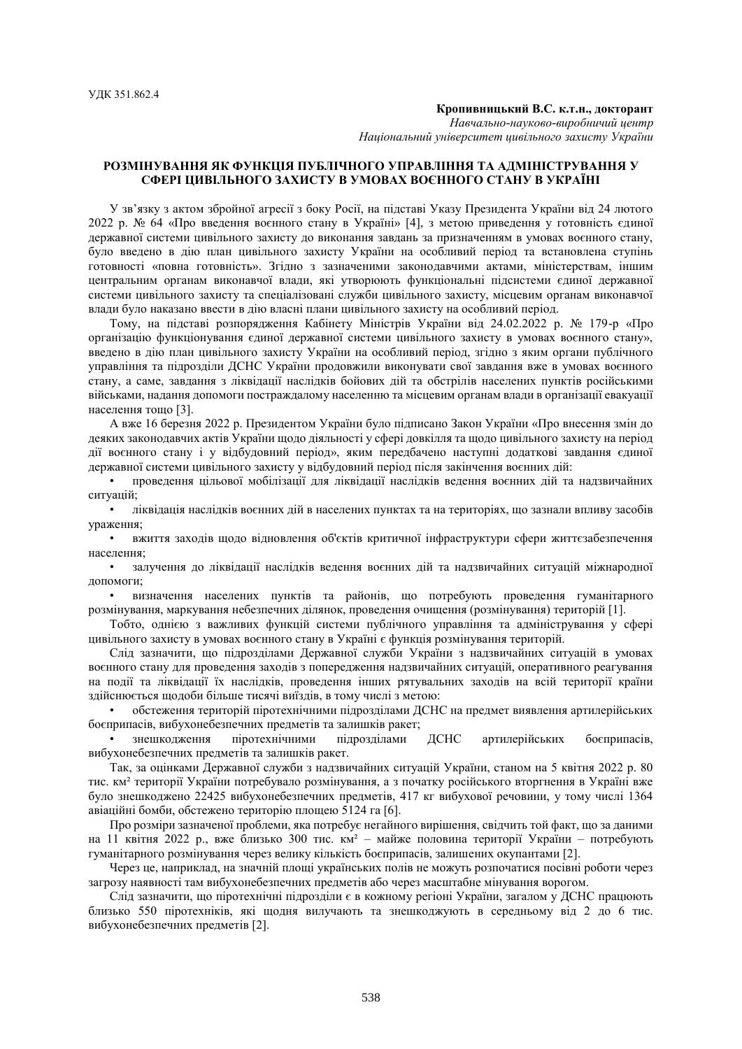УДК 351.862.4

**Кропивницький В.С. к.т.н., докторант**
*Навчально-науково-виробничий центр*
*Національний університет цивільного захисту України*

## РОЗМІНУВАННЯ ЯК ФУНКЦІЯ ПУБЛІЧНОГО УПРАВЛІННЯ ТА АДМІНІСТРУВАННЯ У СФЕРІ ЦИВІЛЬНОГО ЗАХИСТУ В УМОВАХ ВОЄННОГО СТАНУ В УКРАЇНІ

У зв'язку з актом збройної агресії з боку Росії, на підставі Указу Президента України від 24 лютого 2022 р. № 64 «Про введення воєнного стану в Україні» [4], з метою приведення у готовність єдиної державної системи цивільного захисту до виконання завдань за призначенням в умовах воєнного стану, було введено в дію план цивільного захисту України на особливий період та встановлена ступінь готовності «повна готовність». Згідно з зазначеними законодавчими актами, міністерствам, іншим центральним органам виконавчої влади, які утворюють функціональні підсистеми єдиної державної системи цивільного захисту та спеціалізовані служби цивільного захисту, місцевим органам виконавчої влади було наказано ввести в дію власні плани цивільного захисту на особливий період.

Тому, на підставі розпорядження Кабінету Міністрів України від 24.02.2022 р. № 179-р «Про організацію функціонування єдиної державної системи цивільного захисту в умовах воєнного стану», введено в дію план цивільного захисту України на особливий період, згідно з яким органи публічного управління та підрозділи ДСНС України продовжили виконувати свої завдання вже в умовах воєнного стану, а саме, завдання з ліквідації наслідків бойових дій та обстрілів населених пунктів російськими військами, надання допомоги постраждалому населенню та місцевим органам влади в організації евакуації населення тощо [3].

А вже 16 березня 2022 р. Президентом України було підписано Закон України «Про внесення змін до деяких законодавчих актів України щодо діяльності у сфері довкілля та щодо цивільного захисту на період дії воєнного стану і у відбудовний період», яким передбачено наступні додаткові завдання єдиної державної системи цивільного захисту у відбудовний період після закінчення воєнних дій:

- проведення цільової мобілізації для ліквідації наслідків ведення воєнних дій та надзвичайних ситуацій;
- ліквідація наслідків воєнних дій в населених пунктах та на територіях, що зазнали впливу засобів ураження;
- вжиття заходів щодо відновлення об'єктів критичної інфраструктури сфери життєзабезпечення населення;
- залучення до ліквідації наслідків ведення воєнних дій та надзвичайних ситуацій міжнародної допомоги;
- визначення населених пунктів та районів, що потребують проведення гуманітарного розмінування, маркування небезпечних ділянок, проведення очищення (розмінування) територій [1].

Тобто, однією з важливих функцій системи публічного управління та адміністрування у сфері цивільного захисту в умовах воєнного стану в Україні є функція розмінування територій.

Слід зазначити, що підрозділами Державної служби України з надзвичайних ситуацій в умовах воєнного стану для проведення заходів з попередження надзвичайних ситуацій, оперативного реагування на події та ліквідації їх наслідків, проведення інших рятувальних заходів на всій території країни здійснюється щодоби більше тисячі виїздів, в тому числі з метою:

- обстеження територій піротехнічними підрозділами ДСНС на предмет виявлення артилерійських боєприпасів, вибухонебезпечних предметів та залишків ракет;
- знешкодження піротехнічними підрозділами ДСНС артилерійських боєприпасів, вибухонебезпечних предметів та залишків ракет.

Так, за оцінками Державної служби з надзвичайних ситуацій України, станом на 5 квітня 2022 р. 80 тис. км² території України потребувало розмінування, а з початку російського вторгнення в Україні вже було знешкоджено 22425 вибухонебезпечних предметів, 417 кг вибухової речовини, у тому числі 1364 авіаційні бомби, обстежено територію площею 5124 га [6].

Про розміри зазначеної проблеми, яка потребує негайного вирішення, свідчить той факт, що за даними на 11 квітня 2022 р., вже близько 300 тис. км² – майже половина території України – потребують гуманітарного розмінування через велику кількість боєприпасів, залишених окупантами [2].

Через це, наприклад, на значній площі українських полів не можуть розпочатися посівні роботи через загрозу наявності там вибухонебезпечних предметів або через масштабне мінування ворогом.

Слід зазначити, що піротехнічні підрозділи є в кожному регіоні України, загалом у ДСНС працюють близько 550 піротехніків, які щодня вилучають та знешкоджують в середньому від 2 до 6 тис. вибухонебезпечних предметів [2].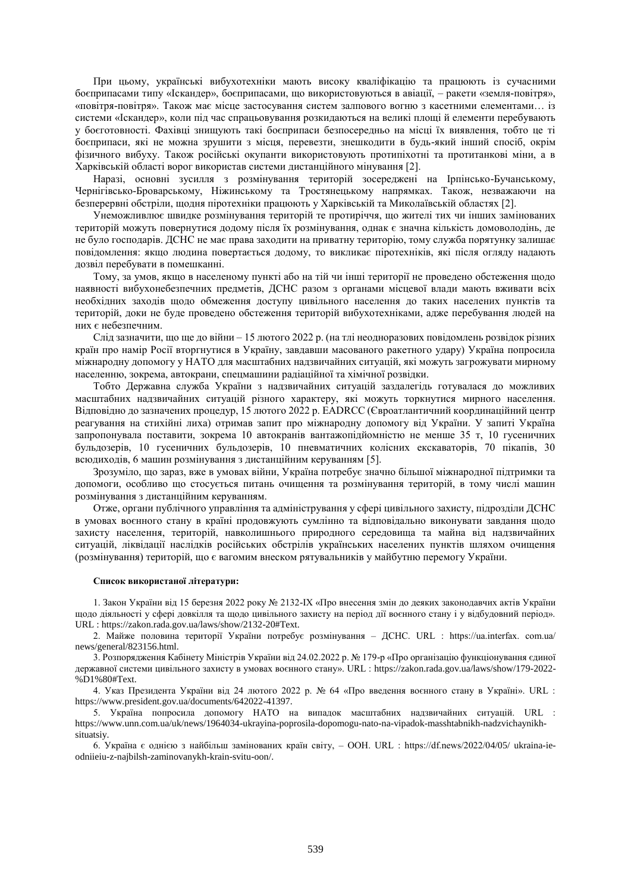При цьому, українські вибухотехніки мають високу кваліфікацію та працюють із сучасними боєприпасами типу «Іскандер», боєприпасами, що використовуються в авіації, – ракети «земля-повітря», «повітря-повітря». Також має місце застосування систем залпового вогню з касетними елементами… із системи «Іскандер», коли під час спрацьовування розкидаються на великі площі й елементи перебувають у боєготовності. Фахівці знищують такі боєприпаси безпосередньо на місці їх виявлення, тобто це ті боєприпаси, які не можна зрушити з місця, перевезти, знешкодити в будь-який інший спосіб, окрім фізичного вибуху. Також російські окупанти використовують протипіхотні та протитанкові міни, а в Харківській області ворог використав системи дистанційного мінування [2].

Наразі, основні зусилля з розмінування територій зосереджені на Ірпінсько-Бучанському, Чернігівсько-Броварському, Ніжинському та Тростянецькому напрямках. Також, незважаючи на безперервні обстріли, щодня піротехніки працюють у Харківській та Миколаївській областях [2].

Унеможливлює швидке розмінування територій те протиріччя, що жителі тих чи інших замінованих територій можуть повернутися додому після їх розмінування, однак є значна кількість домоволодінь, де не було господарів. ДСНС не має права заходити на приватну територію, тому служба порятунку залишає повідомлення: якщо людина повертається додому, то викликає піротехніків, які після огляду надають дозвіл перебувати в помешканні.

Тому, за умов, якщо в населеному пункті або на тій чи інші території не проведено обстеження щодо наявності вибухонебезпечних предметів, ДСНС разом з органами місцевої влади мають вживати всіх необхідних заходів щодо обмеження доступу цивільного населення до таких населених пунктів та територій, доки не буде проведено обстеження територій вибухотехніками, адже перебування людей на них є небезпечним.

Слід зазначити, що ще до війни – 15 лютого 2022 р. (на тлі неодноразових повідомлень розвідок різних країн про намір Росії вторгнутися в Україну, завдавши масованого ракетного удару) Україна попросила міжнародну допомогу у НАТО для масштабних надзвичайних ситуацій, які можуть загрожувати мирному населенню, зокрема, автокрани, спецмашини радіаційної та хімічної розвідки.

Тобто Державна служба України з надзвичайних ситуацій заздалегідь готувалася до можливих масштабних надзвичайних ситуацій різного характеру, які можуть торкнутися мирного населення. Відповідно до зазначених процедур, 15 лютого 2022 р. EADRCC (Євроатлантичний координаційний центр реагування на стихійні лиха) отримав запит про міжнародну допомогу від України. У запиті Україна запропонувала поставити, зокрема 10 автокранів вантажопідйомністю не менше 35 т, 10 гусеничних бульдозерів, 10 гусеничних бульдозерів, 10 пневматичних колісних екскаваторів, 70 пікапів, 30 всюдиходів, 6 машин розмінування з дистанційним керуванням [5].

Зрозуміло, що зараз, вже в умовах війни, Україна потребує значно більшої міжнародної підтримки та допомоги, особливо що стосується питань очищення та розмінування територій, в тому числі машин розмінування з дистанційним керуванням.

Отже, органи публічного управління та адміністрування у сфері цивільного захисту, підрозділи ДСНС в умовах воєнного стану в країні продовжують сумлінно та відповідально виконувати завдання щодо захисту населення, територій, навколишнього природного середовища та майна від надзвичайних ситуацій, ліквідації наслідків російських обстрілів українських населених пунктів шляхом очищення (розмінування) територій, що є вагомим внеском рятувальників у майбутню перемогу України.

**Список використаної літератури:**

1. Закон України від 15 березня 2022 року № 2132-IX «Про внесення змін до деяких законодавчих актів України щодо діяльності у сфері довкілля та щодо цивільного захисту на період дії воєнного стану і у відбудовний період». URL : https://zakon.rada.gov.ua/laws/show/2132-20#Text.

2. Майже половина території України потребує розмінування – ДСНС. URL : https://ua.interfax. com.ua/ news/general/823156.html.

3. Розпорядження Кабінету Міністрів України від 24.02.2022 р. № 179-р «Про організацію функціонування єдиної державної системи цивільного захисту в умовах воєнного стану». URL : https://zakon.rada.gov.ua/laws/show/179-2022-%D1%80#Text.

4. Указ Президента України від 24 лютого 2022 р. № 64 «Про введення воєнного стану в Україні». URL : https://www.president.gov.ua/documents/642022-41397.

5. Україна попросила допомогу НАТО на випадок масштабних надзвичайних ситуацій. URL : https://www.unn.com.ua/uk/news/1964034-ukrayina-poprosila-dopomogu-nato-na-vipadok-masshtabnikh-nadzvichaynikh-situatsiy.

6. Україна є однією з найбільш замінованих країн світу, – ООН. URL : https://df.news/2022/04/05/ ukraina-ie-odniieiu-z-najbilsh-zaminovanykh-krain-svitu-oon/.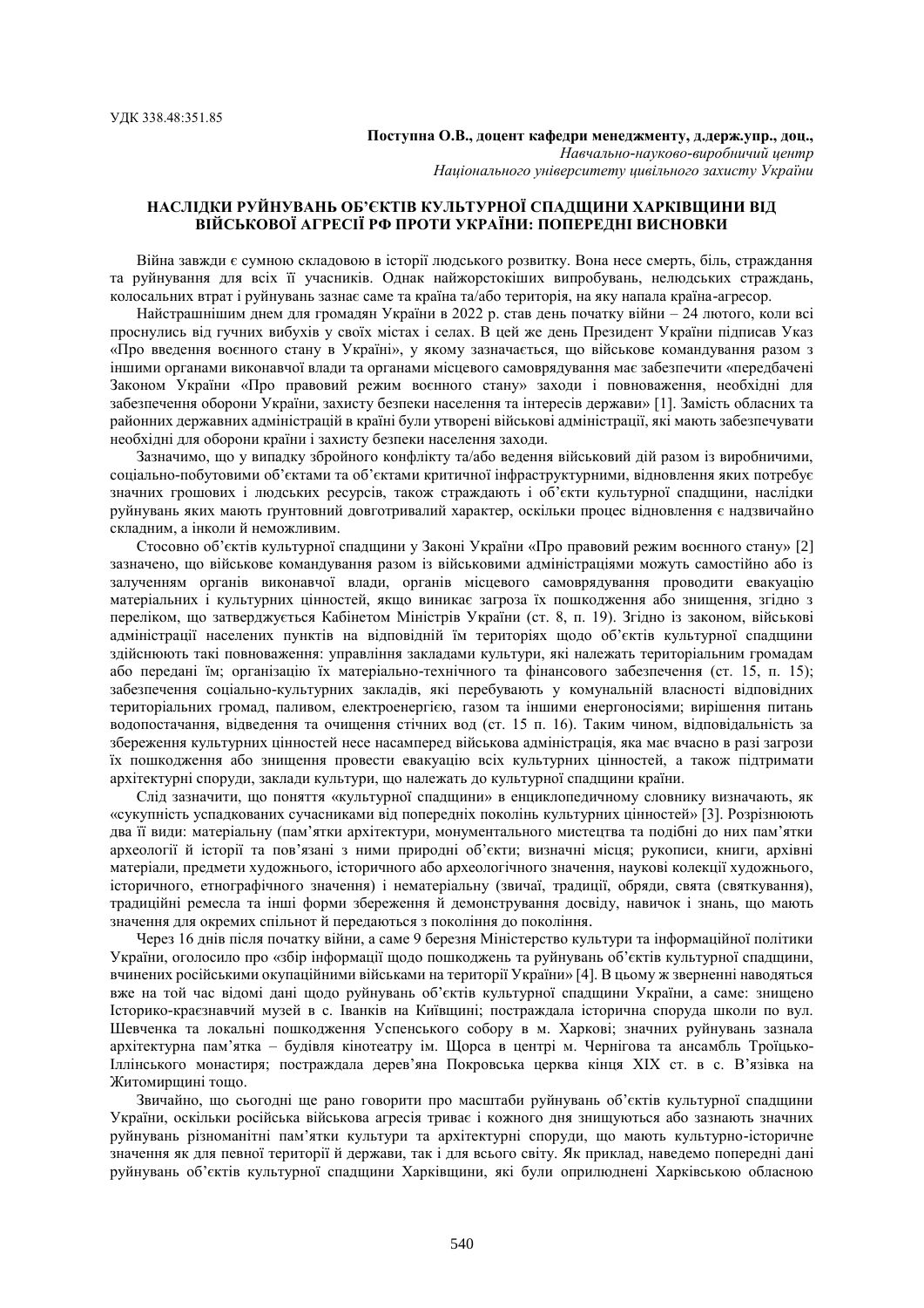УДК 338.48:351.85

**Поступна О.В., доцент кафедри менеджменту, д.держ.упр., доц.,**
*Навчально-науково-виробничий центр*
*Національного університету цивільного захисту України*

## НАСЛІДКИ РУЙНУВАНЬ ОБ'ЄКТІВ КУЛЬТУРНОЇ СПАДЩИНИ ХАРКІВЩИНИ ВІД ВІЙСЬКОВОЇ АГРЕСІЇ РФ ПРОТИ УКРАЇНИ: ПОПЕРЕДНІ ВИСНОВКИ

Війна завжди є сумною складовою в історії людського розвитку. Вона несе смерть, біль, страждання та руйнування для всіх її учасників. Однак найжорстокіших випробувань, нелюдських страждань, колосальних втрат і руйнувань зазнає саме та країна та/або територія, на яку напала країна-агресор.

Найстрашнішим днем для громадян України в 2022 р. став день початку війни – 24 лютого, коли всі проснулись від гучних вибухів у своїх містах і селах. В цей же день Президент України підписав Указ «Про введення воєнного стану в Україні», у якому зазначається, що військове командування разом з іншими органами виконавчої влади та органами місцевого самоврядування має забезпечити «передбачені Законом України «Про правовий режим воєнного стану» заходи і повноваження, необхідні для забезпечення оборони України, захисту безпеки населення та інтересів держави» [1]. Замість обласних та районних державних адміністрацій в країні були утворені військові адміністрації, які мають забезпечувати необхідні для оборони країни і захисту безпеки населення заходи.

Зазначимо, що у випадку збройного конфлікту та/або ведення військовий дій разом із виробничими, соціально-побутовими об'єктами та об'єктами критичної інфраструктурними, відновлення яких потребує значних грошових і людських ресурсів, також страждають і об'єкти культурної спадщини, наслідки руйнувань яких мають ґрунтовний довготривалий характер, оскільки процес відновлення є надзвичайно складним, а інколи й неможливим.

Стосовно об'єктів культурної спадщини у Законі України «Про правовий режим воєнного стану» [2] зазначено, що військове командування разом із військовими адміністраціями можуть самостійно або із залученням органів виконавчої влади, органів місцевого самоврядування проводити евакуацію матеріальних і культурних цінностей, якщо виникає загроза їх пошкодження або знищення, згідно з переліком, що затверджується Кабінетом Міністрів України (ст. 8, п. 19). Згідно із законом, військові адміністрації населених пунктів на відповідній їм територіях щодо об'єктів культурної спадщини здійснюють такі повноваження: управління закладами культури, які належать територіальним громадам або передані їм; організацію їх матеріально-технічного та фінансового забезпечення (ст. 15, п. 15); забезпечення соціально-культурних закладів, які перебувають у комунальній власності відповідних територіальних громад, паливом, електроенергією, газом та іншими енергоносіями; вирішення питань водопостачання, відведення та очищення стічних вод (ст. 15 п. 16). Таким чином, відповідальність за збереження культурних цінностей несе насамперед військова адміністрація, яка має вчасно в разі загрози їх пошкодження або знищення провести евакуацію всіх культурних цінностей, а також підтримати архітектурні споруди, заклади культури, що належать до культурної спадщини країни.

Слід зазначити, що поняття «культурної спадщини» в енциклопедичному словнику визначають, як «сукупність успадкованих сучасниками від попередніх поколінь культурних цінностей» [3]. Розрізняють два її види: матеріальну (пам'ятки архітектури, монументального мистецтва та подібні до них пам'ятки археології й історії та пов'язані з ними природні об'єкти; визначні місця; рукописи, книги, архівні матеріали, предмети художнього, історичного або археологічного значення, наукові колекції художнього, історичного, етнографічного значення) і нематеріальну (звичаї, традиції, обряди, свята (святкування), традиційні ремесла та інші форми збереження й демонстрування досвіду, навичок і знань, що мають значення для окремих спільнот й передаються з покоління до покоління.

Через 16 днів після початку війни, а саме 9 березня Міністерство культури та інформаційної політики України, оголосило про «збір інформації щодо пошкоджень та руйнувань об'єктів культурної спадщини, вчинених російськими окупаційними військами на території України» [4]. В цьому ж зверненні наводяться вже на той час відомі дані щодо руйнувань об'єктів культурної спадщини України, а саме: знищено Історико-краєзнавчий музей в с. Іванків на Київщині; постраждала історична споруда школи по вул. Шевченка та локальні пошкодження Успенського собору в м. Харкові; значних руйнувань зазнала архітектурна пам'ятка – будівля кінотеатру ім. Щорса в центрі м. Чернігова та ансамбль Троїцько-Іллінського монастиря; постраждала дерев'яна Покровська церква кінця XIX ст. в с. В'язівка на Житомирщині тощо.

Звичайно, що сьогодні ще рано говорити про масштаби руйнувань об'єктів культурної спадщини України, оскільки російська військова агресія триває і кожного дня знищуються або зазнають значних руйнувань різноманітні пам'ятки культури та архітектурні споруди, що мають культурно-історичне значення як для певної території й держави, так і для всього світу. Як приклад, наведемо попередні дані руйнувань об'єктів культурної спадщини Харківщини, які були оприлюднені Харківською обласною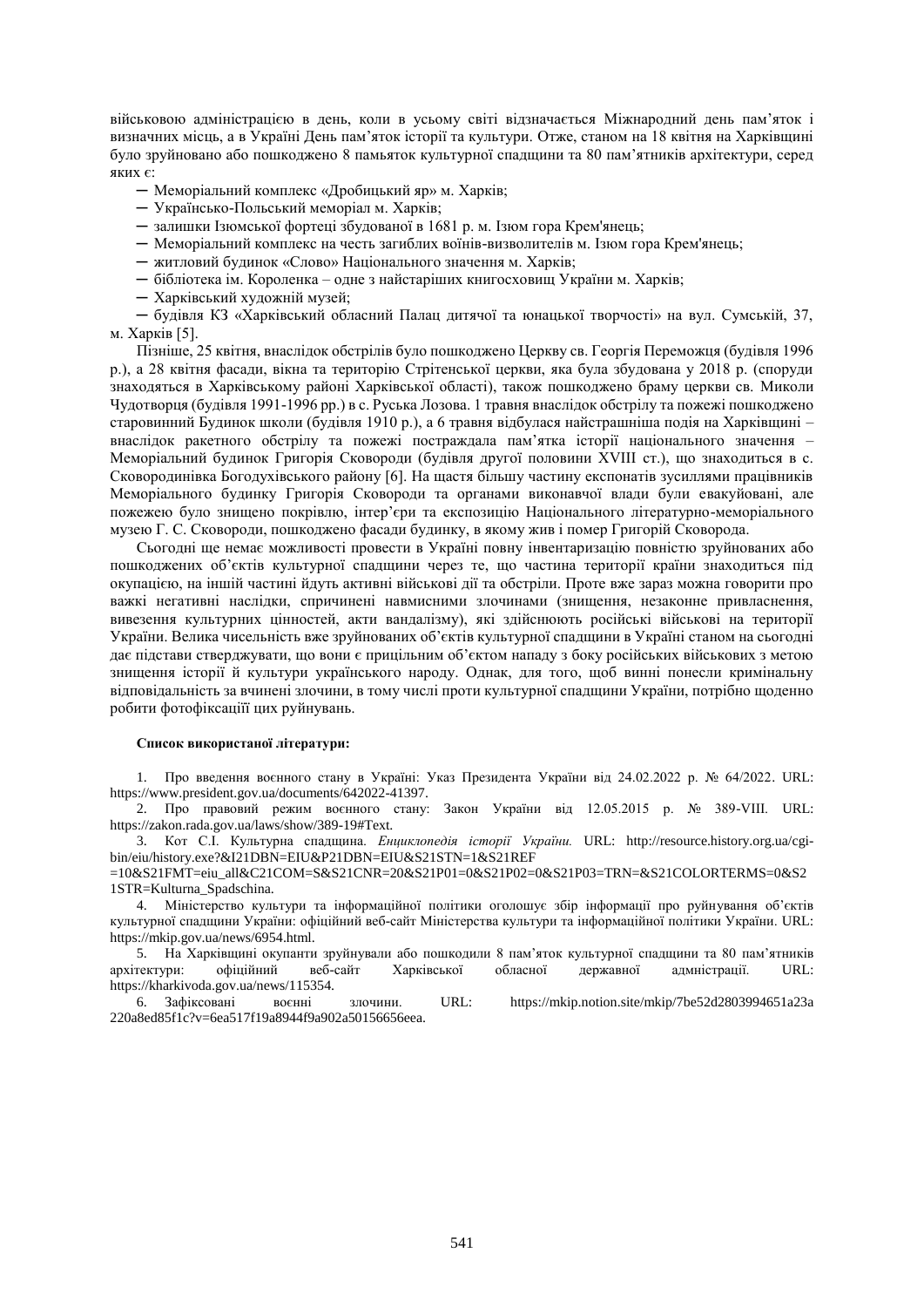військовою адміністрацією в день, коли в усьому світі відзначається Міжнародний день пам'яток і визначних місць, а в Україні День пам'яток історії та культури. Отже, станом на 18 квітня на Харківщині було зруйновано або пошкоджено 8 памьяток культурної спадщини та 80 пам'ятників архітектури, серед яких є:

─ Меморіальний комплекс «Дробицький яр» м. Харків;
─ Українсько-Польський меморіал м. Харків;
─ залишки Ізюмської фортеці збудованої в 1681 р. м. Ізюм гора Крем'янець;
─ Меморіальний комплекс на честь загиблих воїнів-визволителів м. Ізюм гора Крем'янець;
─ житловий будинок «Слово» Національного значення м. Харків;
─ бібліотека ім. Короленка – одне з найстаріших книгосховищ України м. Харків;
─ Харківський художній музей;
─ будівля КЗ «Харківський обласний Палац дитячої та юнацької творчості» на вул. Сумській, 37, м. Харків [5].

Пізніше, 25 квітня, внаслідок обстрілів було пошкоджено Церкву св. Георгія Переможця (будівля 1996 р.), а 28 квітня фасади, вікна та територію Стрітенської церкви, яка була збудована у 2018 р. (споруди знаходяться в Харківському районі Харківської області), також пошкоджено браму церкви св. Миколи Чудотворця (будівля 1991-1996 рр.) в с. Руська Лозова. 1 травня внаслідок обстрілу та пожежі пошкоджено старовинний Будинок школи (будівля 1910 р.), а 6 травня відбулася найстрашніша подія на Харківщині – внаслідок ракетного обстрілу та пожежі постраждала пам'ятка історії національного значення – Меморіальний будинок Григорія Сковороди (будівля другої половини XVIII ст.), що знаходиться в с. Сковородинівка Богодухівського району [6]. На щастя більшу частину експонатів зусиллями працівників Меморіального будинку Григорія Сковороди та органами виконавчої влади були евакуйовані, але пожежею було знищено покрівлю, інтер'єри та експозицію Національного літературно-меморіального музею Г. С. Сковороди, пошкоджено фасади будинку, в якому жив і помер Григорій Сковорода.

Сьогодні ще немає можливості провести в Україні повну інвентаризацію повністю зруйнованих або пошкоджених об'єктів культурної спадщини через те, що частина території країни знаходиться під окупацією, на іншій частині йдуть активні військові дії та обстріли. Проте вже зараз можна говорити про важкі негативні наслідки, спричинені навмисними злочинами (знищення, незаконне привласнення, вивезення культурних цінностей, акти вандалізму), які здійснюють російські військові на території України. Велика чисельність вже зруйнованих об'єктів культурної спадщини в Україні станом на сьогодні дає підстави стверджувати, що вони є прицільним об'єктом нападу з боку російських військових з метою знищення історії й культури українського народу. Однак, для того, щоб винні понесли кримінальну відповідальність за вчинені злочини, в тому числі проти культурної спадщини України, потрібно щоденно робити фотофіксації цих руйнувань.

**Список використаної літератури:**

1. Про введення воєнного стану в Україні: Указ Президента України від 24.02.2022 р. № 64/2022. URL: https://www.president.gov.ua/documents/642022-41397.
2. Про правовий режим воєнного стану: Закон України від 12.05.2015 р. № 389-VIII. URL: https://zakon.rada.gov.ua/laws/show/389-19#Text.
3. Кот С.І. Культурна спадщина. *Енциклопедія історії України.* URL: http://resource.history.org.ua/cgi-bin/eiu/history.exe?&I21DBN=EIU&P21DBN=EIU&S21STN=1&S21REF=10&S21FMT=eiu_all&C21COM=S&S21CNR=20&S21P01=0&S21P02=0&S21P03=TRN=&S21COLORTERMS=0&S21STR=Kulturna_Spadschina.
4. Міністерство культури та інформаційної політики оголошує збір інформації про руйнування об'єктів культурної спадщини України: офіційний веб-сайт Міністерства культури та інформаційної політики України. URL: https://mkip.gov.ua/news/6954.html.
5. На Харківщині окупанти зруйнували або пошкодили 8 пам'яток культурної спадщини та 80 пам'ятників архітектури: офіційний веб-сайт Харківської обласної державної адміністрації. URL: https://kharkivoda.gov.ua/news/115354.
6. Зафіксовані воєнні злочини. URL: https://mkip.notion.site/mkip/7be52d2803994651a23a220a8ed85f1c?v=6ea517f19a8944f9a902a50156656eea.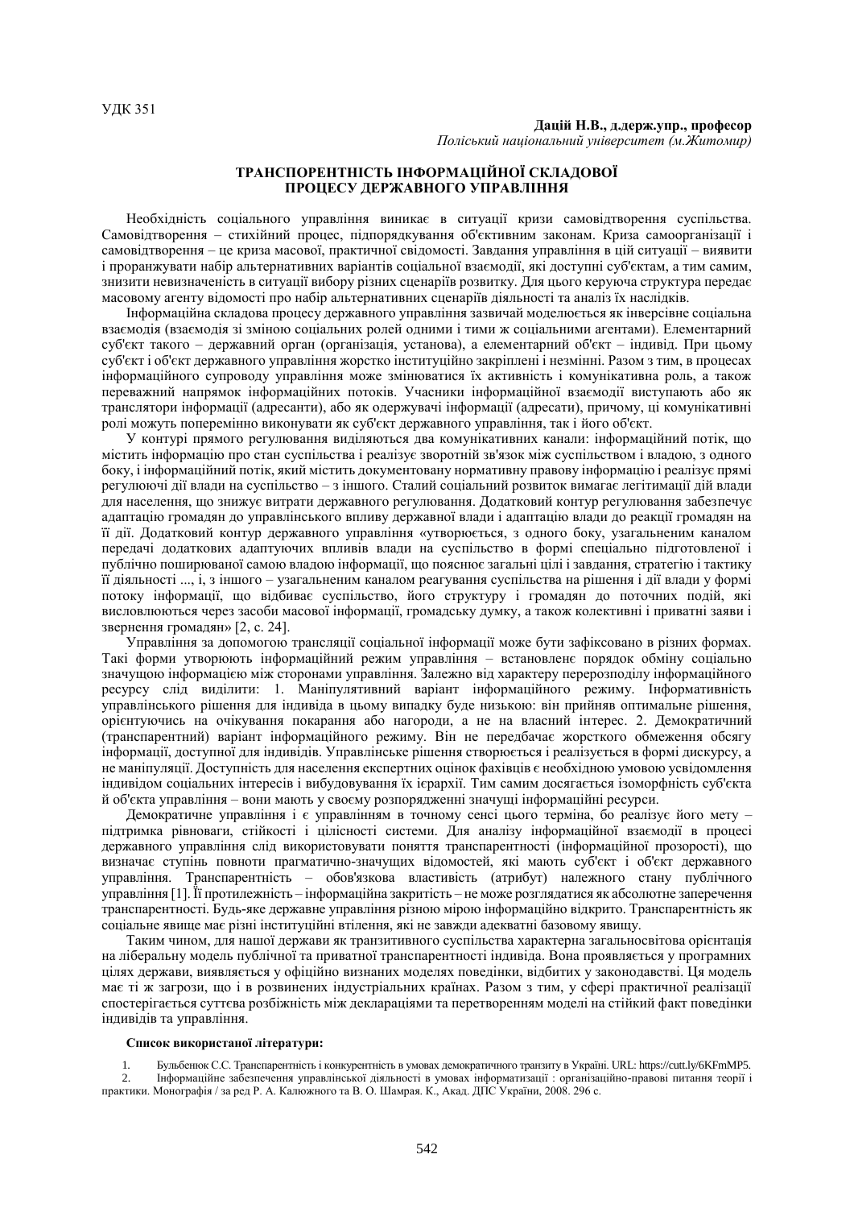УДК 351

**Дацій Н.В., д.держ.упр., професор**
*Поліський національний університет (м.Житомир)*

## ТРАНСПОРЕНТНІСТЬ ІНФОРМАЦІЙНОЇ СКЛАДОВОЇ ПРОЦЕСУ ДЕРЖАВНОГО УПРАВЛІННЯ

Необхідність соціального управління виникає в ситуації кризи самовідтворення суспільства. Самовідтворення – стихійний процес, підпорядкування об'єктивним законам. Криза самоорганізації і самовідтворення – це криза масової, практичної свідомості. Завдання управління в цій ситуації – виявити і проранжувати набір альтернативних варіантів соціальної взаємодії, які доступні суб'єктам, а тим самим, знизити невизначеність в ситуації вибору різних сценаріїв розвитку. Для цього керуюча структура передає масовому агенту відомості про набір альтернативних сценаріїв діяльності та аналіз їх наслідків.

Інформаційна складова процесу державного управління зазвичай моделюється як інверсівне соціальна взаємодія (взаємодія зі зміною соціальних ролей одними і тими ж соціальними агентами). Елементарний суб'єкт такого – державний орган (організація, установа), а елементарний об'єкт – індивід. При цьому суб'єкт і об'єкт державного управління жорстко інституційно закріплені і незмінні. Разом з тим, в процесах інформаційного супроводу управління може змінюватися їх активність і комунікативна роль, а також переважний напрямок інформаційних потоків. Учасники інформаційної взаємодії виступають або як транслятори інформації (адресанти), або як одержувачі інформації (адресати), причому, ці комунікативні ролі можуть поперемінно виконувати як суб'єкт державного управління, так і його об'єкт.

У контурі прямого регулювання виділяються два комунікативних канали: інформаційний потік, що містить інформацію про стан суспільства і реалізує зворотній зв'язок між суспільством і владою, з одного боку, і інформаційний потік, який містить документовану нормативну правову інформацію і реалізує прямі регулюючі дії влади на суспільство – з іншого. Сталий соціальний розвиток вимагає легітимації дій влади для населення, що знижує витрати державного регулювання. Додатковий контур регулювання забезпечує адаптацію громадян до управлінського впливу державної влади і адаптацію влади до реакції громадян на її дії. Додатковий контур державного управління «утворюється, з одного боку, узагальненим каналом передачі додаткових адаптуючих впливів влади на суспільство в формі спеціально підготовленої і публічно поширюваної самою владою інформації, що пояснює загальні цілі і завдання, стратегію і тактику її діяльності ..., і, з іншого – узагальненим каналом реагування суспільства на рішення і дії влади у формі потоку інформації, що відбиває суспільство, його структуру і громадян до поточних подій, які висловлюються через засоби масової інформації, громадську думку, а також колективні і приватні заяви і звернення громадян» [2, с. 24].

Управління за допомогою трансляції соціальної інформації може бути зафіксовано в різних формах. Такі форми утворюють інформаційний режим управління – встановленє порядок обміну соціально значущою інформацією між сторонами управління. Залежно від характеру перерозподілу інформаційного ресурсу слід виділити: 1. Маніпулятивний варіант інформаційного режиму. Інформативність управлінського рішення для індивіда в цьому випадку буде низькою: він прийняв оптимальне рішення, орієнтуючись на очікування покарання або нагороди, а не на власний інтерес. 2. Демократичний (транспарентний) варіант інформаційного режиму. Він не передбачає жорсткого обмеження обсягу інформації, доступної для індивідів. Управлінське рішення створюється і реалізується в формі дискурсу, а не маніпуляції. Доступність для населення експертних оцінок фахівців є необхідною умовою усвідомлення індивідом соціальних інтересів і вибудовування їх ієрархії. Тим самим досягається ізоморфність суб'єкта й об'єкта управління – вони мають у своєму розпорядженні значущі інформаційні ресурси.

Демократичне управління і є управлінням в точному сенсі цього терміна, бо реалізує його мету – підтримка рівноваги, стійкості і цілісності системи. Для аналізу інформаційної взаємодії в процесі державного управління слід використовувати поняття транспарентності (інформаційної прозорості), що визначає ступінь повноти прагматично-значущих відомостей, які мають суб'єкт і об'єкт державного управління. Транспарентність – обов'язкова властивість (атрибут) належного стану публічного управління [1]. Її протилежність – інформаційна закритість – не може розглядатися як абсолютне заперечення транспарентності. Будь-яке державне управління різною мірою інформаційно відкрито. Транспарентність як соціальне явище має різні інституційні втілення, які не завжди адекватні базовому явищу.

Таким чином, для нашої держави як транзитивного суспільства характерна загальносвітова орієнтація на ліберальну модель публічної та приватної транспарентності індивіда. Вона проявляється у програмних цілях держави, виявляється у офіційно визнаних моделях поведінки, відбитих у законодавстві. Ця модель має ті ж загрози, що і в розвинених індустріальних країнах. Разом з тим, у сфері практичної реалізації спостерігається суттєва розбіжність між деклараціями та перетворенням моделі на стійкий факт поведінки індивідів та управління.

**Список використаної літератури:**

1. Бульбенюк С.С. Транспарентність і конкурентність в умовах демократичного транзиту в Україні. URL: https://cutt.ly/6KFmMP5.
2. Інформаційне забезпечення управлінської діяльності в умовах інформатизації : організаційно-правові питання теорії і практики. Монографія / за ред Р. А. Калюжного та В. О. Шамрая. К., Акад. ДПС України, 2008. 296 с.